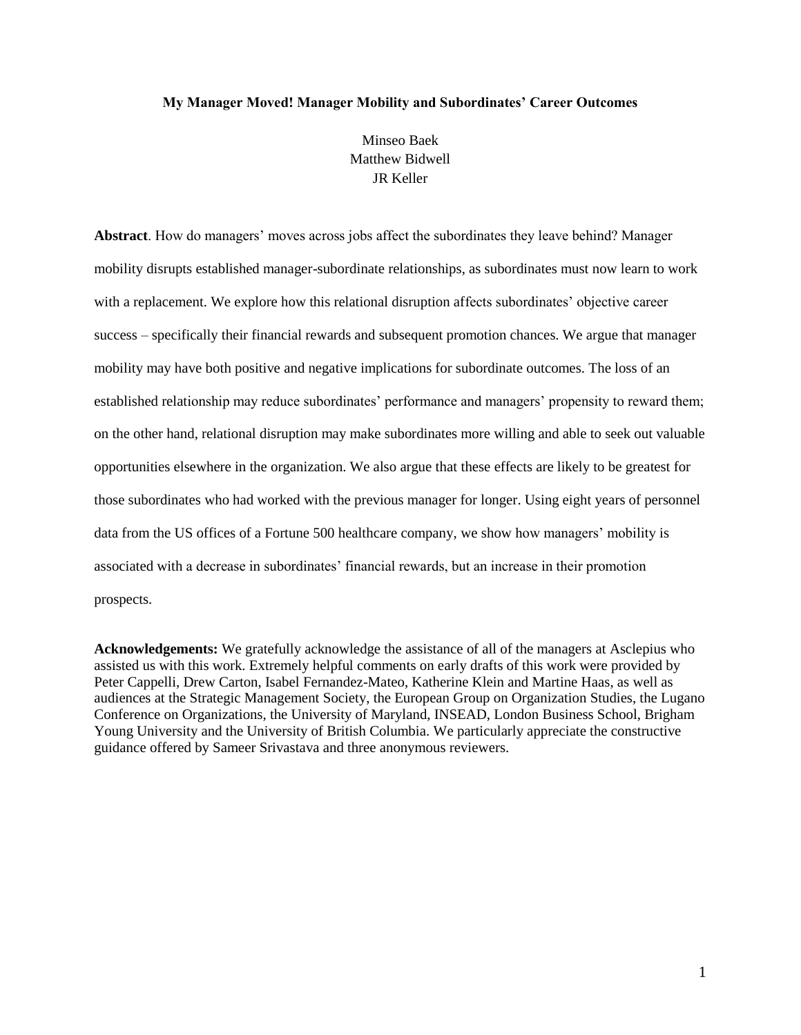# My Manager Moved! Manager Mobility and Subordinates' Career Outcomes

Minseo Baek
Matthew Bidwell
JR Keller

**Abstract**. How do managers' moves across jobs affect the subordinates they leave behind? Manager mobility disrupts established manager-subordinate relationships, as subordinates must now learn to work with a replacement. We explore how this relational disruption affects subordinates' objective career success – specifically their financial rewards and subsequent promotion chances. We argue that manager mobility may have both positive and negative implications for subordinate outcomes. The loss of an established relationship may reduce subordinates' performance and managers' propensity to reward them; on the other hand, relational disruption may make subordinates more willing and able to seek out valuable opportunities elsewhere in the organization. We also argue that these effects are likely to be greatest for those subordinates who had worked with the previous manager for longer. Using eight years of personnel data from the US offices of a Fortune 500 healthcare company, we show how managers' mobility is associated with a decrease in subordinates' financial rewards, but an increase in their promotion prospects.

**Acknowledgements:** We gratefully acknowledge the assistance of all of the managers at Asclepius who assisted us with this work. Extremely helpful comments on early drafts of this work were provided by Peter Cappelli, Drew Carton, Isabel Fernandez-Mateo, Katherine Klein and Martine Haas, as well as audiences at the Strategic Management Society, the European Group on Organization Studies, the Lugano Conference on Organizations, the University of Maryland, INSEAD, London Business School, Brigham Young University and the University of British Columbia. We particularly appreciate the constructive guidance offered by Sameer Srivastava and three anonymous reviewers.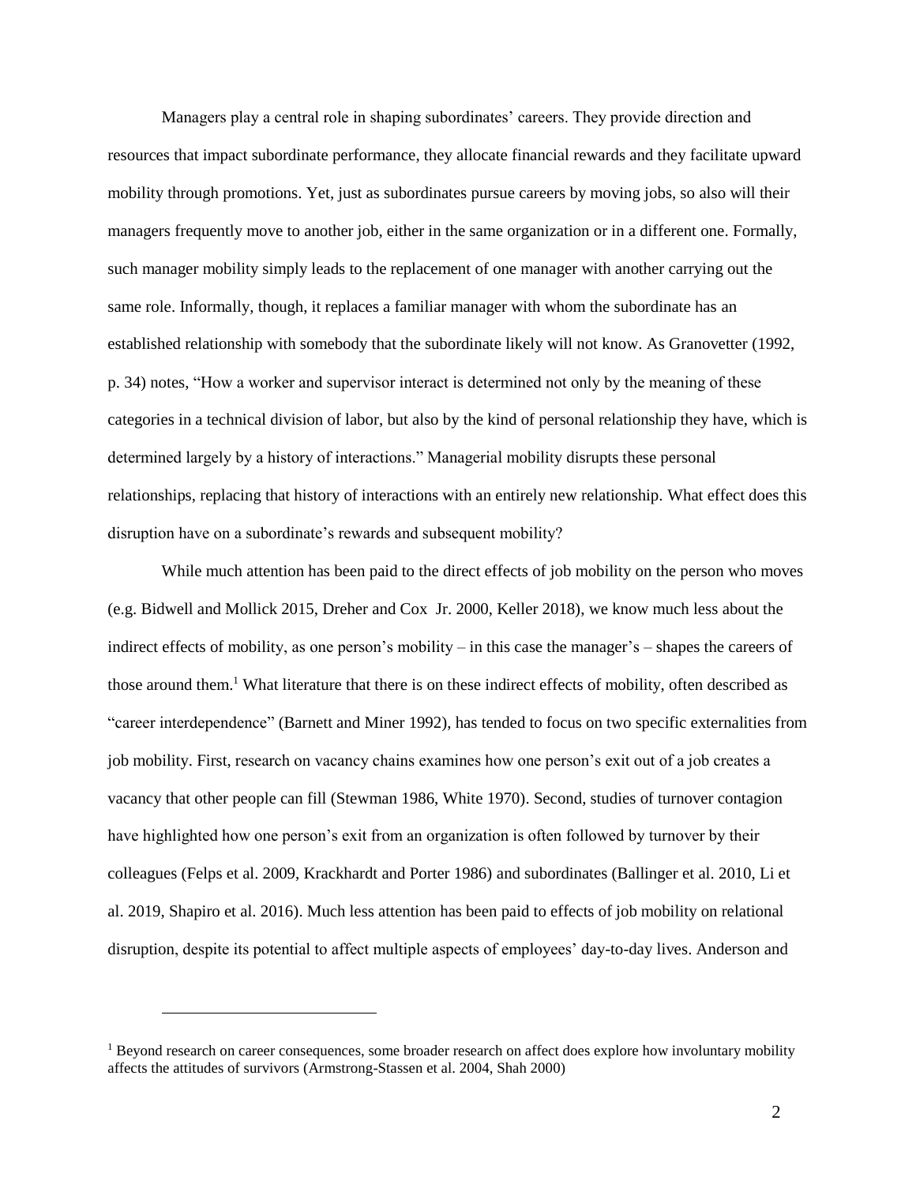Managers play a central role in shaping subordinates' careers. They provide direction and resources that impact subordinate performance, they allocate financial rewards and they facilitate upward mobility through promotions. Yet, just as subordinates pursue careers by moving jobs, so also will their managers frequently move to another job, either in the same organization or in a different one. Formally, such manager mobility simply leads to the replacement of one manager with another carrying out the same role. Informally, though, it replaces a familiar manager with whom the subordinate has an established relationship with somebody that the subordinate likely will not know. As Granovetter (1992, p. 34) notes, "How a worker and supervisor interact is determined not only by the meaning of these categories in a technical division of labor, but also by the kind of personal relationship they have, which is determined largely by a history of interactions." Managerial mobility disrupts these personal relationships, replacing that history of interactions with an entirely new relationship. What effect does this disruption have on a subordinate's rewards and subsequent mobility?

While much attention has been paid to the direct effects of job mobility on the person who moves (e.g. Bidwell and Mollick 2015, Dreher and Cox Jr. 2000, Keller 2018), we know much less about the indirect effects of mobility, as one person's mobility – in this case the manager's – shapes the careers of those around them.[1] What literature that there is on these indirect effects of mobility, often described as "career interdependence" (Barnett and Miner 1992), has tended to focus on two specific externalities from job mobility. First, research on vacancy chains examines how one person's exit out of a job creates a vacancy that other people can fill (Stewman 1986, White 1970). Second, studies of turnover contagion have highlighted how one person's exit from an organization is often followed by turnover by their colleagues (Felps et al. 2009, Krackhardt and Porter 1986) and subordinates (Ballinger et al. 2010, Li et al. 2019, Shapiro et al. 2016). Much less attention has been paid to effects of job mobility on relational disruption, despite its potential to affect multiple aspects of employees' day-to-day lives. Anderson and

[1] Beyond research on career consequences, some broader research on affect does explore how involuntary mobility affects the attitudes of survivors (Armstrong-Stassen et al. 2004, Shah 2000)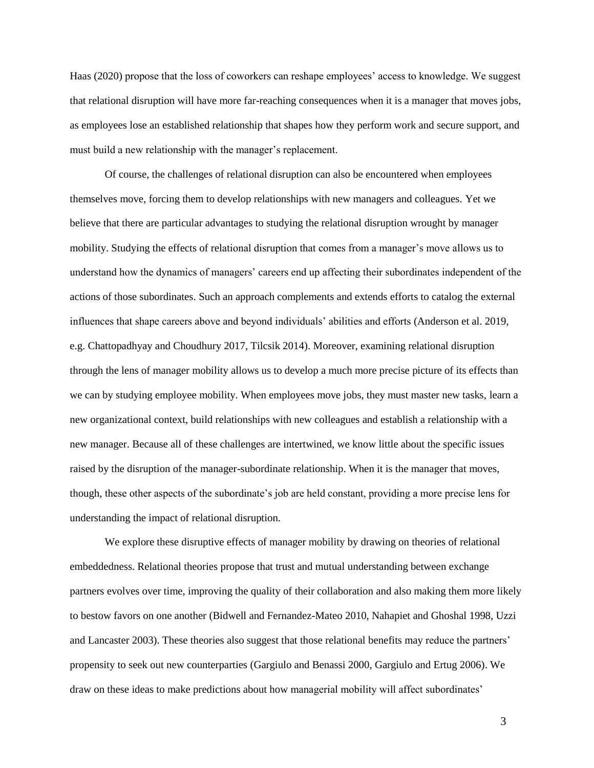Haas (2020) propose that the loss of coworkers can reshape employees' access to knowledge. We suggest that relational disruption will have more far-reaching consequences when it is a manager that moves jobs, as employees lose an established relationship that shapes how they perform work and secure support, and must build a new relationship with the manager's replacement.

Of course, the challenges of relational disruption can also be encountered when employees themselves move, forcing them to develop relationships with new managers and colleagues. Yet we believe that there are particular advantages to studying the relational disruption wrought by manager mobility. Studying the effects of relational disruption that comes from a manager's move allows us to understand how the dynamics of managers' careers end up affecting their subordinates independent of the actions of those subordinates. Such an approach complements and extends efforts to catalog the external influences that shape careers above and beyond individuals' abilities and efforts (Anderson et al. 2019, e.g. Chattopadhyay and Choudhury 2017, Tilcsik 2014). Moreover, examining relational disruption through the lens of manager mobility allows us to develop a much more precise picture of its effects than we can by studying employee mobility. When employees move jobs, they must master new tasks, learn a new organizational context, build relationships with new colleagues and establish a relationship with a new manager. Because all of these challenges are intertwined, we know little about the specific issues raised by the disruption of the manager-subordinate relationship. When it is the manager that moves, though, these other aspects of the subordinate's job are held constant, providing a more precise lens for understanding the impact of relational disruption.

We explore these disruptive effects of manager mobility by drawing on theories of relational embeddedness. Relational theories propose that trust and mutual understanding between exchange partners evolves over time, improving the quality of their collaboration and also making them more likely to bestow favors on one another (Bidwell and Fernandez-Mateo 2010, Nahapiet and Ghoshal 1998, Uzzi and Lancaster 2003). These theories also suggest that those relational benefits may reduce the partners' propensity to seek out new counterparties (Gargiulo and Benassi 2000, Gargiulo and Ertug 2006). We draw on these ideas to make predictions about how managerial mobility will affect subordinates'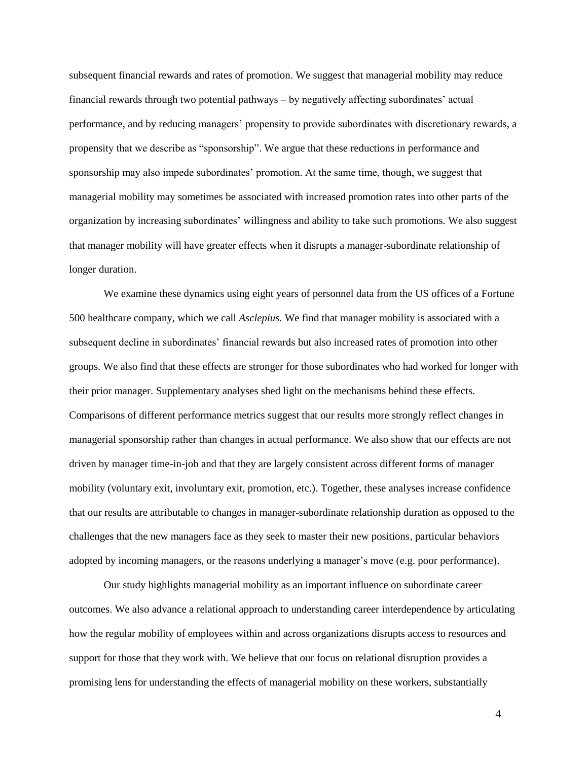subsequent financial rewards and rates of promotion. We suggest that managerial mobility may reduce financial rewards through two potential pathways – by negatively affecting subordinates' actual performance, and by reducing managers' propensity to provide subordinates with discretionary rewards, a propensity that we describe as "sponsorship". We argue that these reductions in performance and sponsorship may also impede subordinates' promotion. At the same time, though, we suggest that managerial mobility may sometimes be associated with increased promotion rates into other parts of the organization by increasing subordinates' willingness and ability to take such promotions. We also suggest that manager mobility will have greater effects when it disrupts a manager-subordinate relationship of longer duration.

We examine these dynamics using eight years of personnel data from the US offices of a Fortune 500 healthcare company, which we call *Asclepius*. We find that manager mobility is associated with a subsequent decline in subordinates' financial rewards but also increased rates of promotion into other groups. We also find that these effects are stronger for those subordinates who had worked for longer with their prior manager. Supplementary analyses shed light on the mechanisms behind these effects. Comparisons of different performance metrics suggest that our results more strongly reflect changes in managerial sponsorship rather than changes in actual performance. We also show that our effects are not driven by manager time-in-job and that they are largely consistent across different forms of manager mobility (voluntary exit, involuntary exit, promotion, etc.). Together, these analyses increase confidence that our results are attributable to changes in manager-subordinate relationship duration as opposed to the challenges that the new managers face as they seek to master their new positions, particular behaviors adopted by incoming managers, or the reasons underlying a manager's move (e.g. poor performance).

Our study highlights managerial mobility as an important influence on subordinate career outcomes. We also advance a relational approach to understanding career interdependence by articulating how the regular mobility of employees within and across organizations disrupts access to resources and support for those that they work with. We believe that our focus on relational disruption provides a promising lens for understanding the effects of managerial mobility on these workers, substantially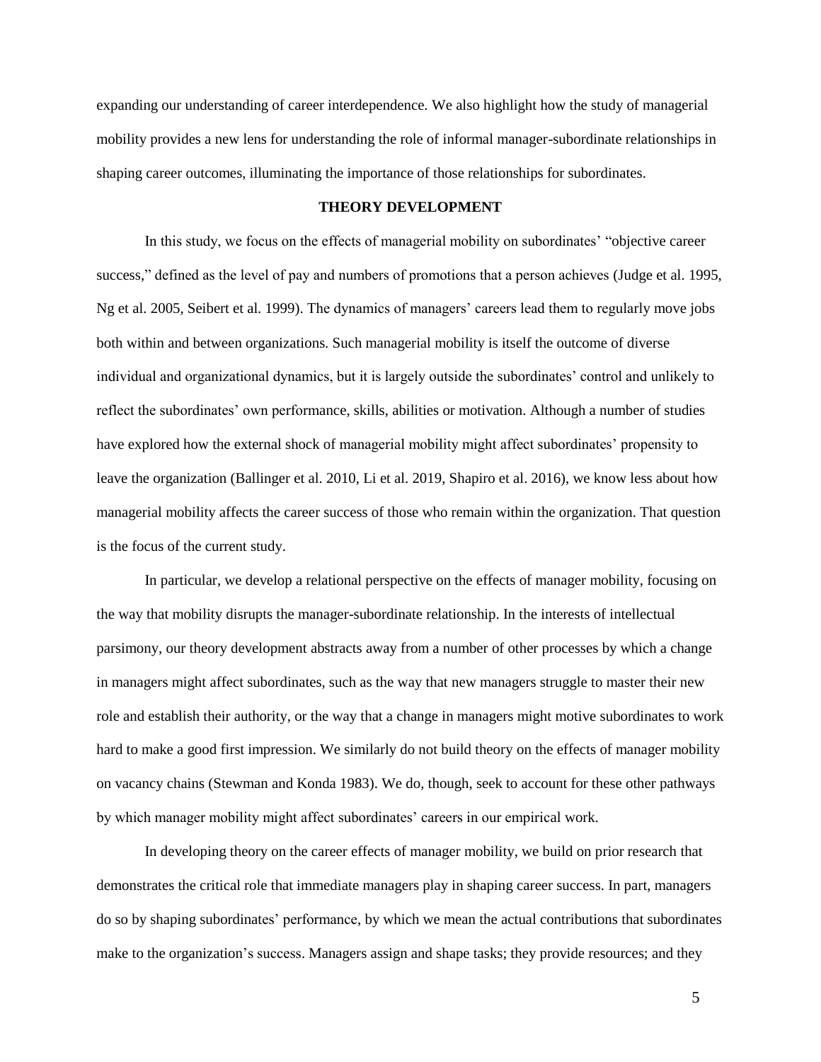expanding our understanding of career interdependence. We also highlight how the study of managerial mobility provides a new lens for understanding the role of informal manager-subordinate relationships in shaping career outcomes, illuminating the importance of those relationships for subordinates.

## THEORY DEVELOPMENT

In this study, we focus on the effects of managerial mobility on subordinates' "objective career success," defined as the level of pay and numbers of promotions that a person achieves (Judge et al. 1995, Ng et al. 2005, Seibert et al. 1999). The dynamics of managers' careers lead them to regularly move jobs both within and between organizations. Such managerial mobility is itself the outcome of diverse individual and organizational dynamics, but it is largely outside the subordinates' control and unlikely to reflect the subordinates' own performance, skills, abilities or motivation. Although a number of studies have explored how the external shock of managerial mobility might affect subordinates' propensity to leave the organization (Ballinger et al. 2010, Li et al. 2019, Shapiro et al. 2016), we know less about how managerial mobility affects the career success of those who remain within the organization. That question is the focus of the current study.

In particular, we develop a relational perspective on the effects of manager mobility, focusing on the way that mobility disrupts the manager-subordinate relationship. In the interests of intellectual parsimony, our theory development abstracts away from a number of other processes by which a change in managers might affect subordinates, such as the way that new managers struggle to master their new role and establish their authority, or the way that a change in managers might motive subordinates to work hard to make a good first impression. We similarly do not build theory on the effects of manager mobility on vacancy chains (Stewman and Konda 1983). We do, though, seek to account for these other pathways by which manager mobility might affect subordinates' careers in our empirical work.

In developing theory on the career effects of manager mobility, we build on prior research that demonstrates the critical role that immediate managers play in shaping career success. In part, managers do so by shaping subordinates' performance, by which we mean the actual contributions that subordinates make to the organization's success. Managers assign and shape tasks; they provide resources; and they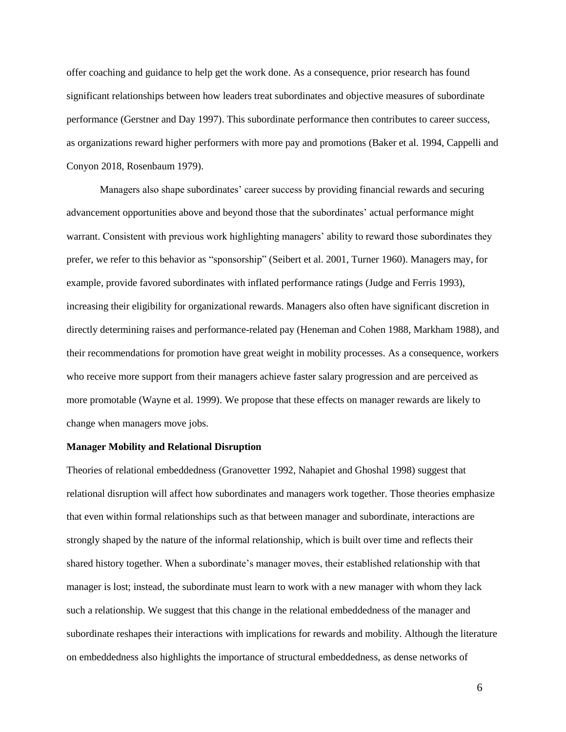offer coaching and guidance to help get the work done. As a consequence, prior research has found significant relationships between how leaders treat subordinates and objective measures of subordinate performance (Gerstner and Day 1997). This subordinate performance then contributes to career success, as organizations reward higher performers with more pay and promotions (Baker et al. 1994, Cappelli and Conyon 2018, Rosenbaum 1979).

Managers also shape subordinates' career success by providing financial rewards and securing advancement opportunities above and beyond those that the subordinates' actual performance might warrant. Consistent with previous work highlighting managers' ability to reward those subordinates they prefer, we refer to this behavior as "sponsorship" (Seibert et al. 2001, Turner 1960). Managers may, for example, provide favored subordinates with inflated performance ratings (Judge and Ferris 1993), increasing their eligibility for organizational rewards. Managers also often have significant discretion in directly determining raises and performance-related pay (Heneman and Cohen 1988, Markham 1988), and their recommendations for promotion have great weight in mobility processes. As a consequence, workers who receive more support from their managers achieve faster salary progression and are perceived as more promotable (Wayne et al. 1999). We propose that these effects on manager rewards are likely to change when managers move jobs.

**Manager Mobility and Relational Disruption**

Theories of relational embeddedness (Granovetter 1992, Nahapiet and Ghoshal 1998) suggest that relational disruption will affect how subordinates and managers work together. Those theories emphasize that even within formal relationships such as that between manager and subordinate, interactions are strongly shaped by the nature of the informal relationship, which is built over time and reflects their shared history together. When a subordinate's manager moves, their established relationship with that manager is lost; instead, the subordinate must learn to work with a new manager with whom they lack such a relationship. We suggest that this change in the relational embeddedness of the manager and subordinate reshapes their interactions with implications for rewards and mobility. Although the literature on embeddedness also highlights the importance of structural embeddedness, as dense networks of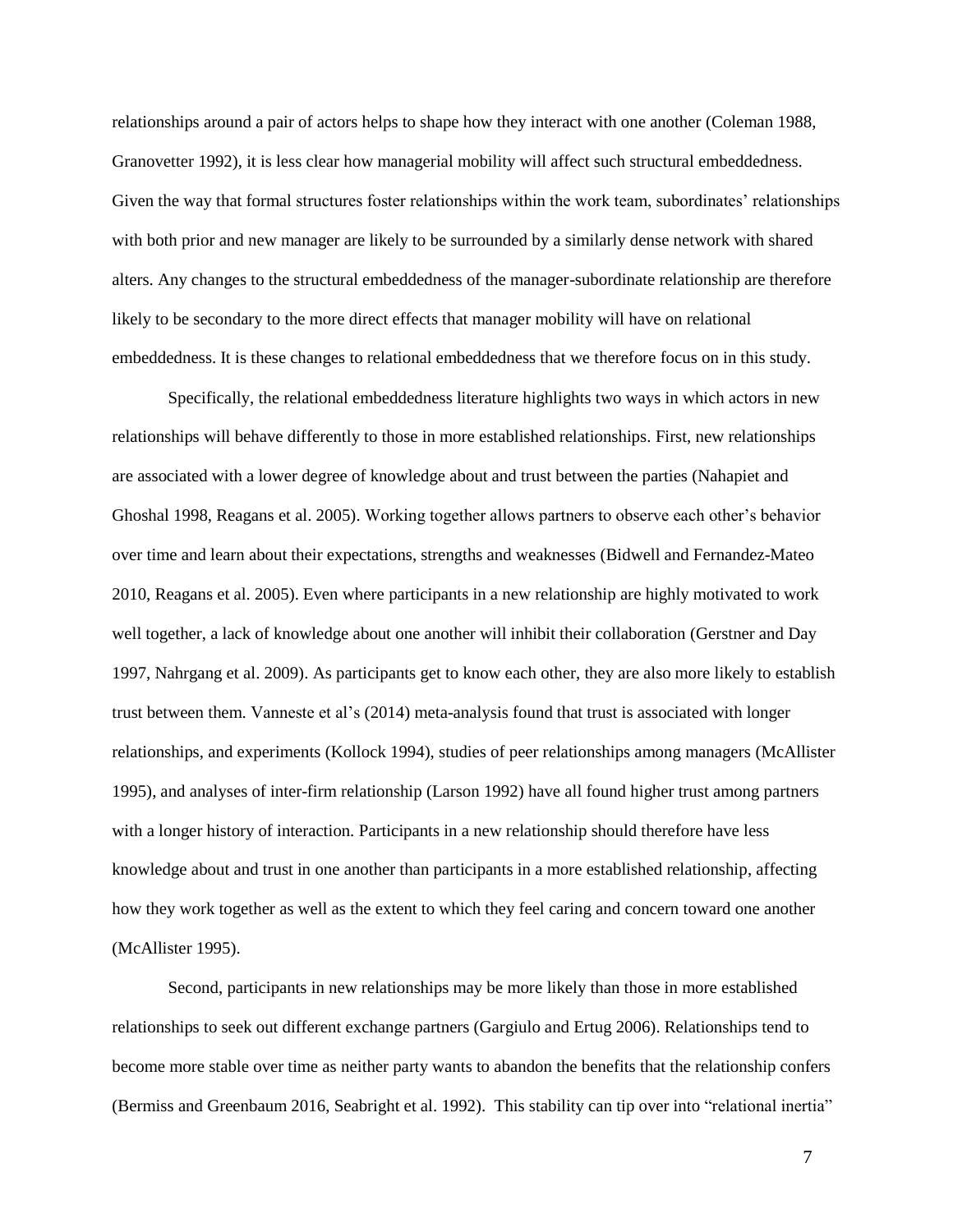relationships around a pair of actors helps to shape how they interact with one another (Coleman 1988, Granovetter 1992), it is less clear how managerial mobility will affect such structural embeddedness. Given the way that formal structures foster relationships within the work team, subordinates' relationships with both prior and new manager are likely to be surrounded by a similarly dense network with shared alters. Any changes to the structural embeddedness of the manager-subordinate relationship are therefore likely to be secondary to the more direct effects that manager mobility will have on relational embeddedness. It is these changes to relational embeddedness that we therefore focus on in this study.

Specifically, the relational embeddedness literature highlights two ways in which actors in new relationships will behave differently to those in more established relationships. First, new relationships are associated with a lower degree of knowledge about and trust between the parties (Nahapiet and Ghoshal 1998, Reagans et al. 2005). Working together allows partners to observe each other's behavior over time and learn about their expectations, strengths and weaknesses (Bidwell and Fernandez-Mateo 2010, Reagans et al. 2005). Even where participants in a new relationship are highly motivated to work well together, a lack of knowledge about one another will inhibit their collaboration (Gerstner and Day 1997, Nahrgang et al. 2009). As participants get to know each other, they are also more likely to establish trust between them. Vanneste et al's (2014) meta-analysis found that trust is associated with longer relationships, and experiments (Kollock 1994), studies of peer relationships among managers (McAllister 1995), and analyses of inter-firm relationship (Larson 1992) have all found higher trust among partners with a longer history of interaction. Participants in a new relationship should therefore have less knowledge about and trust in one another than participants in a more established relationship, affecting how they work together as well as the extent to which they feel caring and concern toward one another (McAllister 1995).

Second, participants in new relationships may be more likely than those in more established relationships to seek out different exchange partners (Gargiulo and Ertug 2006). Relationships tend to become more stable over time as neither party wants to abandon the benefits that the relationship confers (Bermiss and Greenbaum 2016, Seabright et al. 1992). This stability can tip over into "relational inertia"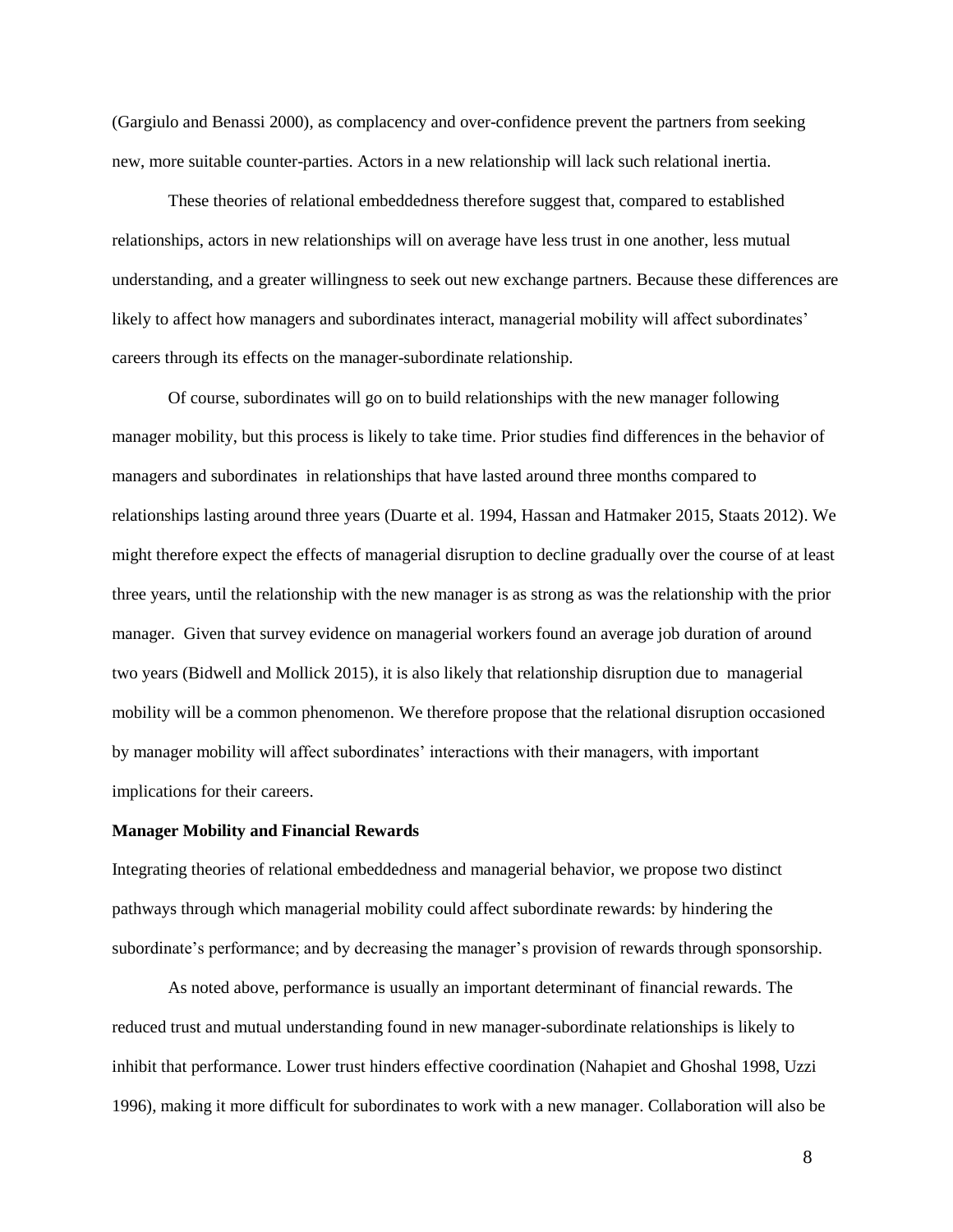(Gargiulo and Benassi 2000), as complacency and over-confidence prevent the partners from seeking new, more suitable counter-parties. Actors in a new relationship will lack such relational inertia.

These theories of relational embeddedness therefore suggest that, compared to established relationships, actors in new relationships will on average have less trust in one another, less mutual understanding, and a greater willingness to seek out new exchange partners. Because these differences are likely to affect how managers and subordinates interact, managerial mobility will affect subordinates' careers through its effects on the manager-subordinate relationship.

Of course, subordinates will go on to build relationships with the new manager following manager mobility, but this process is likely to take time. Prior studies find differences in the behavior of managers and subordinates in relationships that have lasted around three months compared to relationships lasting around three years (Duarte et al. 1994, Hassan and Hatmaker 2015, Staats 2012). We might therefore expect the effects of managerial disruption to decline gradually over the course of at least three years, until the relationship with the new manager is as strong as was the relationship with the prior manager. Given that survey evidence on managerial workers found an average job duration of around two years (Bidwell and Mollick 2015), it is also likely that relationship disruption due to managerial mobility will be a common phenomenon. We therefore propose that the relational disruption occasioned by manager mobility will affect subordinates' interactions with their managers, with important implications for their careers.

**Manager Mobility and Financial Rewards**

Integrating theories of relational embeddedness and managerial behavior, we propose two distinct pathways through which managerial mobility could affect subordinate rewards: by hindering the subordinate's performance; and by decreasing the manager's provision of rewards through sponsorship.

As noted above, performance is usually an important determinant of financial rewards. The reduced trust and mutual understanding found in new manager-subordinate relationships is likely to inhibit that performance. Lower trust hinders effective coordination (Nahapiet and Ghoshal 1998, Uzzi 1996), making it more difficult for subordinates to work with a new manager. Collaboration will also be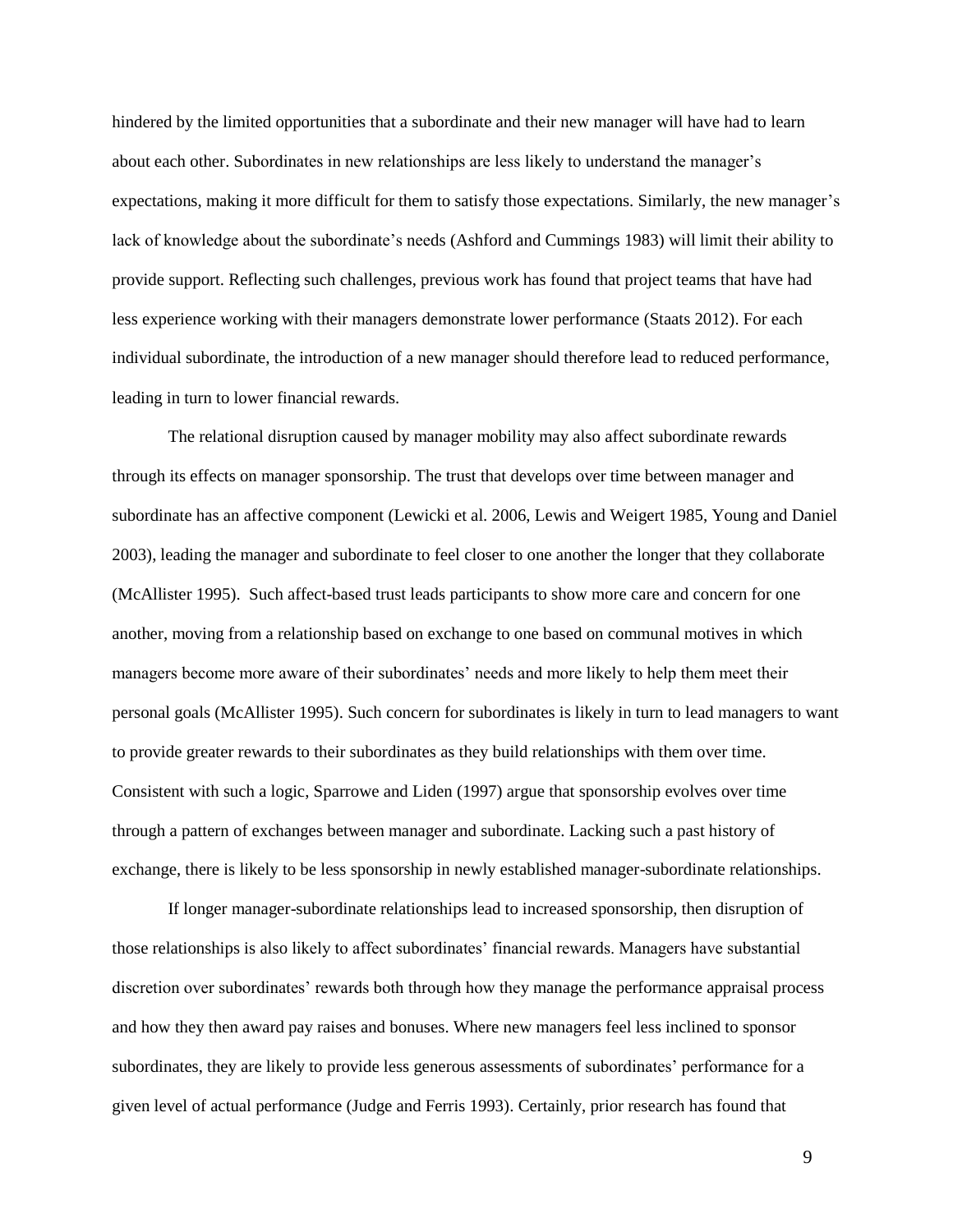hindered by the limited opportunities that a subordinate and their new manager will have had to learn about each other. Subordinates in new relationships are less likely to understand the manager's expectations, making it more difficult for them to satisfy those expectations. Similarly, the new manager's lack of knowledge about the subordinate's needs (Ashford and Cummings 1983) will limit their ability to provide support. Reflecting such challenges, previous work has found that project teams that have had less experience working with their managers demonstrate lower performance (Staats 2012). For each individual subordinate, the introduction of a new manager should therefore lead to reduced performance, leading in turn to lower financial rewards.

The relational disruption caused by manager mobility may also affect subordinate rewards through its effects on manager sponsorship. The trust that develops over time between manager and subordinate has an affective component (Lewicki et al. 2006, Lewis and Weigert 1985, Young and Daniel 2003), leading the manager and subordinate to feel closer to one another the longer that they collaborate (McAllister 1995). Such affect-based trust leads participants to show more care and concern for one another, moving from a relationship based on exchange to one based on communal motives in which managers become more aware of their subordinates' needs and more likely to help them meet their personal goals (McAllister 1995). Such concern for subordinates is likely in turn to lead managers to want to provide greater rewards to their subordinates as they build relationships with them over time. Consistent with such a logic, Sparrowe and Liden (1997) argue that sponsorship evolves over time through a pattern of exchanges between manager and subordinate. Lacking such a past history of exchange, there is likely to be less sponsorship in newly established manager-subordinate relationships.

If longer manager-subordinate relationships lead to increased sponsorship, then disruption of those relationships is also likely to affect subordinates' financial rewards. Managers have substantial discretion over subordinates' rewards both through how they manage the performance appraisal process and how they then award pay raises and bonuses. Where new managers feel less inclined to sponsor subordinates, they are likely to provide less generous assessments of subordinates' performance for a given level of actual performance (Judge and Ferris 1993). Certainly, prior research has found that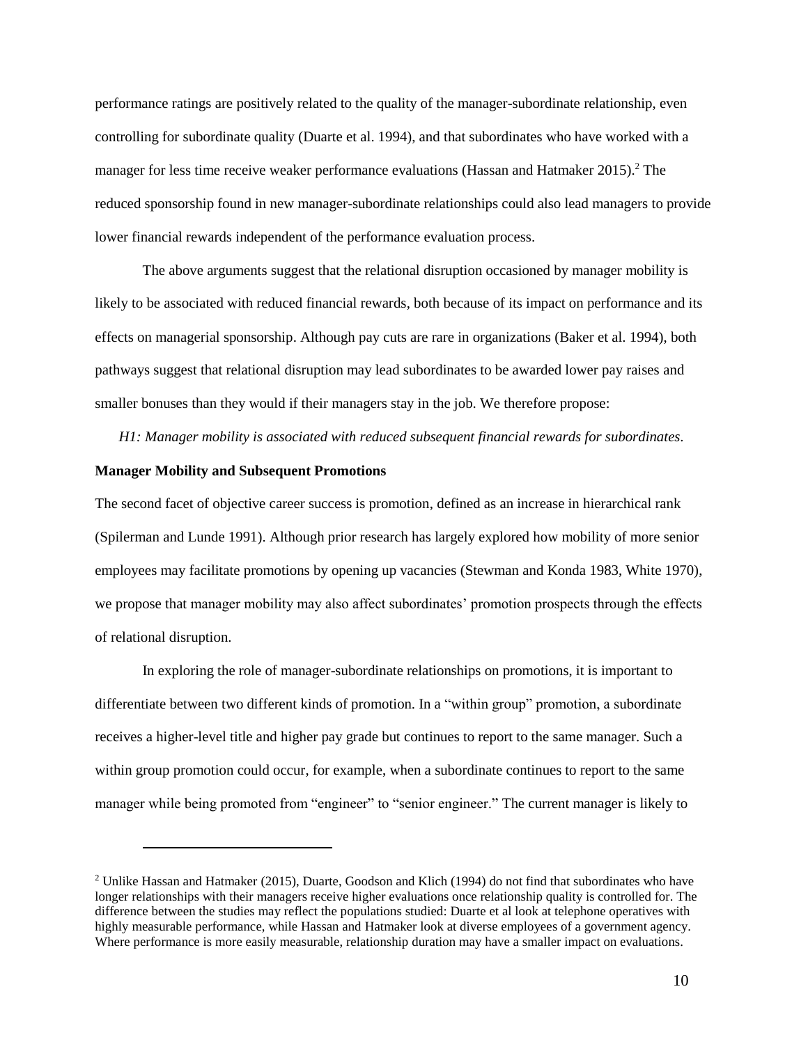performance ratings are positively related to the quality of the manager-subordinate relationship, even controlling for subordinate quality (Duarte et al. 1994), and that subordinates who have worked with a manager for less time receive weaker performance evaluations (Hassan and Hatmaker 2015).[2] The reduced sponsorship found in new manager-subordinate relationships could also lead managers to provide lower financial rewards independent of the performance evaluation process.

The above arguments suggest that the relational disruption occasioned by manager mobility is likely to be associated with reduced financial rewards, both because of its impact on performance and its effects on managerial sponsorship. Although pay cuts are rare in organizations (Baker et al. 1994), both pathways suggest that relational disruption may lead subordinates to be awarded lower pay raises and smaller bonuses than they would if their managers stay in the job. We therefore propose:

*H1: Manager mobility is associated with reduced subsequent financial rewards for subordinates.*

**Manager Mobility and Subsequent Promotions**

The second facet of objective career success is promotion, defined as an increase in hierarchical rank (Spilerman and Lunde 1991). Although prior research has largely explored how mobility of more senior employees may facilitate promotions by opening up vacancies (Stewman and Konda 1983, White 1970), we propose that manager mobility may also affect subordinates' promotion prospects through the effects of relational disruption.

In exploring the role of manager-subordinate relationships on promotions, it is important to differentiate between two different kinds of promotion. In a "within group" promotion, a subordinate receives a higher-level title and higher pay grade but continues to report to the same manager. Such a within group promotion could occur, for example, when a subordinate continues to report to the same manager while being promoted from "engineer" to "senior engineer." The current manager is likely to

[2] Unlike Hassan and Hatmaker (2015), Duarte, Goodson and Klich (1994) do not find that subordinates who have longer relationships with their managers receive higher evaluations once relationship quality is controlled for. The difference between the studies may reflect the populations studied: Duarte et al look at telephone operatives with highly measurable performance, while Hassan and Hatmaker look at diverse employees of a government agency. Where performance is more easily measurable, relationship duration may have a smaller impact on evaluations.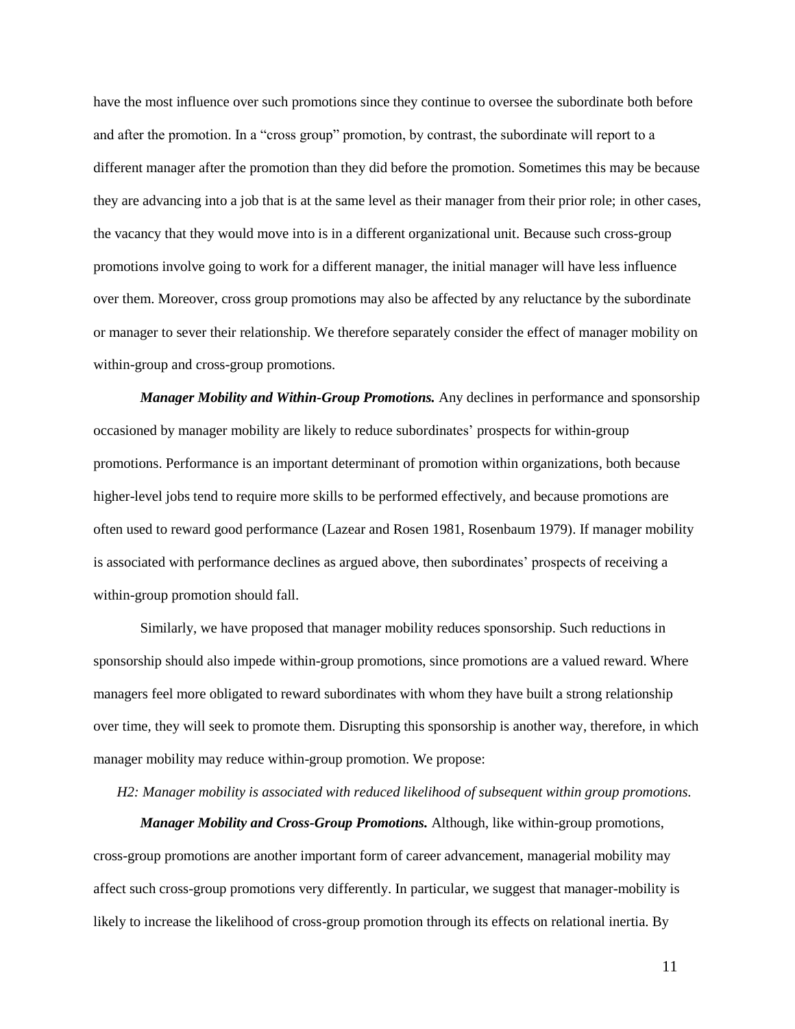have the most influence over such promotions since they continue to oversee the subordinate both before and after the promotion. In a "cross group" promotion, by contrast, the subordinate will report to a different manager after the promotion than they did before the promotion. Sometimes this may be because they are advancing into a job that is at the same level as their manager from their prior role; in other cases, the vacancy that they would move into is in a different organizational unit. Because such cross-group promotions involve going to work for a different manager, the initial manager will have less influence over them. Moreover, cross group promotions may also be affected by any reluctance by the subordinate or manager to sever their relationship. We therefore separately consider the effect of manager mobility on within-group and cross-group promotions.

***Manager Mobility and Within-Group Promotions.*** Any declines in performance and sponsorship occasioned by manager mobility are likely to reduce subordinates' prospects for within-group promotions. Performance is an important determinant of promotion within organizations, both because higher-level jobs tend to require more skills to be performed effectively, and because promotions are often used to reward good performance (Lazear and Rosen 1981, Rosenbaum 1979). If manager mobility is associated with performance declines as argued above, then subordinates' prospects of receiving a within-group promotion should fall.

Similarly, we have proposed that manager mobility reduces sponsorship. Such reductions in sponsorship should also impede within-group promotions, since promotions are a valued reward. Where managers feel more obligated to reward subordinates with whom they have built a strong relationship over time, they will seek to promote them. Disrupting this sponsorship is another way, therefore, in which manager mobility may reduce within-group promotion. We propose:

*H2: Manager mobility is associated with reduced likelihood of subsequent within group promotions.*

***Manager Mobility and Cross-Group Promotions.*** Although, like within-group promotions, cross-group promotions are another important form of career advancement, managerial mobility may affect such cross-group promotions very differently. In particular, we suggest that manager-mobility is likely to increase the likelihood of cross-group promotion through its effects on relational inertia. By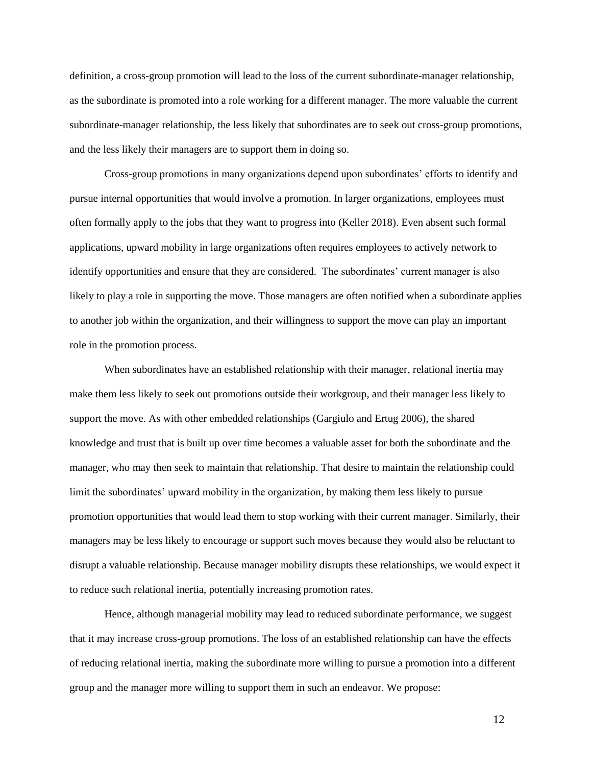definition, a cross-group promotion will lead to the loss of the current subordinate-manager relationship, as the subordinate is promoted into a role working for a different manager. The more valuable the current subordinate-manager relationship, the less likely that subordinates are to seek out cross-group promotions, and the less likely their managers are to support them in doing so.

Cross-group promotions in many organizations depend upon subordinates' efforts to identify and pursue internal opportunities that would involve a promotion. In larger organizations, employees must often formally apply to the jobs that they want to progress into (Keller 2018). Even absent such formal applications, upward mobility in large organizations often requires employees to actively network to identify opportunities and ensure that they are considered. The subordinates' current manager is also likely to play a role in supporting the move. Those managers are often notified when a subordinate applies to another job within the organization, and their willingness to support the move can play an important role in the promotion process.

When subordinates have an established relationship with their manager, relational inertia may make them less likely to seek out promotions outside their workgroup, and their manager less likely to support the move. As with other embedded relationships (Gargiulo and Ertug 2006), the shared knowledge and trust that is built up over time becomes a valuable asset for both the subordinate and the manager, who may then seek to maintain that relationship. That desire to maintain the relationship could limit the subordinates' upward mobility in the organization, by making them less likely to pursue promotion opportunities that would lead them to stop working with their current manager. Similarly, their managers may be less likely to encourage or support such moves because they would also be reluctant to disrupt a valuable relationship. Because manager mobility disrupts these relationships, we would expect it to reduce such relational inertia, potentially increasing promotion rates.

Hence, although managerial mobility may lead to reduced subordinate performance, we suggest that it may increase cross-group promotions. The loss of an established relationship can have the effects of reducing relational inertia, making the subordinate more willing to pursue a promotion into a different group and the manager more willing to support them in such an endeavor. We propose: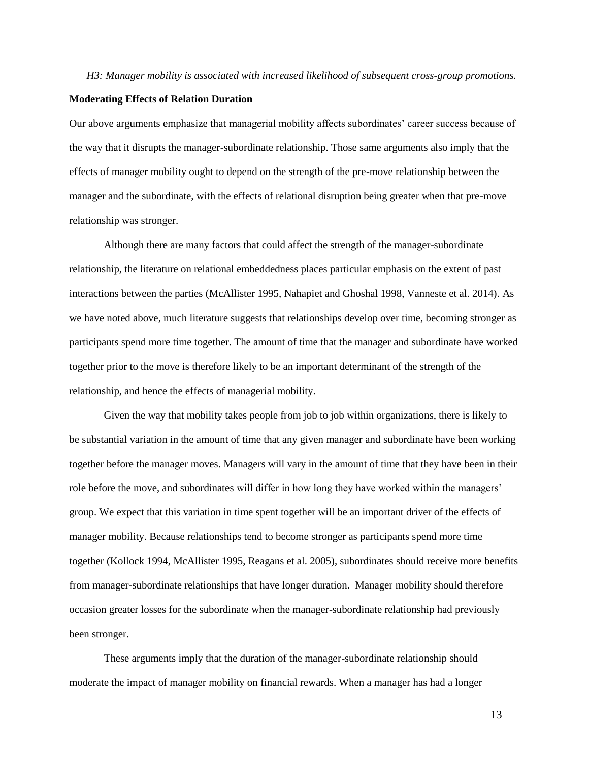*H3: Manager mobility is associated with increased likelihood of subsequent cross-group promotions.*

**Moderating Effects of Relation Duration**

Our above arguments emphasize that managerial mobility affects subordinates' career success because of the way that it disrupts the manager-subordinate relationship. Those same arguments also imply that the effects of manager mobility ought to depend on the strength of the pre-move relationship between the manager and the subordinate, with the effects of relational disruption being greater when that pre-move relationship was stronger.

Although there are many factors that could affect the strength of the manager-subordinate relationship, the literature on relational embeddedness places particular emphasis on the extent of past interactions between the parties (McAllister 1995, Nahapiet and Ghoshal 1998, Vanneste et al. 2014). As we have noted above, much literature suggests that relationships develop over time, becoming stronger as participants spend more time together. The amount of time that the manager and subordinate have worked together prior to the move is therefore likely to be an important determinant of the strength of the relationship, and hence the effects of managerial mobility.

Given the way that mobility takes people from job to job within organizations, there is likely to be substantial variation in the amount of time that any given manager and subordinate have been working together before the manager moves. Managers will vary in the amount of time that they have been in their role before the move, and subordinates will differ in how long they have worked within the managers' group. We expect that this variation in time spent together will be an important driver of the effects of manager mobility. Because relationships tend to become stronger as participants spend more time together (Kollock 1994, McAllister 1995, Reagans et al. 2005), subordinates should receive more benefits from manager-subordinate relationships that have longer duration. Manager mobility should therefore occasion greater losses for the subordinate when the manager-subordinate relationship had previously been stronger.

These arguments imply that the duration of the manager-subordinate relationship should moderate the impact of manager mobility on financial rewards. When a manager has had a longer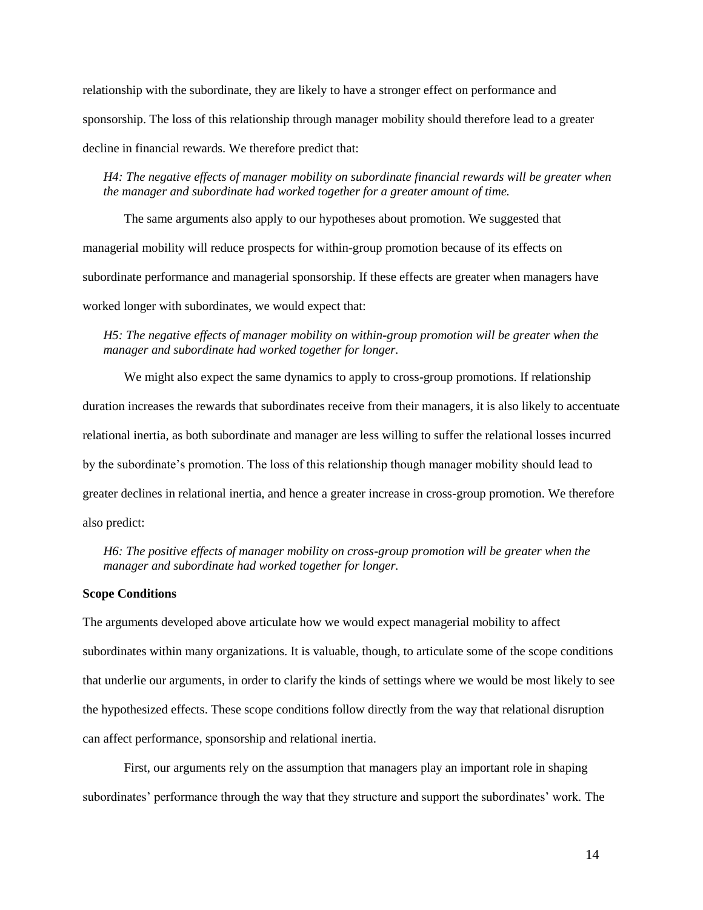relationship with the subordinate, they are likely to have a stronger effect on performance and sponsorship. The loss of this relationship through manager mobility should therefore lead to a greater decline in financial rewards. We therefore predict that:

*H4: The negative effects of manager mobility on subordinate financial rewards will be greater when the manager and subordinate had worked together for a greater amount of time.*

The same arguments also apply to our hypotheses about promotion. We suggested that managerial mobility will reduce prospects for within-group promotion because of its effects on subordinate performance and managerial sponsorship. If these effects are greater when managers have worked longer with subordinates, we would expect that:

*H5: The negative effects of manager mobility on within-group promotion will be greater when the manager and subordinate had worked together for longer.*

We might also expect the same dynamics to apply to cross-group promotions. If relationship duration increases the rewards that subordinates receive from their managers, it is also likely to accentuate relational inertia, as both subordinate and manager are less willing to suffer the relational losses incurred by the subordinate's promotion. The loss of this relationship though manager mobility should lead to greater declines in relational inertia, and hence a greater increase in cross-group promotion. We therefore also predict:

*H6: The positive effects of manager mobility on cross-group promotion will be greater when the manager and subordinate had worked together for longer.*

**Scope Conditions**

The arguments developed above articulate how we would expect managerial mobility to affect subordinates within many organizations. It is valuable, though, to articulate some of the scope conditions that underlie our arguments, in order to clarify the kinds of settings where we would be most likely to see the hypothesized effects. These scope conditions follow directly from the way that relational disruption can affect performance, sponsorship and relational inertia.

First, our arguments rely on the assumption that managers play an important role in shaping subordinates' performance through the way that they structure and support the subordinates' work. The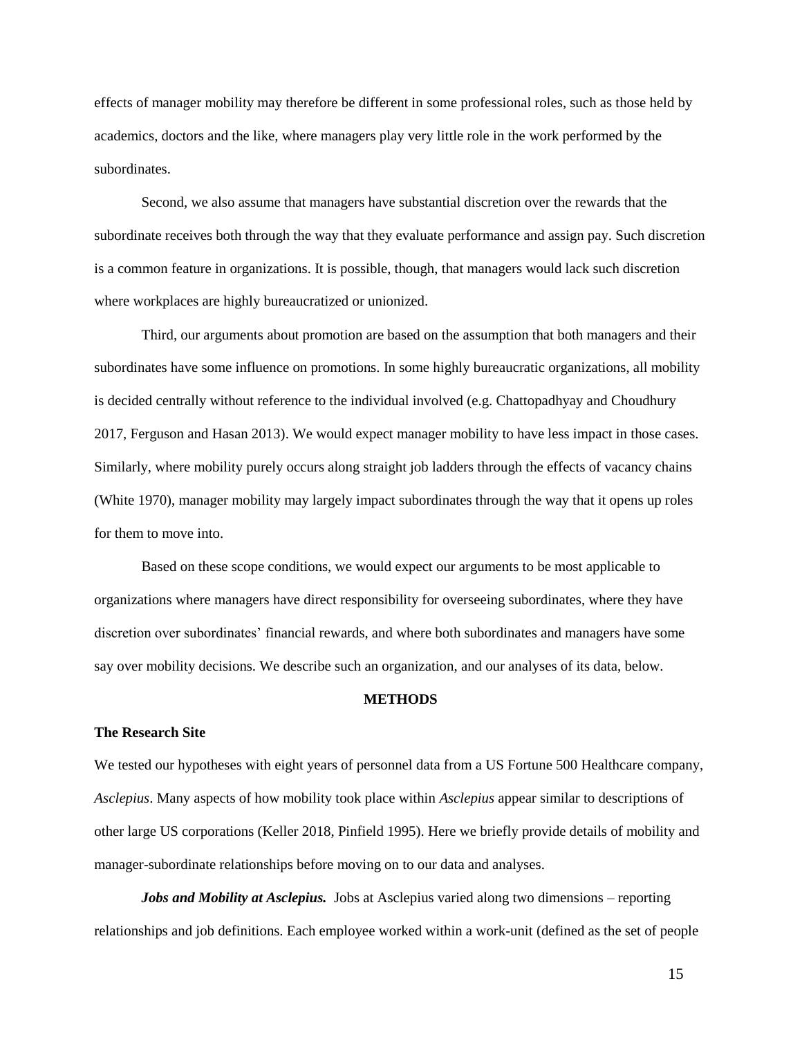effects of manager mobility may therefore be different in some professional roles, such as those held by academics, doctors and the like, where managers play very little role in the work performed by the subordinates.

Second, we also assume that managers have substantial discretion over the rewards that the subordinate receives both through the way that they evaluate performance and assign pay. Such discretion is a common feature in organizations. It is possible, though, that managers would lack such discretion where workplaces are highly bureaucratized or unionized.

Third, our arguments about promotion are based on the assumption that both managers and their subordinates have some influence on promotions. In some highly bureaucratic organizations, all mobility is decided centrally without reference to the individual involved (e.g. Chattopadhyay and Choudhury 2017, Ferguson and Hasan 2013). We would expect manager mobility to have less impact in those cases. Similarly, where mobility purely occurs along straight job ladders through the effects of vacancy chains (White 1970), manager mobility may largely impact subordinates through the way that it opens up roles for them to move into.

Based on these scope conditions, we would expect our arguments to be most applicable to organizations where managers have direct responsibility for overseeing subordinates, where they have discretion over subordinates' financial rewards, and where both subordinates and managers have some say over mobility decisions. We describe such an organization, and our analyses of its data, below.

## METHODS

### The Research Site

We tested our hypotheses with eight years of personnel data from a US Fortune 500 Healthcare company, *Asclepius*. Many aspects of how mobility took place within *Asclepius* appear similar to descriptions of other large US corporations (Keller 2018, Pinfield 1995). Here we briefly provide details of mobility and manager-subordinate relationships before moving on to our data and analyses.

***Jobs and Mobility at Asclepius.*** Jobs at Asclepius varied along two dimensions – reporting relationships and job definitions. Each employee worked within a work-unit (defined as the set of people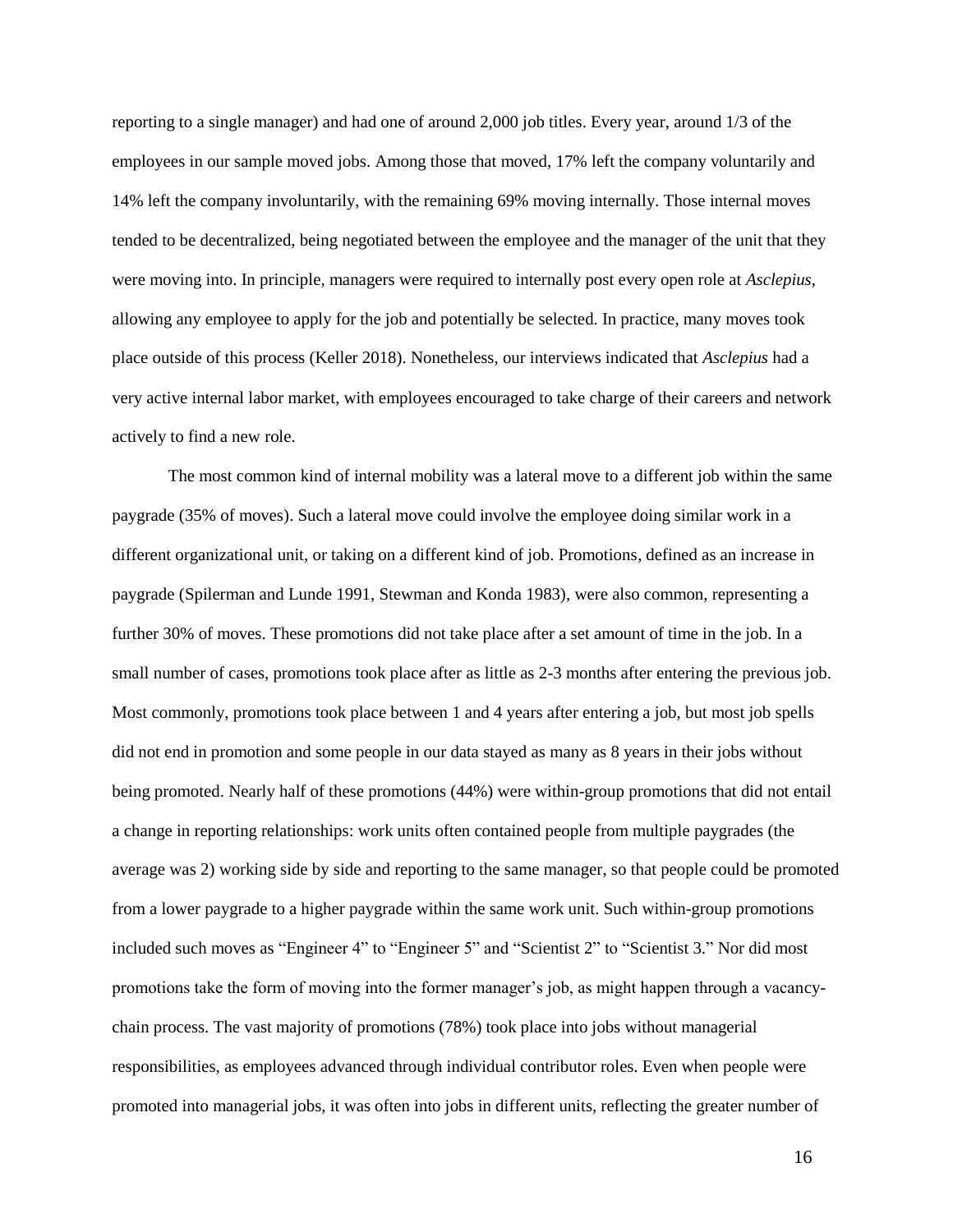reporting to a single manager) and had one of around 2,000 job titles. Every year, around 1/3 of the employees in our sample moved jobs. Among those that moved, 17% left the company voluntarily and 14% left the company involuntarily, with the remaining 69% moving internally. Those internal moves tended to be decentralized, being negotiated between the employee and the manager of the unit that they were moving into. In principle, managers were required to internally post every open role at *Asclepius*, allowing any employee to apply for the job and potentially be selected. In practice, many moves took place outside of this process (Keller 2018). Nonetheless, our interviews indicated that *Asclepius* had a very active internal labor market, with employees encouraged to take charge of their careers and network actively to find a new role.

The most common kind of internal mobility was a lateral move to a different job within the same paygrade (35% of moves). Such a lateral move could involve the employee doing similar work in a different organizational unit, or taking on a different kind of job. Promotions, defined as an increase in paygrade (Spilerman and Lunde 1991, Stewman and Konda 1983), were also common, representing a further 30% of moves. These promotions did not take place after a set amount of time in the job. In a small number of cases, promotions took place after as little as 2-3 months after entering the previous job. Most commonly, promotions took place between 1 and 4 years after entering a job, but most job spells did not end in promotion and some people in our data stayed as many as 8 years in their jobs without being promoted. Nearly half of these promotions (44%) were within-group promotions that did not entail a change in reporting relationships: work units often contained people from multiple paygrades (the average was 2) working side by side and reporting to the same manager, so that people could be promoted from a lower paygrade to a higher paygrade within the same work unit. Such within-group promotions included such moves as "Engineer 4" to "Engineer 5" and "Scientist 2" to "Scientist 3." Nor did most promotions take the form of moving into the former manager's job, as might happen through a vacancy-chain process. The vast majority of promotions (78%) took place into jobs without managerial responsibilities, as employees advanced through individual contributor roles. Even when people were promoted into managerial jobs, it was often into jobs in different units, reflecting the greater number of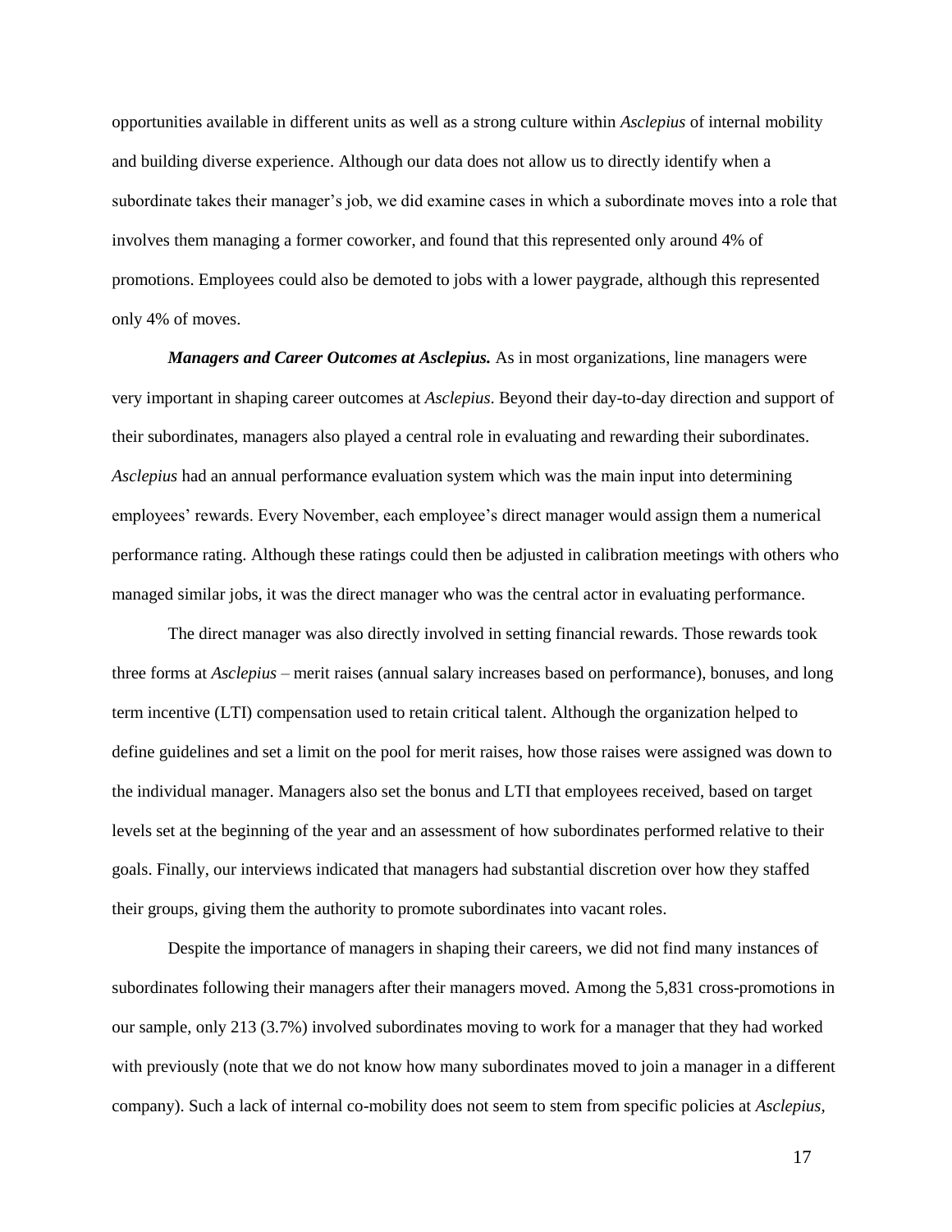opportunities available in different units as well as a strong culture within *Asclepius* of internal mobility and building diverse experience. Although our data does not allow us to directly identify when a subordinate takes their manager's job, we did examine cases in which a subordinate moves into a role that involves them managing a former coworker, and found that this represented only around 4% of promotions. Employees could also be demoted to jobs with a lower paygrade, although this represented only 4% of moves.

***Managers and Career Outcomes at Asclepius.*** As in most organizations, line managers were very important in shaping career outcomes at *Asclepius*. Beyond their day-to-day direction and support of their subordinates, managers also played a central role in evaluating and rewarding their subordinates. *Asclepius* had an annual performance evaluation system which was the main input into determining employees' rewards. Every November, each employee's direct manager would assign them a numerical performance rating. Although these ratings could then be adjusted in calibration meetings with others who managed similar jobs, it was the direct manager who was the central actor in evaluating performance.

The direct manager was also directly involved in setting financial rewards. Those rewards took three forms at *Asclepius* – merit raises (annual salary increases based on performance), bonuses, and long term incentive (LTI) compensation used to retain critical talent. Although the organization helped to define guidelines and set a limit on the pool for merit raises, how those raises were assigned was down to the individual manager. Managers also set the bonus and LTI that employees received, based on target levels set at the beginning of the year and an assessment of how subordinates performed relative to their goals. Finally, our interviews indicated that managers had substantial discretion over how they staffed their groups, giving them the authority to promote subordinates into vacant roles.

Despite the importance of managers in shaping their careers, we did not find many instances of subordinates following their managers after their managers moved. Among the 5,831 cross-promotions in our sample, only 213 (3.7%) involved subordinates moving to work for a manager that they had worked with previously (note that we do not know how many subordinates moved to join a manager in a different company). Such a lack of internal co-mobility does not seem to stem from specific policies at *Asclepius*,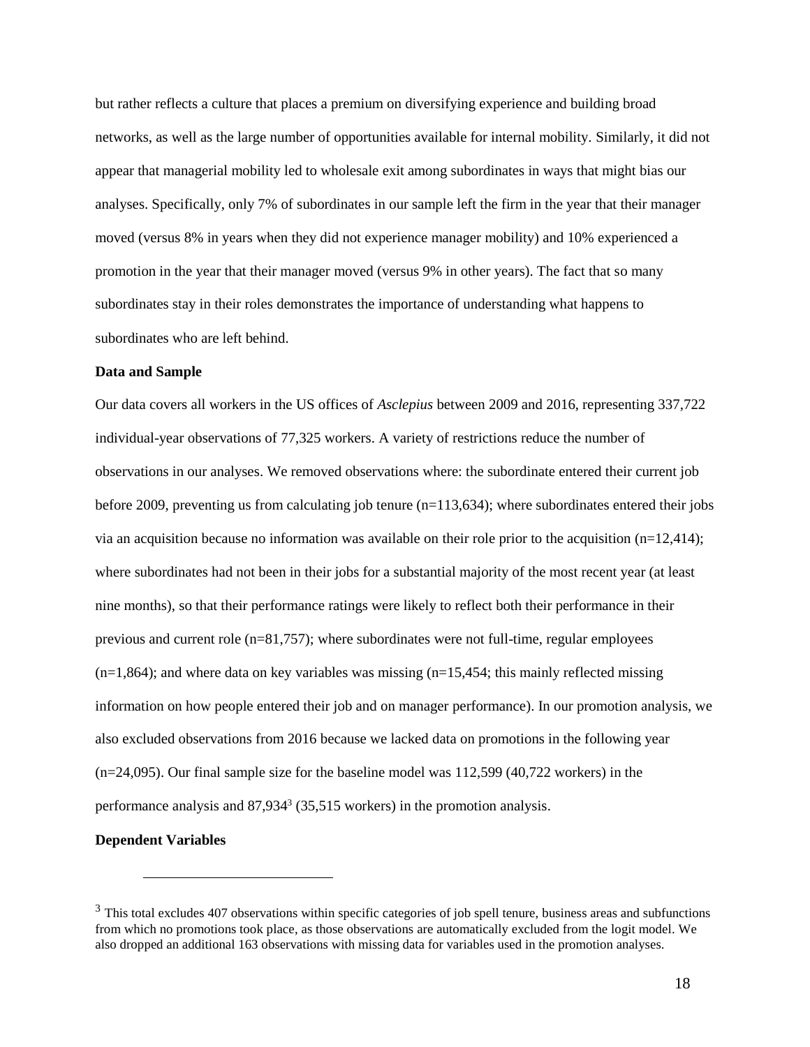but rather reflects a culture that places a premium on diversifying experience and building broad networks, as well as the large number of opportunities available for internal mobility. Similarly, it did not appear that managerial mobility led to wholesale exit among subordinates in ways that might bias our analyses. Specifically, only 7% of subordinates in our sample left the firm in the year that their manager moved (versus 8% in years when they did not experience manager mobility) and 10% experienced a promotion in the year that their manager moved (versus 9% in other years). The fact that so many subordinates stay in their roles demonstrates the importance of understanding what happens to subordinates who are left behind.

**Data and Sample**

Our data covers all workers in the US offices of *Asclepius* between 2009 and 2016, representing 337,722 individual-year observations of 77,325 workers. A variety of restrictions reduce the number of observations in our analyses. We removed observations where: the subordinate entered their current job before 2009, preventing us from calculating job tenure (n=113,634); where subordinates entered their jobs via an acquisition because no information was available on their role prior to the acquisition (n=12,414); where subordinates had not been in their jobs for a substantial majority of the most recent year (at least nine months), so that their performance ratings were likely to reflect both their performance in their previous and current role (n=81,757); where subordinates were not full-time, regular employees (n=1,864); and where data on key variables was missing (n=15,454; this mainly reflected missing information on how people entered their job and on manager performance). In our promotion analysis, we also excluded observations from 2016 because we lacked data on promotions in the following year (n=24,095). Our final sample size for the baseline model was 112,599 (40,722 workers) in the performance analysis and 87,934[3] (35,515 workers) in the promotion analysis.

**Dependent Variables**

[3] This total excludes 407 observations within specific categories of job spell tenure, business areas and subfunctions from which no promotions took place, as those observations are automatically excluded from the logit model. We also dropped an additional 163 observations with missing data for variables used in the promotion analyses.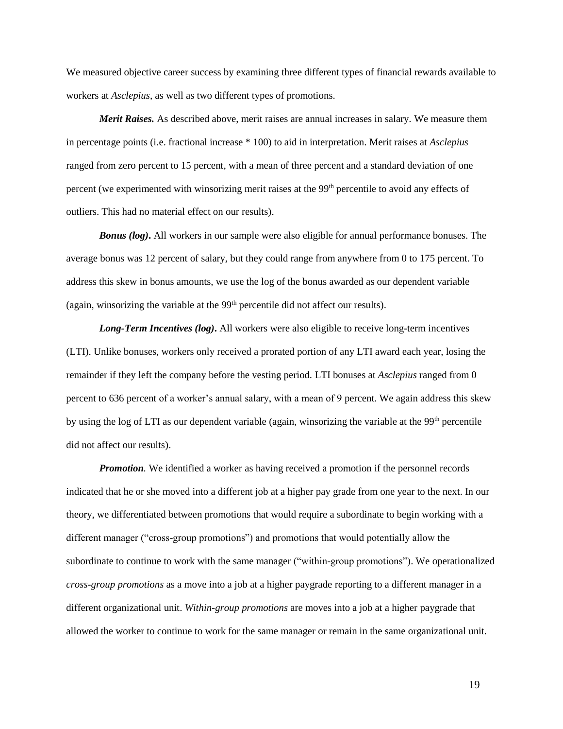We measured objective career success by examining three different types of financial rewards available to workers at *Asclepius*, as well as two different types of promotions.

***Merit Raises.*** As described above, merit raises are annual increases in salary. We measure them in percentage points (i.e. fractional increase * 100) to aid in interpretation. Merit raises at *Asclepius* ranged from zero percent to 15 percent, with a mean of three percent and a standard deviation of one percent (we experimented with winsorizing merit raises at the 99th percentile to avoid any effects of outliers. This had no material effect on our results).

***Bonus (log)*.** All workers in our sample were also eligible for annual performance bonuses. The average bonus was 12 percent of salary, but they could range from anywhere from 0 to 175 percent. To address this skew in bonus amounts, we use the log of the bonus awarded as our dependent variable (again, winsorizing the variable at the 99th percentile did not affect our results).

***Long-Term Incentives (log)*.** All workers were also eligible to receive long-term incentives (LTI). Unlike bonuses, workers only received a prorated portion of any LTI award each year, losing the remainder if they left the company before the vesting period. LTI bonuses at *Asclepius* ranged from 0 percent to 636 percent of a worker's annual salary, with a mean of 9 percent. We again address this skew by using the log of LTI as our dependent variable (again, winsorizing the variable at the 99th percentile did not affect our results).

***Promotion.*** We identified a worker as having received a promotion if the personnel records indicated that he or she moved into a different job at a higher pay grade from one year to the next. In our theory, we differentiated between promotions that would require a subordinate to begin working with a different manager ("cross-group promotions") and promotions that would potentially allow the subordinate to continue to work with the same manager ("within-group promotions"). We operationalized *cross-group promotions* as a move into a job at a higher paygrade reporting to a different manager in a different organizational unit. *Within-group promotions* are moves into a job at a higher paygrade that allowed the worker to continue to work for the same manager or remain in the same organizational unit.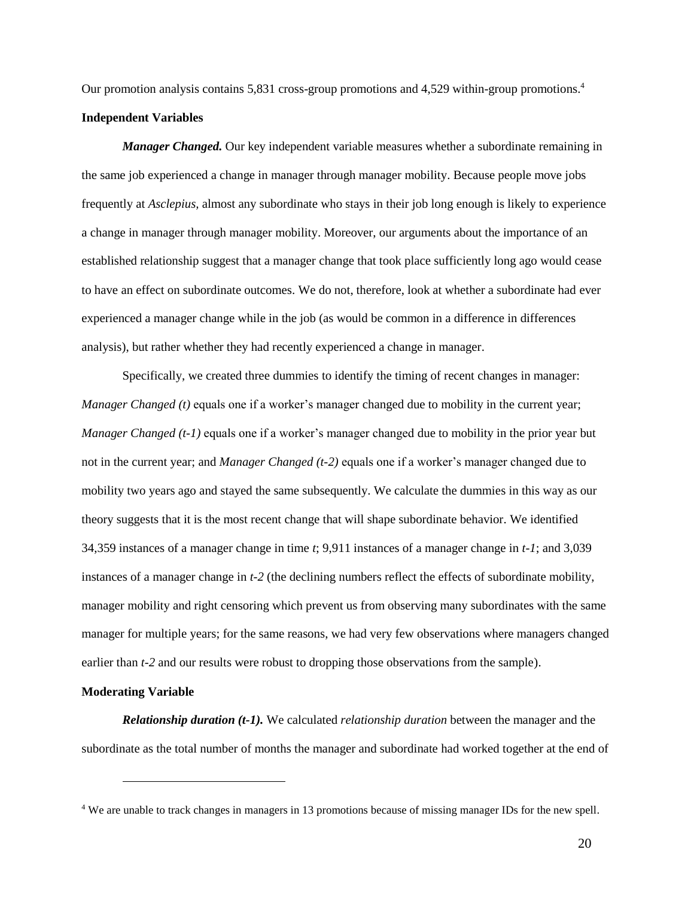Our promotion analysis contains 5,831 cross-group promotions and 4,529 within-group promotions.[4]

**Independent Variables**

***Manager Changed.*** Our key independent variable measures whether a subordinate remaining in the same job experienced a change in manager through manager mobility. Because people move jobs frequently at *Asclepius,* almost any subordinate who stays in their job long enough is likely to experience a change in manager through manager mobility. Moreover, our arguments about the importance of an established relationship suggest that a manager change that took place sufficiently long ago would cease to have an effect on subordinate outcomes. We do not, therefore, look at whether a subordinate had ever experienced a manager change while in the job (as would be common in a difference in differences analysis), but rather whether they had recently experienced a change in manager.

Specifically, we created three dummies to identify the timing of recent changes in manager: *Manager Changed (t)* equals one if a worker's manager changed due to mobility in the current year; *Manager Changed (t-1)* equals one if a worker's manager changed due to mobility in the prior year but not in the current year; and *Manager Changed (t-2)* equals one if a worker's manager changed due to mobility two years ago and stayed the same subsequently. We calculate the dummies in this way as our theory suggests that it is the most recent change that will shape subordinate behavior. We identified 34,359 instances of a manager change in time *t*; 9,911 instances of a manager change in *t-1*; and 3,039 instances of a manager change in *t-2* (the declining numbers reflect the effects of subordinate mobility, manager mobility and right censoring which prevent us from observing many subordinates with the same manager for multiple years; for the same reasons, we had very few observations where managers changed earlier than *t-2* and our results were robust to dropping those observations from the sample).

**Moderating Variable**

***Relationship duration (t-1).*** We calculated *relationship duration* between the manager and the subordinate as the total number of months the manager and subordinate had worked together at the end of

---

[4] We are unable to track changes in managers in 13 promotions because of missing manager IDs for the new spell.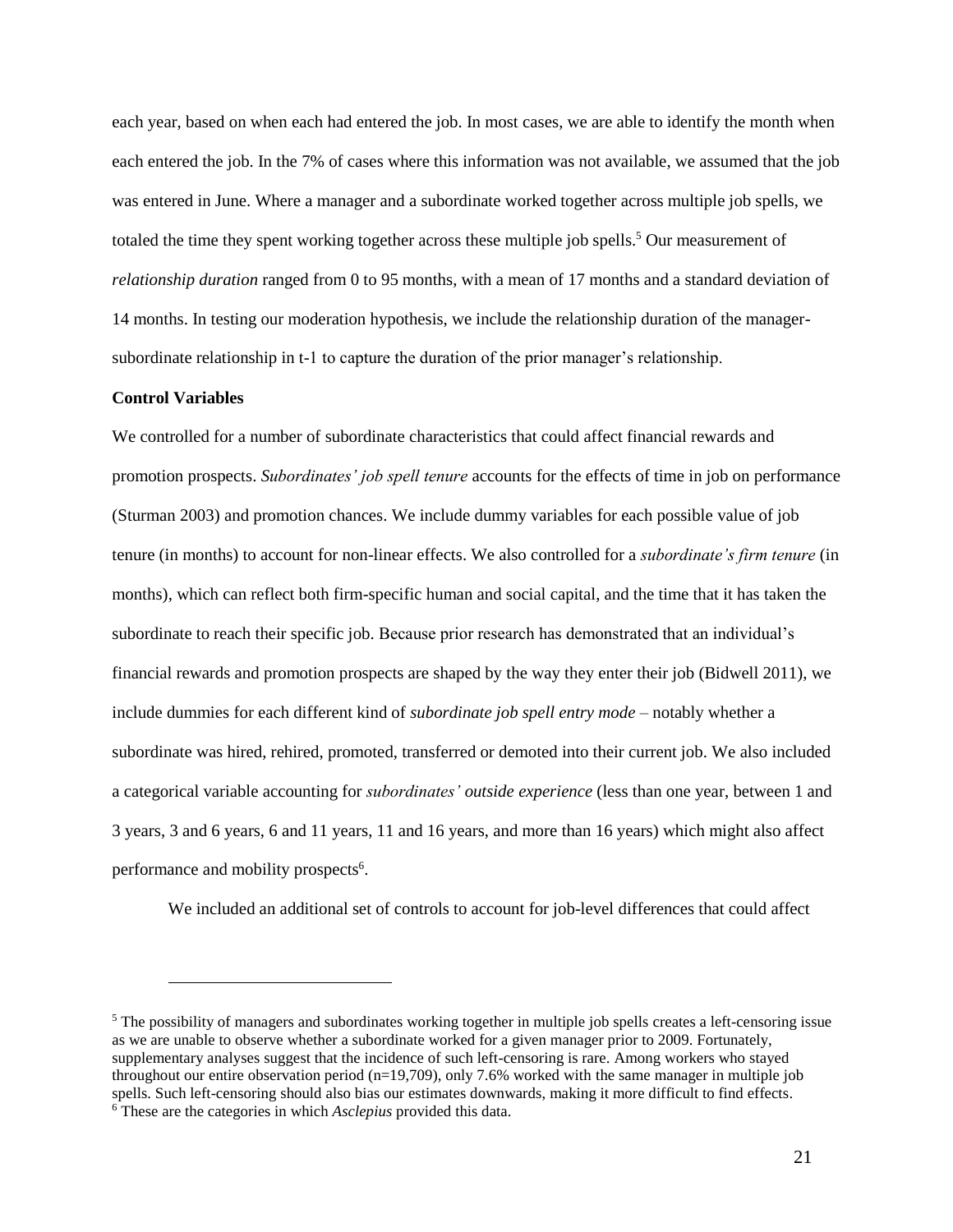each year, based on when each had entered the job. In most cases, we are able to identify the month when each entered the job. In the 7% of cases where this information was not available, we assumed that the job was entered in June. Where a manager and a subordinate worked together across multiple job spells, we totaled the time they spent working together across these multiple job spells.[5] Our measurement of *relationship duration* ranged from 0 to 95 months, with a mean of 17 months and a standard deviation of 14 months. In testing our moderation hypothesis, we include the relationship duration of the manager-subordinate relationship in t-1 to capture the duration of the prior manager's relationship.

**Control Variables**

We controlled for a number of subordinate characteristics that could affect financial rewards and promotion prospects. *Subordinates' job spell tenure* accounts for the effects of time in job on performance (Sturman 2003) and promotion chances. We include dummy variables for each possible value of job tenure (in months) to account for non-linear effects. We also controlled for a *subordinate's firm tenure* (in months), which can reflect both firm-specific human and social capital, and the time that it has taken the subordinate to reach their specific job. Because prior research has demonstrated that an individual's financial rewards and promotion prospects are shaped by the way they enter their job (Bidwell 2011), we include dummies for each different kind of *subordinate job spell entry mode* – notably whether a subordinate was hired, rehired, promoted, transferred or demoted into their current job. We also included a categorical variable accounting for *subordinates' outside experience* (less than one year, between 1 and 3 years, 3 and 6 years, 6 and 11 years, 11 and 16 years, and more than 16 years) which might also affect performance and mobility prospects[6].

We included an additional set of controls to account for job-level differences that could affect

---

[5] The possibility of managers and subordinates working together in multiple job spells creates a left-censoring issue as we are unable to observe whether a subordinate worked for a given manager prior to 2009. Fortunately, supplementary analyses suggest that the incidence of such left-censoring is rare. Among workers who stayed throughout our entire observation period (n=19,709), only 7.6% worked with the same manager in multiple job spells. Such left-censoring should also bias our estimates downwards, making it more difficult to find effects.

[6] These are the categories in which *Asclepius* provided this data.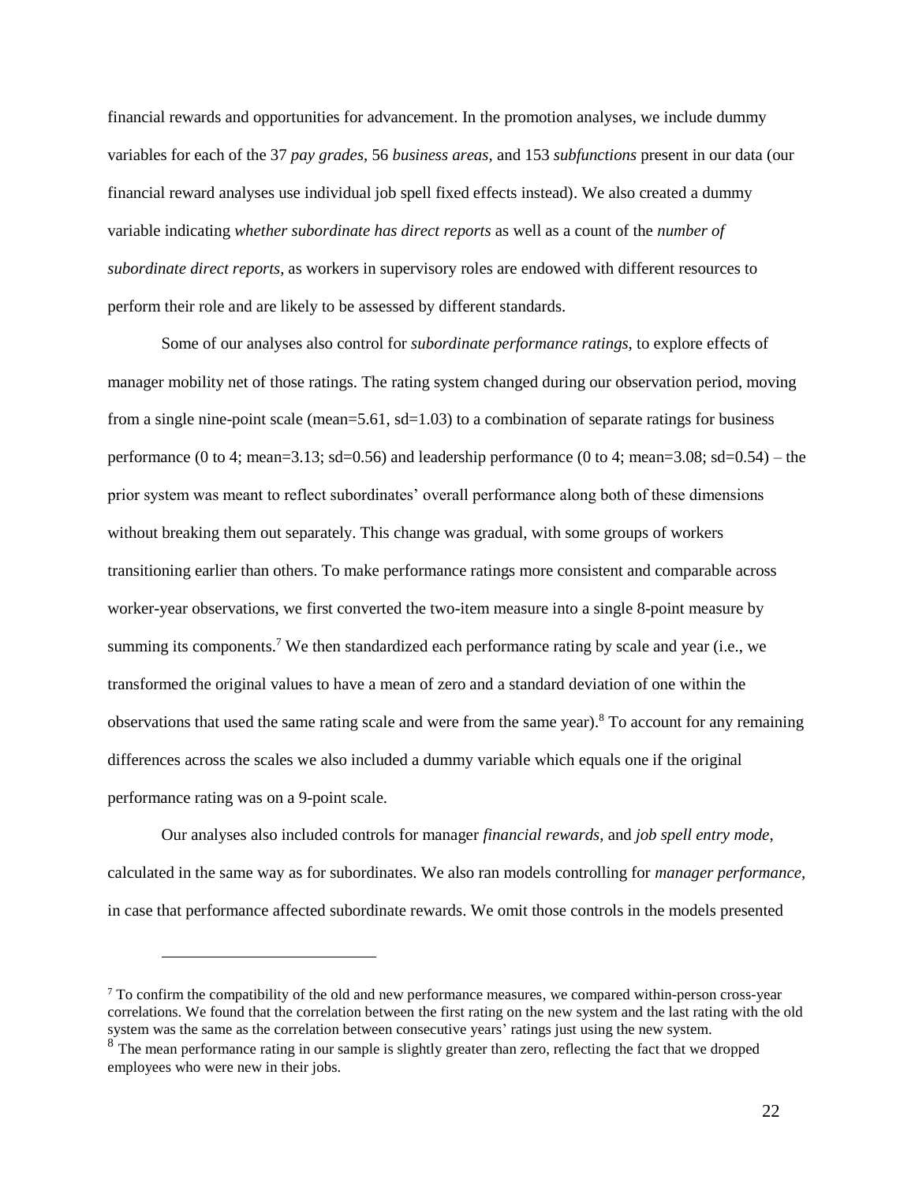financial rewards and opportunities for advancement. In the promotion analyses, we include dummy variables for each of the 37 *pay grades*, 56 *business areas*, and 153 *subfunctions* present in our data (our financial reward analyses use individual job spell fixed effects instead). We also created a dummy variable indicating *whether subordinate has direct reports* as well as a count of the *number of subordinate direct reports*, as workers in supervisory roles are endowed with different resources to perform their role and are likely to be assessed by different standards.

Some of our analyses also control for *subordinate performance ratings*, to explore effects of manager mobility net of those ratings. The rating system changed during our observation period, moving from a single nine-point scale (mean=5.61, sd=1.03) to a combination of separate ratings for business performance (0 to 4; mean=3.13; sd=0.56) and leadership performance (0 to 4; mean=3.08; sd=0.54) – the prior system was meant to reflect subordinates' overall performance along both of these dimensions without breaking them out separately. This change was gradual, with some groups of workers transitioning earlier than others. To make performance ratings more consistent and comparable across worker-year observations, we first converted the two-item measure into a single 8-point measure by summing its components.[7] We then standardized each performance rating by scale and year (i.e., we transformed the original values to have a mean of zero and a standard deviation of one within the observations that used the same rating scale and were from the same year).[8] To account for any remaining differences across the scales we also included a dummy variable which equals one if the original performance rating was on a 9-point scale.

Our analyses also included controls for manager *financial rewards*, and *job spell entry mode*, calculated in the same way as for subordinates. We also ran models controlling for *manager performance*, in case that performance affected subordinate rewards. We omit those controls in the models presented

---

[7] To confirm the compatibility of the old and new performance measures, we compared within-person cross-year correlations. We found that the correlation between the first rating on the new system and the last rating with the old system was the same as the correlation between consecutive years' ratings just using the new system.

[8] The mean performance rating in our sample is slightly greater than zero, reflecting the fact that we dropped employees who were new in their jobs.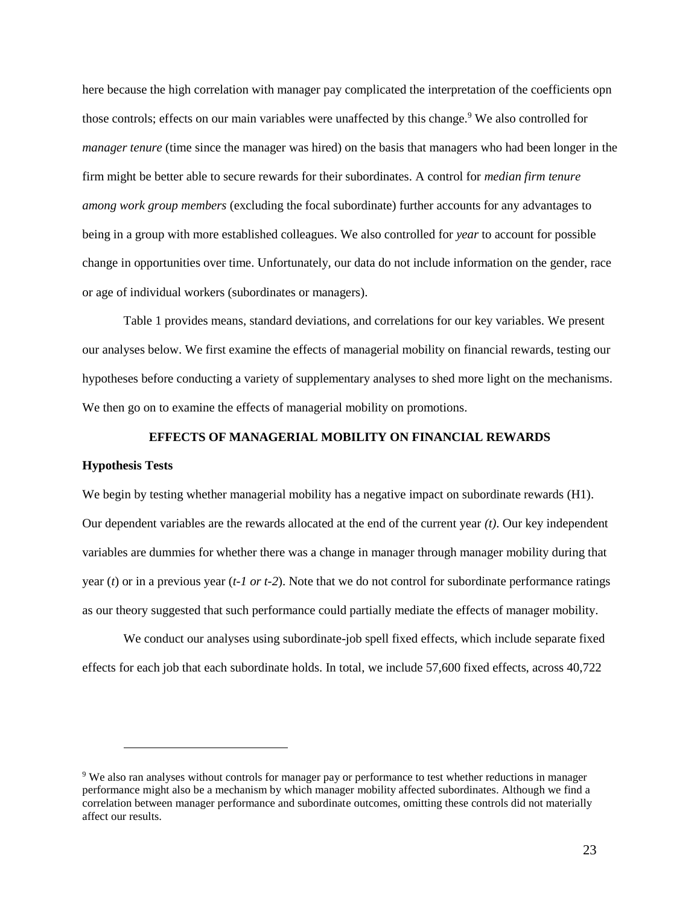here because the high correlation with manager pay complicated the interpretation of the coefficients opn those controls; effects on our main variables were unaffected by this change.[9] We also controlled for *manager tenure* (time since the manager was hired) on the basis that managers who had been longer in the firm might be better able to secure rewards for their subordinates. A control for *median firm tenure among work group members* (excluding the focal subordinate) further accounts for any advantages to being in a group with more established colleagues. We also controlled for *year* to account for possible change in opportunities over time. Unfortunately, our data do not include information on the gender, race or age of individual workers (subordinates or managers).

Table 1 provides means, standard deviations, and correlations for our key variables. We present our analyses below. We first examine the effects of managerial mobility on financial rewards, testing our hypotheses before conducting a variety of supplementary analyses to shed more light on the mechanisms. We then go on to examine the effects of managerial mobility on promotions.

## EFFECTS OF MANAGERIAL MOBILITY ON FINANCIAL REWARDS

### Hypothesis Tests

We begin by testing whether managerial mobility has a negative impact on subordinate rewards (H1). Our dependent variables are the rewards allocated at the end of the current year *(t)*. Our key independent variables are dummies for whether there was a change in manager through manager mobility during that year (*t*) or in a previous year (*t-1 or t-2*). Note that we do not control for subordinate performance ratings as our theory suggested that such performance could partially mediate the effects of manager mobility.

We conduct our analyses using subordinate-job spell fixed effects, which include separate fixed effects for each job that each subordinate holds. In total, we include 57,600 fixed effects, across 40,722

[9] We also ran analyses without controls for manager pay or performance to test whether reductions in manager performance might also be a mechanism by which manager mobility affected subordinates. Although we find a correlation between manager performance and subordinate outcomes, omitting these controls did not materially affect our results.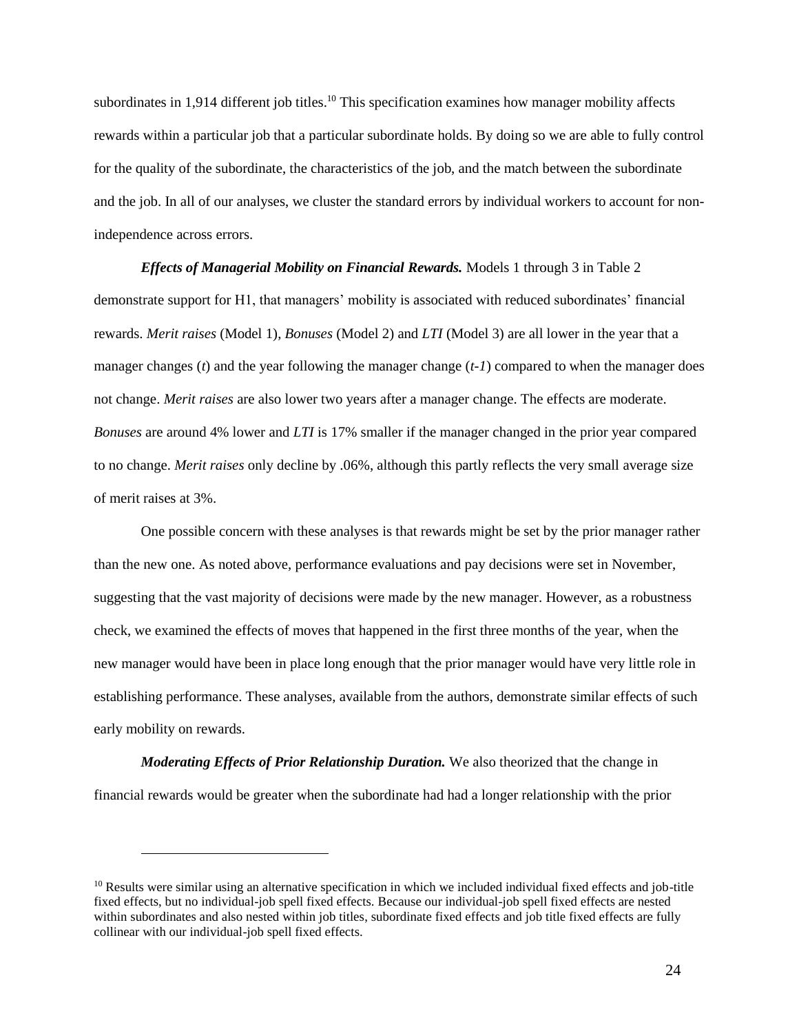subordinates in 1,914 different job titles.[10] This specification examines how manager mobility affects rewards within a particular job that a particular subordinate holds. By doing so we are able to fully control for the quality of the subordinate, the characteristics of the job, and the match between the subordinate and the job. In all of our analyses, we cluster the standard errors by individual workers to account for non-independence across errors.

***Effects of Managerial Mobility on Financial Rewards.*** Models 1 through 3 in Table 2 demonstrate support for H1, that managers' mobility is associated with reduced subordinates' financial rewards. *Merit raises* (Model 1), *Bonuses* (Model 2) and *LTI* (Model 3) are all lower in the year that a manager changes (*t*) and the year following the manager change (*t-1*) compared to when the manager does not change. *Merit raises* are also lower two years after a manager change. The effects are moderate. *Bonuses* are around 4% lower and *LTI* is 17% smaller if the manager changed in the prior year compared to no change. *Merit raises* only decline by .06%, although this partly reflects the very small average size of merit raises at 3%.

One possible concern with these analyses is that rewards might be set by the prior manager rather than the new one. As noted above, performance evaluations and pay decisions were set in November, suggesting that the vast majority of decisions were made by the new manager. However, as a robustness check, we examined the effects of moves that happened in the first three months of the year, when the new manager would have been in place long enough that the prior manager would have very little role in establishing performance. These analyses, available from the authors, demonstrate similar effects of such early mobility on rewards.

***Moderating Effects of Prior Relationship Duration.*** We also theorized that the change in financial rewards would be greater when the subordinate had had a longer relationship with the prior

---

[10] Results were similar using an alternative specification in which we included individual fixed effects and job-title fixed effects, but no individual-job spell fixed effects. Because our individual-job spell fixed effects are nested within subordinates and also nested within job titles, subordinate fixed effects and job title fixed effects are fully collinear with our individual-job spell fixed effects.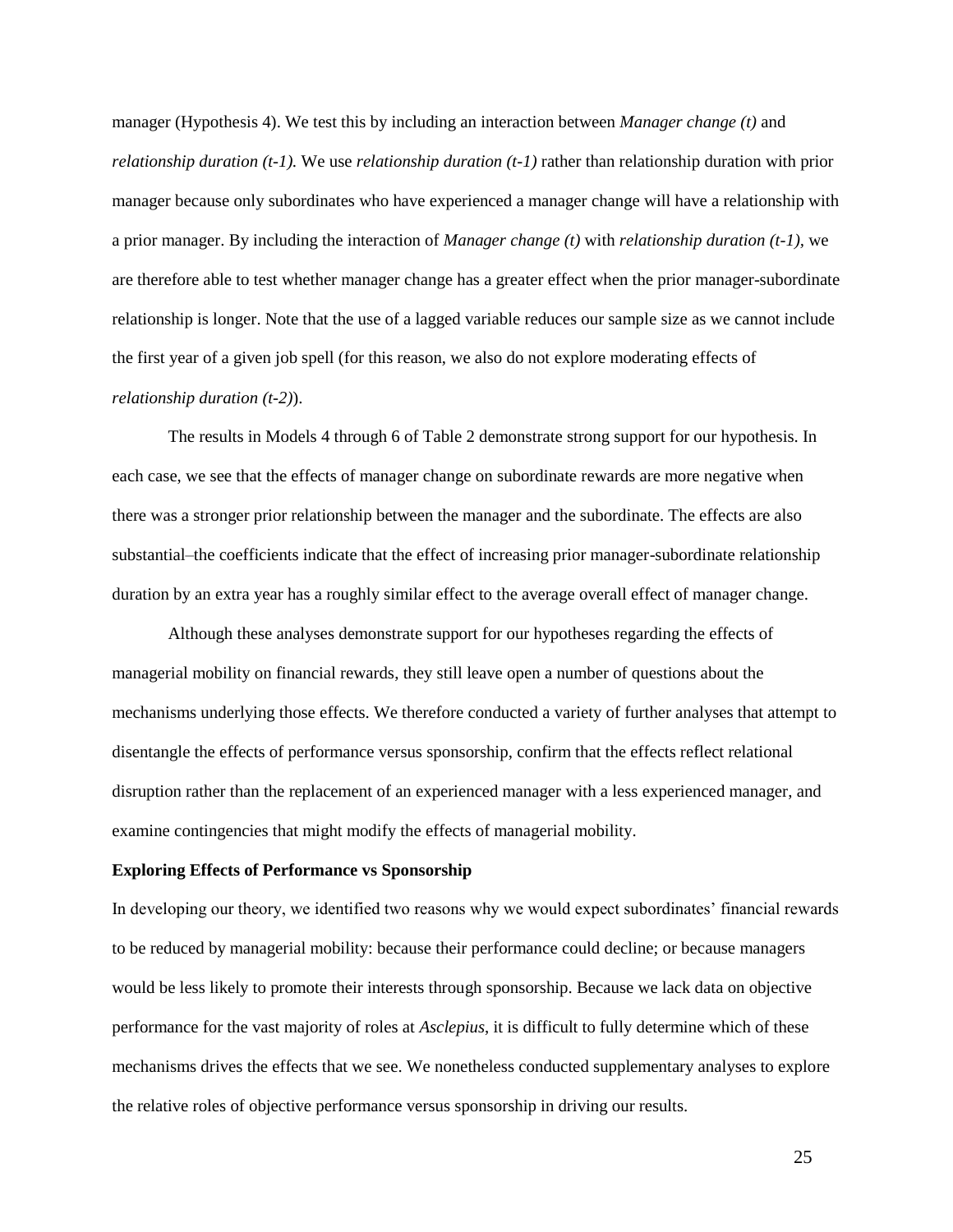manager (Hypothesis 4). We test this by including an interaction between *Manager change (t)* and *relationship duration (t-1).* We use *relationship duration (t-1)* rather than relationship duration with prior manager because only subordinates who have experienced a manager change will have a relationship with a prior manager. By including the interaction of *Manager change (t)* with *relationship duration (t-1),* we are therefore able to test whether manager change has a greater effect when the prior manager-subordinate relationship is longer. Note that the use of a lagged variable reduces our sample size as we cannot include the first year of a given job spell (for this reason, we also do not explore moderating effects of *relationship duration (t-2)*).

The results in Models 4 through 6 of Table 2 demonstrate strong support for our hypothesis. In each case, we see that the effects of manager change on subordinate rewards are more negative when there was a stronger prior relationship between the manager and the subordinate. The effects are also substantial–the coefficients indicate that the effect of increasing prior manager-subordinate relationship duration by an extra year has a roughly similar effect to the average overall effect of manager change.

Although these analyses demonstrate support for our hypotheses regarding the effects of managerial mobility on financial rewards, they still leave open a number of questions about the mechanisms underlying those effects. We therefore conducted a variety of further analyses that attempt to disentangle the effects of performance versus sponsorship, confirm that the effects reflect relational disruption rather than the replacement of an experienced manager with a less experienced manager, and examine contingencies that might modify the effects of managerial mobility.

**Exploring Effects of Performance vs Sponsorship**

In developing our theory, we identified two reasons why we would expect subordinates' financial rewards to be reduced by managerial mobility: because their performance could decline; or because managers would be less likely to promote their interests through sponsorship. Because we lack data on objective performance for the vast majority of roles at *Asclepius*, it is difficult to fully determine which of these mechanisms drives the effects that we see. We nonetheless conducted supplementary analyses to explore the relative roles of objective performance versus sponsorship in driving our results.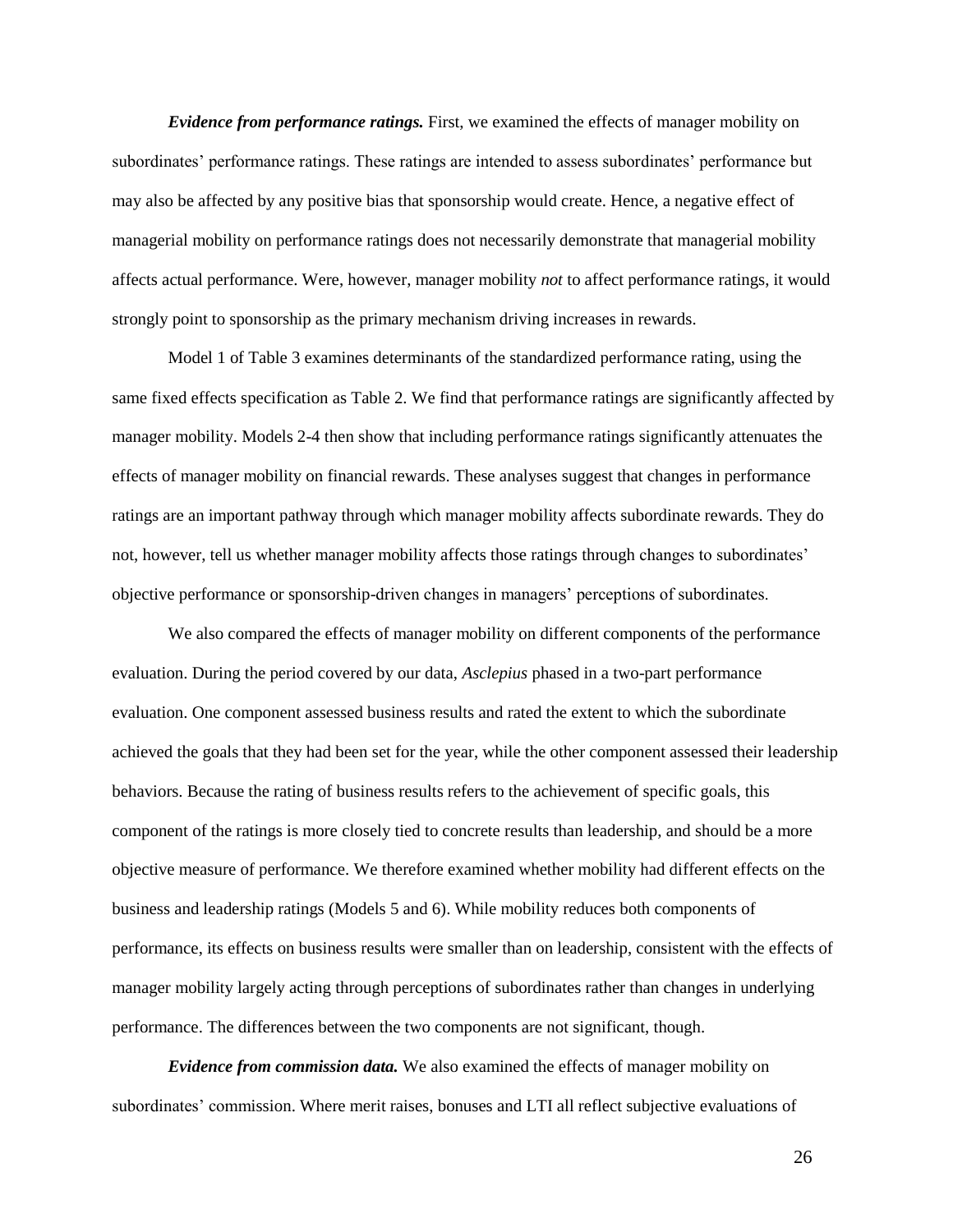***Evidence from performance ratings.*** First, we examined the effects of manager mobility on subordinates' performance ratings. These ratings are intended to assess subordinates' performance but may also be affected by any positive bias that sponsorship would create. Hence, a negative effect of managerial mobility on performance ratings does not necessarily demonstrate that managerial mobility affects actual performance. Were, however, manager mobility *not* to affect performance ratings, it would strongly point to sponsorship as the primary mechanism driving increases in rewards.

Model 1 of Table 3 examines determinants of the standardized performance rating, using the same fixed effects specification as Table 2. We find that performance ratings are significantly affected by manager mobility. Models 2-4 then show that including performance ratings significantly attenuates the effects of manager mobility on financial rewards. These analyses suggest that changes in performance ratings are an important pathway through which manager mobility affects subordinate rewards. They do not, however, tell us whether manager mobility affects those ratings through changes to subordinates' objective performance or sponsorship-driven changes in managers' perceptions of subordinates.

We also compared the effects of manager mobility on different components of the performance evaluation. During the period covered by our data, *Asclepius* phased in a two-part performance evaluation. One component assessed business results and rated the extent to which the subordinate achieved the goals that they had been set for the year, while the other component assessed their leadership behaviors. Because the rating of business results refers to the achievement of specific goals, this component of the ratings is more closely tied to concrete results than leadership, and should be a more objective measure of performance. We therefore examined whether mobility had different effects on the business and leadership ratings (Models 5 and 6). While mobility reduces both components of performance, its effects on business results were smaller than on leadership, consistent with the effects of manager mobility largely acting through perceptions of subordinates rather than changes in underlying performance. The differences between the two components are not significant, though.

***Evidence from commission data.*** We also examined the effects of manager mobility on subordinates' commission. Where merit raises, bonuses and LTI all reflect subjective evaluations of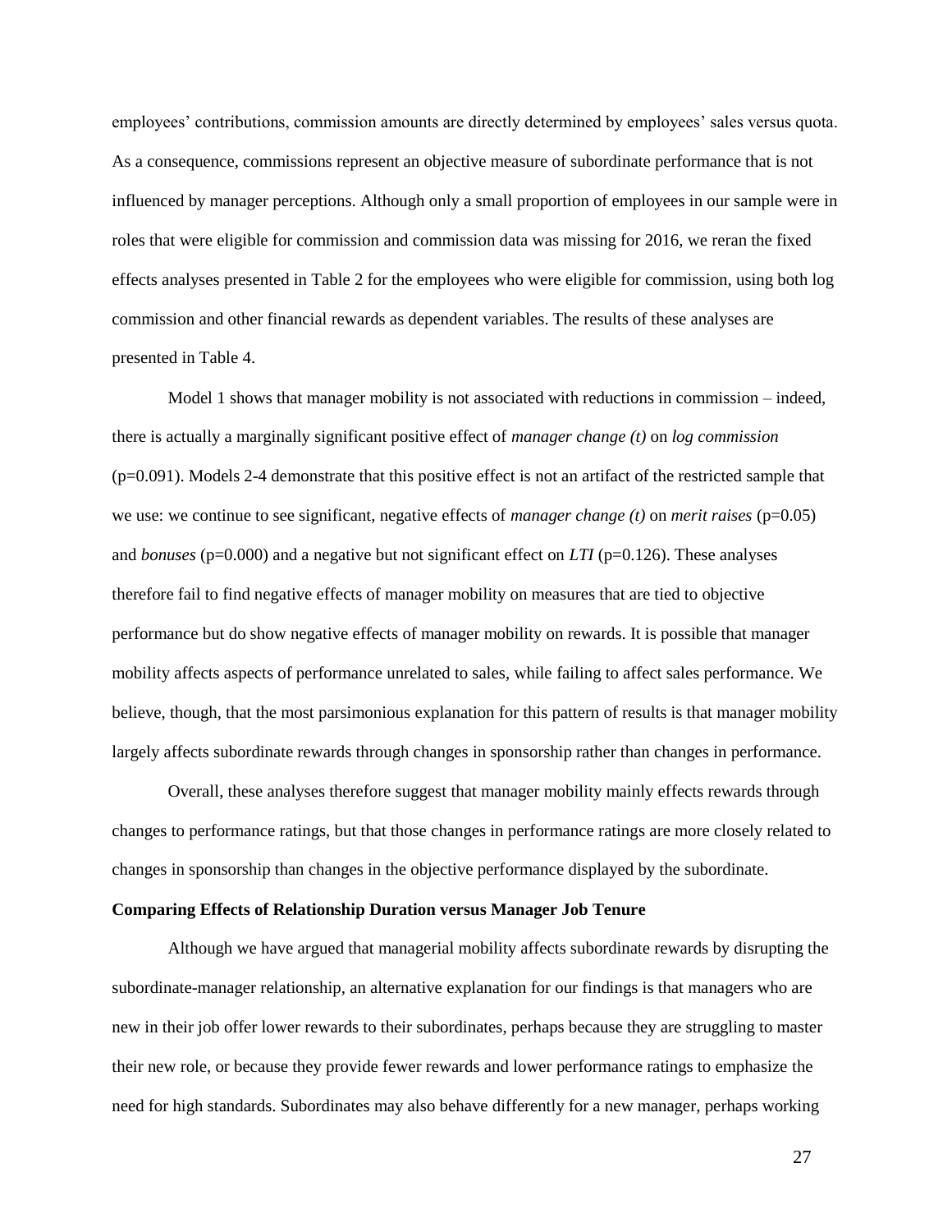employees' contributions, commission amounts are directly determined by employees' sales versus quota. As a consequence, commissions represent an objective measure of subordinate performance that is not influenced by manager perceptions. Although only a small proportion of employees in our sample were in roles that were eligible for commission and commission data was missing for 2016, we reran the fixed effects analyses presented in Table 2 for the employees who were eligible for commission, using both log commission and other financial rewards as dependent variables. The results of these analyses are presented in Table 4.

Model 1 shows that manager mobility is not associated with reductions in commission – indeed, there is actually a marginally significant positive effect of *manager change (t)* on *log commission* (p=0.091). Models 2-4 demonstrate that this positive effect is not an artifact of the restricted sample that we use: we continue to see significant, negative effects of *manager change (t)* on *merit raises* (p=0.05) and *bonuses* (p=0.000) and a negative but not significant effect on *LTI* (p=0.126). These analyses therefore fail to find negative effects of manager mobility on measures that are tied to objective performance but do show negative effects of manager mobility on rewards. It is possible that manager mobility affects aspects of performance unrelated to sales, while failing to affect sales performance. We believe, though, that the most parsimonious explanation for this pattern of results is that manager mobility largely affects subordinate rewards through changes in sponsorship rather than changes in performance.

Overall, these analyses therefore suggest that manager mobility mainly effects rewards through changes to performance ratings, but that those changes in performance ratings are more closely related to changes in sponsorship than changes in the objective performance displayed by the subordinate.

**Comparing Effects of Relationship Duration versus Manager Job Tenure**

Although we have argued that managerial mobility affects subordinate rewards by disrupting the subordinate-manager relationship, an alternative explanation for our findings is that managers who are new in their job offer lower rewards to their subordinates, perhaps because they are struggling to master their new role, or because they provide fewer rewards and lower performance ratings to emphasize the need for high standards. Subordinates may also behave differently for a new manager, perhaps working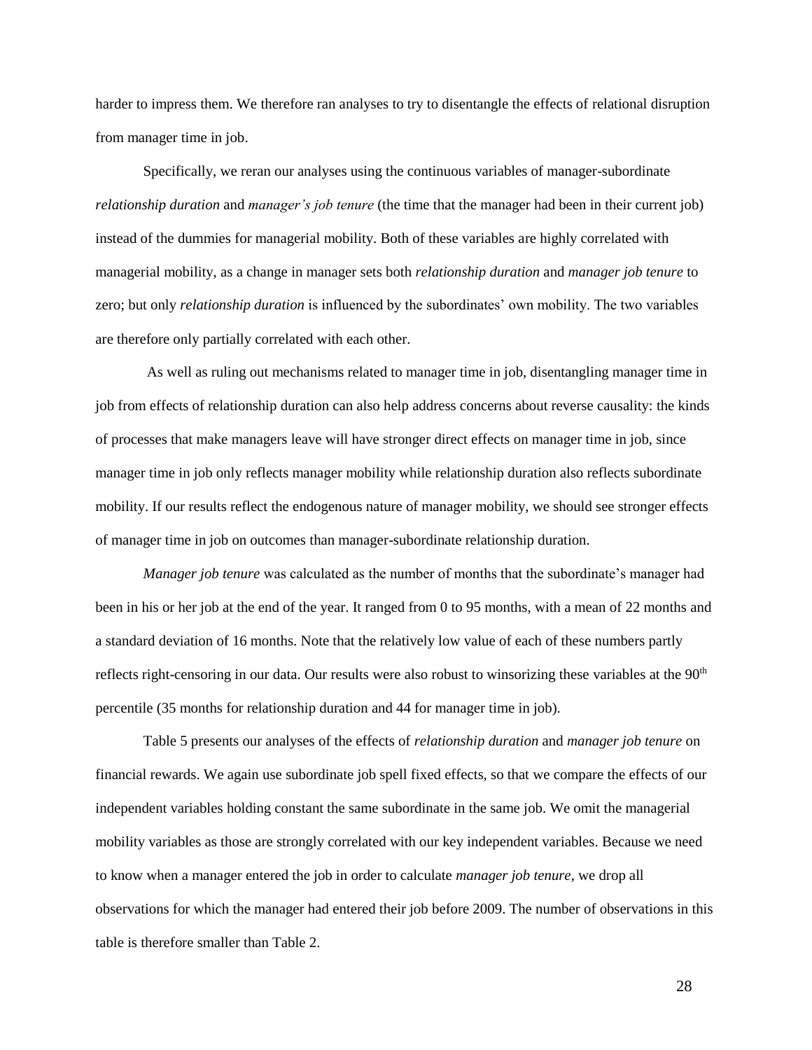harder to impress them. We therefore ran analyses to try to disentangle the effects of relational disruption from manager time in job.

Specifically, we reran our analyses using the continuous variables of manager-subordinate *relationship duration* and *manager's job tenure* (the time that the manager had been in their current job) instead of the dummies for managerial mobility. Both of these variables are highly correlated with managerial mobility, as a change in manager sets both *relationship duration* and *manager job tenure* to zero; but only *relationship duration* is influenced by the subordinates' own mobility. The two variables are therefore only partially correlated with each other.

As well as ruling out mechanisms related to manager time in job, disentangling manager time in job from effects of relationship duration can also help address concerns about reverse causality: the kinds of processes that make managers leave will have stronger direct effects on manager time in job, since manager time in job only reflects manager mobility while relationship duration also reflects subordinate mobility. If our results reflect the endogenous nature of manager mobility, we should see stronger effects of manager time in job on outcomes than manager-subordinate relationship duration.

*Manager job tenure* was calculated as the number of months that the subordinate's manager had been in his or her job at the end of the year. It ranged from 0 to 95 months, with a mean of 22 months and a standard deviation of 16 months. Note that the relatively low value of each of these numbers partly reflects right-censoring in our data. Our results were also robust to winsorizing these variables at the 90th percentile (35 months for relationship duration and 44 for manager time in job).

Table 5 presents our analyses of the effects of *relationship duration* and *manager job tenure* on financial rewards. We again use subordinate job spell fixed effects, so that we compare the effects of our independent variables holding constant the same subordinate in the same job. We omit the managerial mobility variables as those are strongly correlated with our key independent variables. Because we need to know when a manager entered the job in order to calculate *manager job tenure*, we drop all observations for which the manager had entered their job before 2009. The number of observations in this table is therefore smaller than Table 2.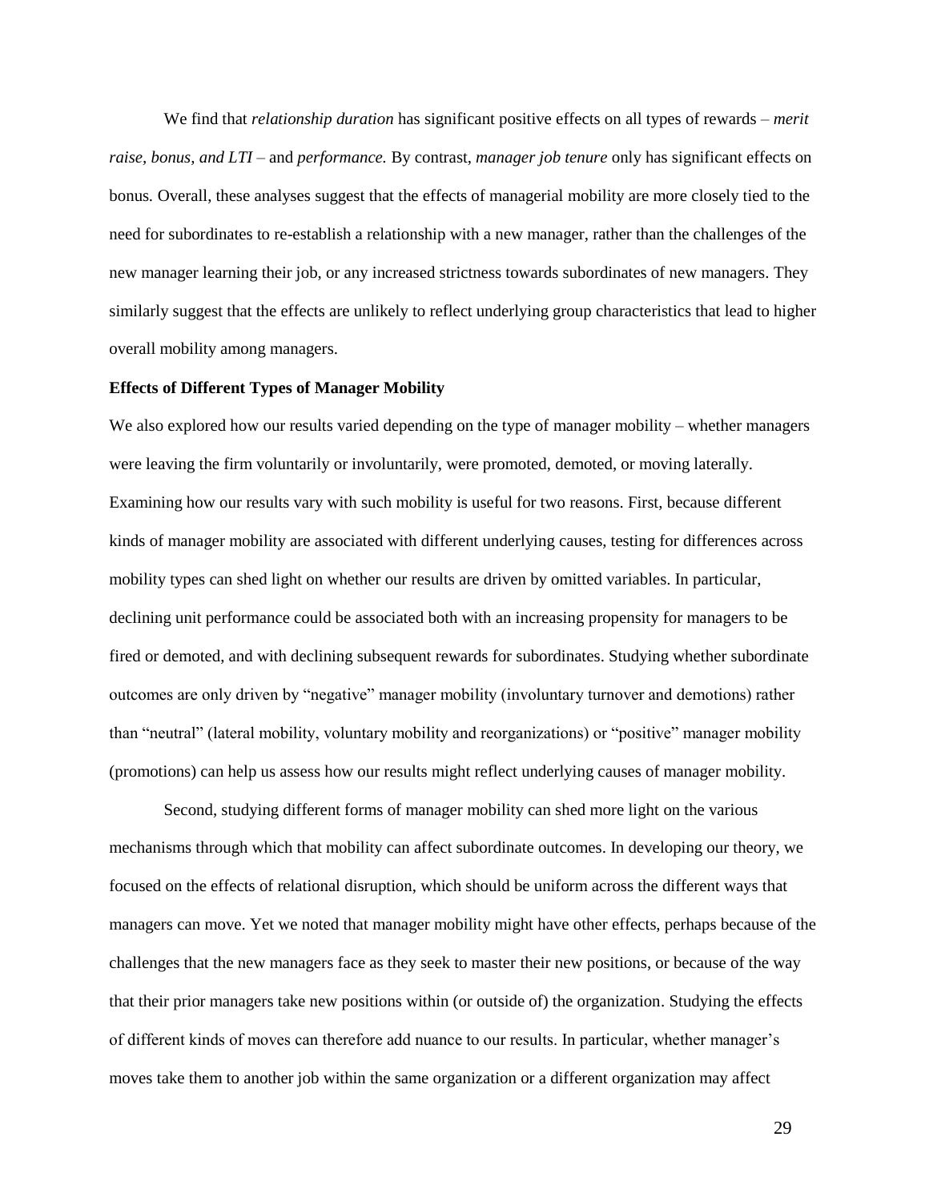We find that *relationship duration* has significant positive effects on all types of rewards – *merit raise, bonus, and LTI* – and *performance.* By contrast, *manager job tenure* only has significant effects on bonus*.* Overall, these analyses suggest that the effects of managerial mobility are more closely tied to the need for subordinates to re-establish a relationship with a new manager, rather than the challenges of the new manager learning their job, or any increased strictness towards subordinates of new managers. They similarly suggest that the effects are unlikely to reflect underlying group characteristics that lead to higher overall mobility among managers.

**Effects of Different Types of Manager Mobility**

We also explored how our results varied depending on the type of manager mobility – whether managers were leaving the firm voluntarily or involuntarily, were promoted, demoted, or moving laterally. Examining how our results vary with such mobility is useful for two reasons. First, because different kinds of manager mobility are associated with different underlying causes, testing for differences across mobility types can shed light on whether our results are driven by omitted variables. In particular, declining unit performance could be associated both with an increasing propensity for managers to be fired or demoted, and with declining subsequent rewards for subordinates. Studying whether subordinate outcomes are only driven by "negative" manager mobility (involuntary turnover and demotions) rather than "neutral" (lateral mobility, voluntary mobility and reorganizations) or "positive" manager mobility (promotions) can help us assess how our results might reflect underlying causes of manager mobility.

Second, studying different forms of manager mobility can shed more light on the various mechanisms through which that mobility can affect subordinate outcomes. In developing our theory, we focused on the effects of relational disruption, which should be uniform across the different ways that managers can move. Yet we noted that manager mobility might have other effects, perhaps because of the challenges that the new managers face as they seek to master their new positions, or because of the way that their prior managers take new positions within (or outside of) the organization. Studying the effects of different kinds of moves can therefore add nuance to our results. In particular, whether manager's moves take them to another job within the same organization or a different organization may affect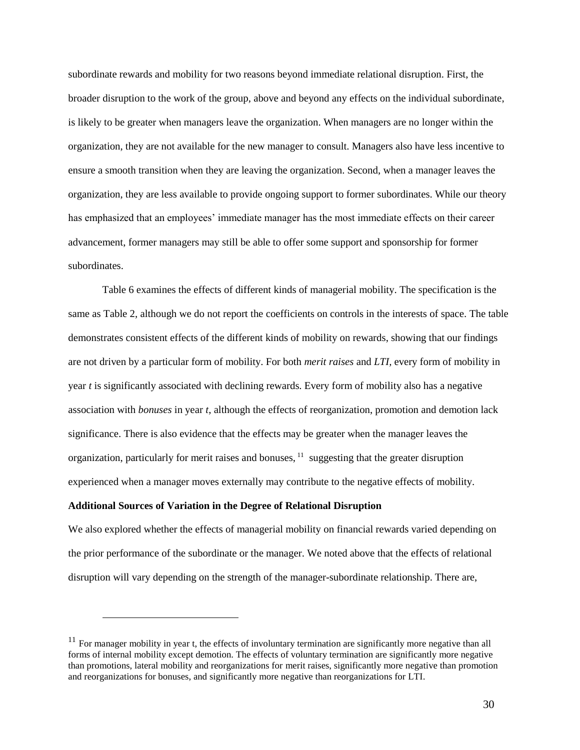subordinate rewards and mobility for two reasons beyond immediate relational disruption. First, the broader disruption to the work of the group, above and beyond any effects on the individual subordinate, is likely to be greater when managers leave the organization. When managers are no longer within the organization, they are not available for the new manager to consult. Managers also have less incentive to ensure a smooth transition when they are leaving the organization. Second, when a manager leaves the organization, they are less available to provide ongoing support to former subordinates. While our theory has emphasized that an employees' immediate manager has the most immediate effects on their career advancement, former managers may still be able to offer some support and sponsorship for former subordinates.

Table 6 examines the effects of different kinds of managerial mobility. The specification is the same as Table 2, although we do not report the coefficients on controls in the interests of space. The table demonstrates consistent effects of the different kinds of mobility on rewards, showing that our findings are not driven by a particular form of mobility. For both *merit raises* and *LTI*, every form of mobility in year *t* is significantly associated with declining rewards. Every form of mobility also has a negative association with *bonuses* in year *t*, although the effects of reorganization, promotion and demotion lack significance. There is also evidence that the effects may be greater when the manager leaves the organization, particularly for merit raises and bonuses, [11] suggesting that the greater disruption experienced when a manager moves externally may contribute to the negative effects of mobility.

**Additional Sources of Variation in the Degree of Relational Disruption**

We also explored whether the effects of managerial mobility on financial rewards varied depending on the prior performance of the subordinate or the manager. We noted above that the effects of relational disruption will vary depending on the strength of the manager-subordinate relationship. There are,

[11] For manager mobility in year t, the effects of involuntary termination are significantly more negative than all forms of internal mobility except demotion. The effects of voluntary termination are significantly more negative than promotions, lateral mobility and reorganizations for merit raises, significantly more negative than promotion and reorganizations for bonuses, and significantly more negative than reorganizations for LTI.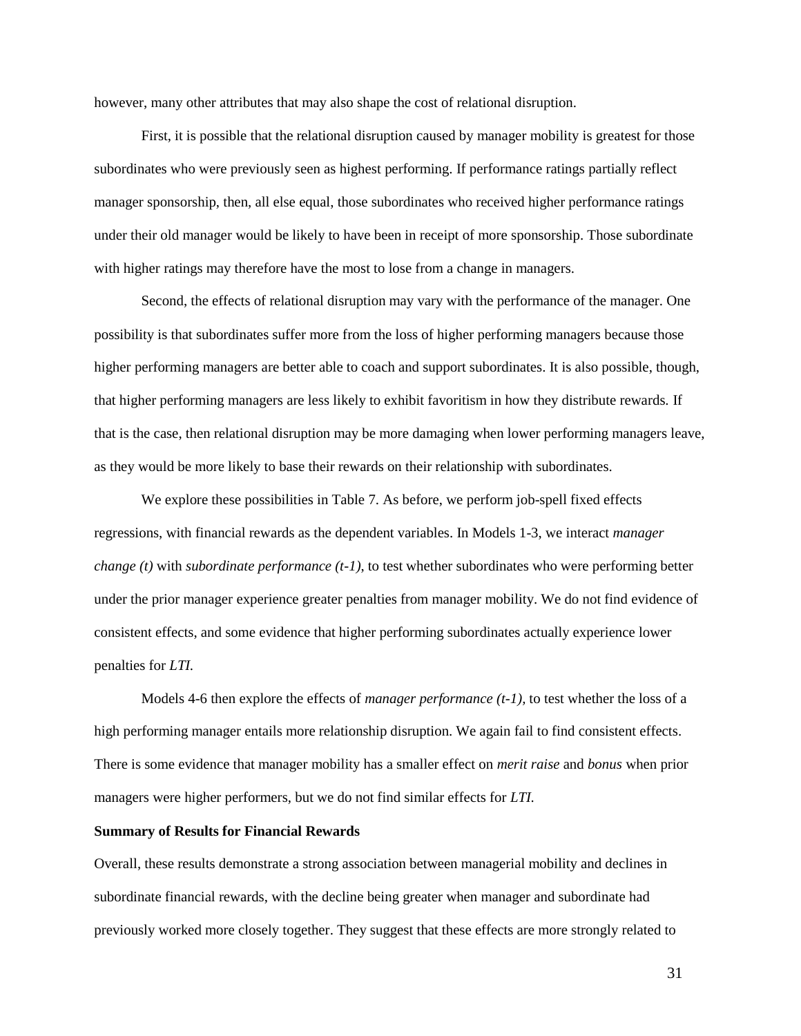however, many other attributes that may also shape the cost of relational disruption.

First, it is possible that the relational disruption caused by manager mobility is greatest for those subordinates who were previously seen as highest performing. If performance ratings partially reflect manager sponsorship, then, all else equal, those subordinates who received higher performance ratings under their old manager would be likely to have been in receipt of more sponsorship. Those subordinate with higher ratings may therefore have the most to lose from a change in managers.

Second, the effects of relational disruption may vary with the performance of the manager. One possibility is that subordinates suffer more from the loss of higher performing managers because those higher performing managers are better able to coach and support subordinates. It is also possible, though, that higher performing managers are less likely to exhibit favoritism in how they distribute rewards. If that is the case, then relational disruption may be more damaging when lower performing managers leave, as they would be more likely to base their rewards on their relationship with subordinates.

We explore these possibilities in Table 7. As before, we perform job-spell fixed effects regressions, with financial rewards as the dependent variables. In Models 1-3, we interact *manager change (t)* with *subordinate performance (t-1),* to test whether subordinates who were performing better under the prior manager experience greater penalties from manager mobility. We do not find evidence of consistent effects, and some evidence that higher performing subordinates actually experience lower penalties for *LTI.*

Models 4-6 then explore the effects of *manager performance (t-1),* to test whether the loss of a high performing manager entails more relationship disruption. We again fail to find consistent effects. There is some evidence that manager mobility has a smaller effect on *merit raise* and *bonus* when prior managers were higher performers, but we do not find similar effects for *LTI.*

**Summary of Results for Financial Rewards**

Overall, these results demonstrate a strong association between managerial mobility and declines in subordinate financial rewards, with the decline being greater when manager and subordinate had previously worked more closely together. They suggest that these effects are more strongly related to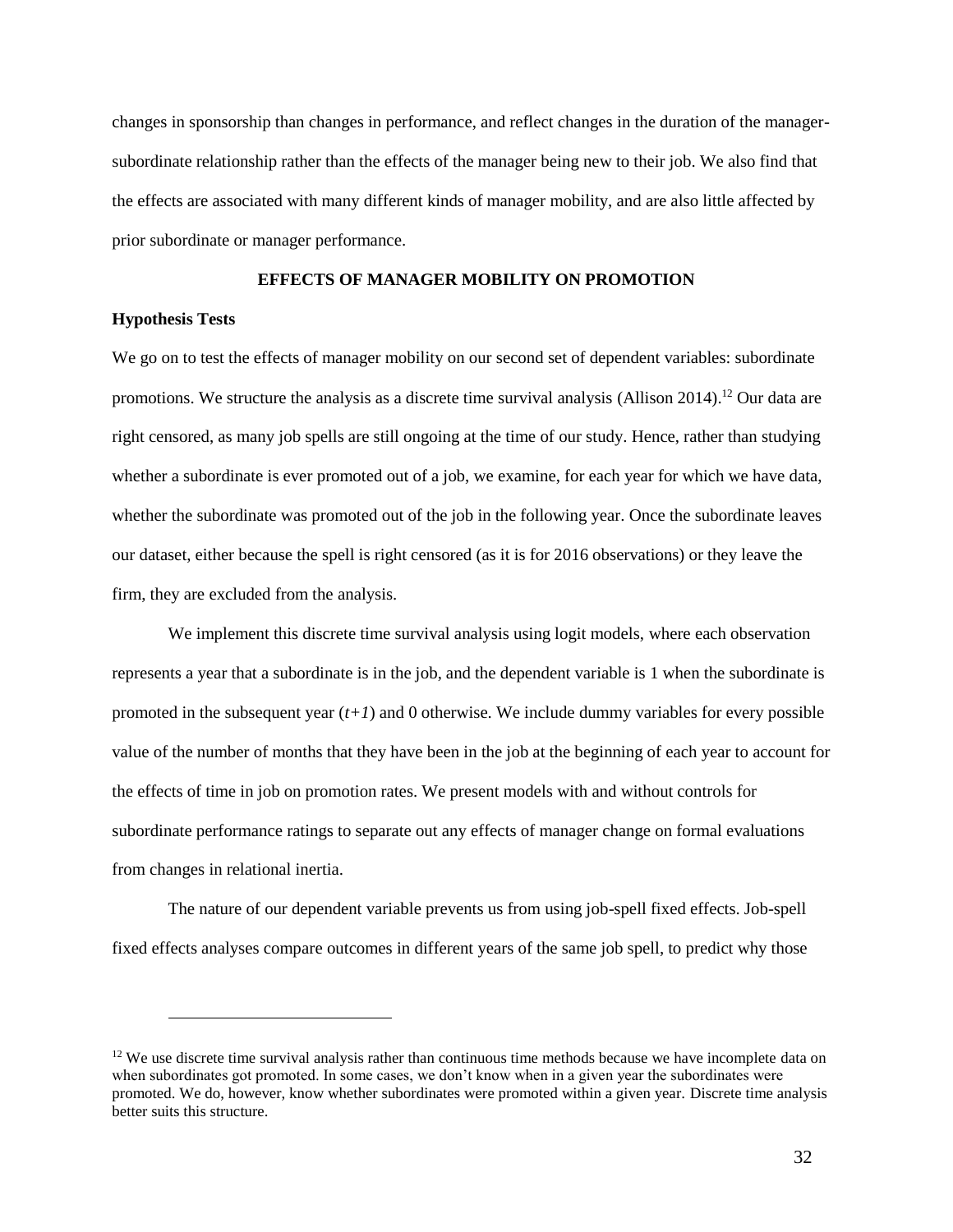changes in sponsorship than changes in performance, and reflect changes in the duration of the manager-subordinate relationship rather than the effects of the manager being new to their job. We also find that the effects are associated with many different kinds of manager mobility, and are also little affected by prior subordinate or manager performance.

## EFFECTS OF MANAGER MOBILITY ON PROMOTION

### Hypothesis Tests

We go on to test the effects of manager mobility on our second set of dependent variables: subordinate promotions. We structure the analysis as a discrete time survival analysis (Allison 2014).[12] Our data are right censored, as many job spells are still ongoing at the time of our study. Hence, rather than studying whether a subordinate is ever promoted out of a job, we examine, for each year for which we have data, whether the subordinate was promoted out of the job in the following year. Once the subordinate leaves our dataset, either because the spell is right censored (as it is for 2016 observations) or they leave the firm, they are excluded from the analysis.

We implement this discrete time survival analysis using logit models, where each observation represents a year that a subordinate is in the job, and the dependent variable is 1 when the subordinate is promoted in the subsequent year ($t+1$) and 0 otherwise. We include dummy variables for every possible value of the number of months that they have been in the job at the beginning of each year to account for the effects of time in job on promotion rates. We present models with and without controls for subordinate performance ratings to separate out any effects of manager change on formal evaluations from changes in relational inertia.

The nature of our dependent variable prevents us from using job-spell fixed effects. Job-spell fixed effects analyses compare outcomes in different years of the same job spell, to predict why those

[12] We use discrete time survival analysis rather than continuous time methods because we have incomplete data on when subordinates got promoted. In some cases, we don't know when in a given year the subordinates were promoted. We do, however, know whether subordinates were promoted within a given year. Discrete time analysis better suits this structure.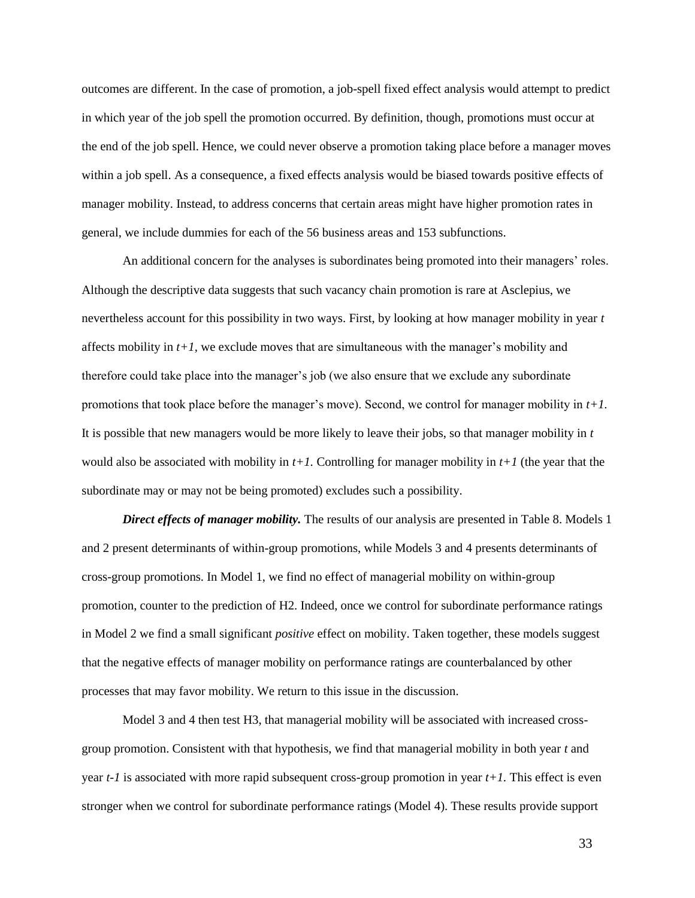outcomes are different. In the case of promotion, a job-spell fixed effect analysis would attempt to predict in which year of the job spell the promotion occurred. By definition, though, promotions must occur at the end of the job spell. Hence, we could never observe a promotion taking place before a manager moves within a job spell. As a consequence, a fixed effects analysis would be biased towards positive effects of manager mobility. Instead, to address concerns that certain areas might have higher promotion rates in general, we include dummies for each of the 56 business areas and 153 subfunctions.

An additional concern for the analyses is subordinates being promoted into their managers' roles. Although the descriptive data suggests that such vacancy chain promotion is rare at Asclepius, we nevertheless account for this possibility in two ways. First, by looking at how manager mobility in year $t$ affects mobility in $t+1$, we exclude moves that are simultaneous with the manager's mobility and therefore could take place into the manager's job (we also ensure that we exclude any subordinate promotions that took place before the manager's move). Second, we control for manager mobility in $t+1$. It is possible that new managers would be more likely to leave their jobs, so that manager mobility in $t$ would also be associated with mobility in $t+1$. Controlling for manager mobility in $t+1$ (the year that the subordinate may or may not be being promoted) excludes such a possibility.

***Direct effects of manager mobility.*** The results of our analysis are presented in Table 8. Models 1 and 2 present determinants of within-group promotions, while Models 3 and 4 presents determinants of cross-group promotions. In Model 1, we find no effect of managerial mobility on within-group promotion, counter to the prediction of H2. Indeed, once we control for subordinate performance ratings in Model 2 we find a small significant *positive* effect on mobility. Taken together, these models suggest that the negative effects of manager mobility on performance ratings are counterbalanced by other processes that may favor mobility. We return to this issue in the discussion.

Model 3 and 4 then test H3, that managerial mobility will be associated with increased cross-group promotion. Consistent with that hypothesis, we find that managerial mobility in both year $t$ and year $t-1$ is associated with more rapid subsequent cross-group promotion in year $t+1$. This effect is even stronger when we control for subordinate performance ratings (Model 4). These results provide support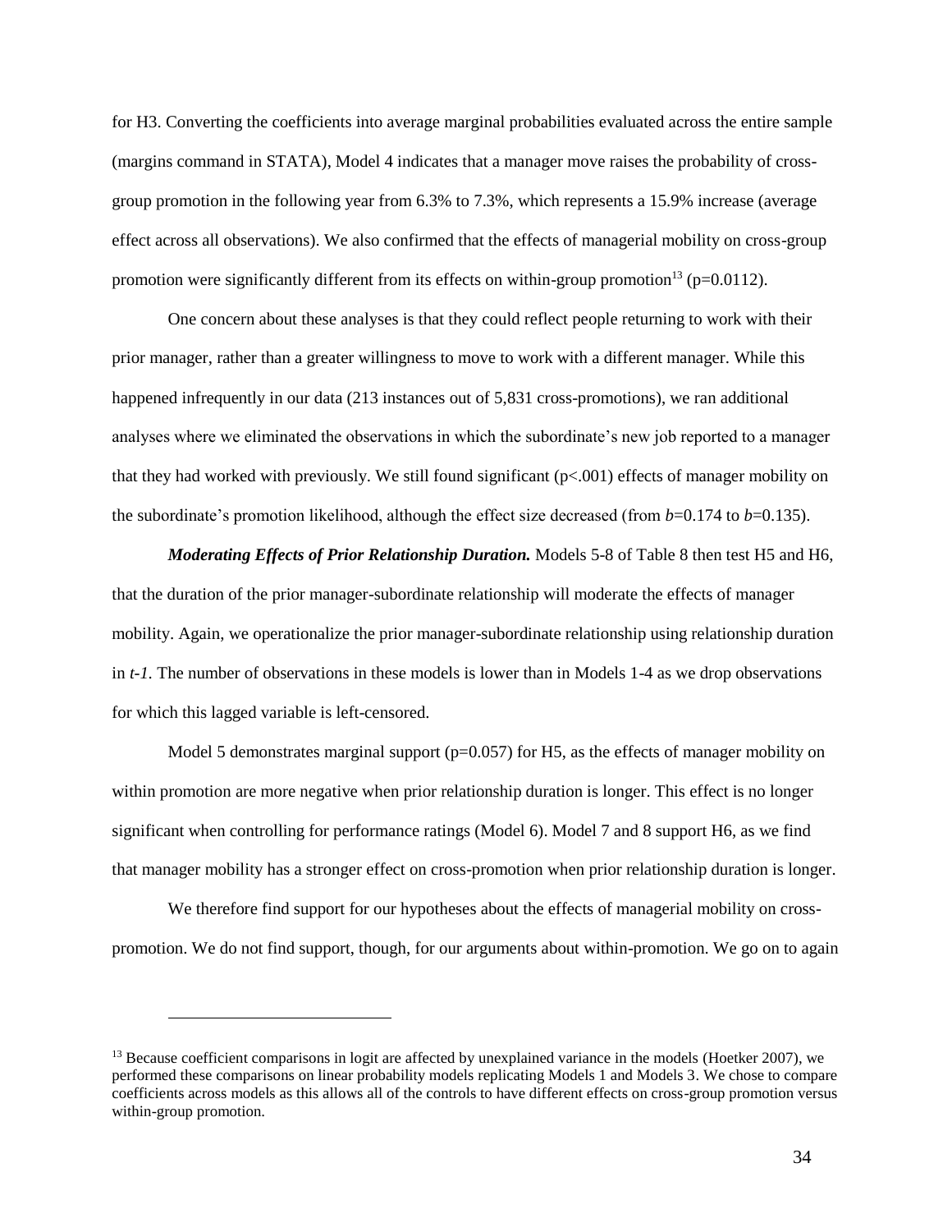for H3. Converting the coefficients into average marginal probabilities evaluated across the entire sample (margins command in STATA), Model 4 indicates that a manager move raises the probability of cross-group promotion in the following year from 6.3% to 7.3%, which represents a 15.9% increase (average effect across all observations). We also confirmed that the effects of managerial mobility on cross-group promotion were significantly different from its effects on within-group promotion[13] ($p=0.0112$).

One concern about these analyses is that they could reflect people returning to work with their prior manager, rather than a greater willingness to move to work with a different manager. While this happened infrequently in our data (213 instances out of 5,831 cross-promotions), we ran additional analyses where we eliminated the observations in which the subordinate's new job reported to a manager that they had worked with previously. We still found significant ($p<.001$) effects of manager mobility on the subordinate's promotion likelihood, although the effect size decreased (from $b=0.174$ to $b=0.135$).

***Moderating Effects of Prior Relationship Duration.*** Models 5-8 of Table 8 then test H5 and H6, that the duration of the prior manager-subordinate relationship will moderate the effects of manager mobility. Again, we operationalize the prior manager-subordinate relationship using relationship duration in $t$-$1$. The number of observations in these models is lower than in Models 1-4 as we drop observations for which this lagged variable is left-censored.

Model 5 demonstrates marginal support ($p=0.057$) for H5, as the effects of manager mobility on within promotion are more negative when prior relationship duration is longer. This effect is no longer significant when controlling for performance ratings (Model 6). Model 7 and 8 support H6, as we find that manager mobility has a stronger effect on cross-promotion when prior relationship duration is longer.

We therefore find support for our hypotheses about the effects of managerial mobility on cross-promotion. We do not find support, though, for our arguments about within-promotion. We go on to again

[13] Because coefficient comparisons in logit are affected by unexplained variance in the models (Hoetker 2007), we performed these comparisons on linear probability models replicating Models 1 and Models 3. We chose to compare coefficients across models as this allows all of the controls to have different effects on cross-group promotion versus within-group promotion.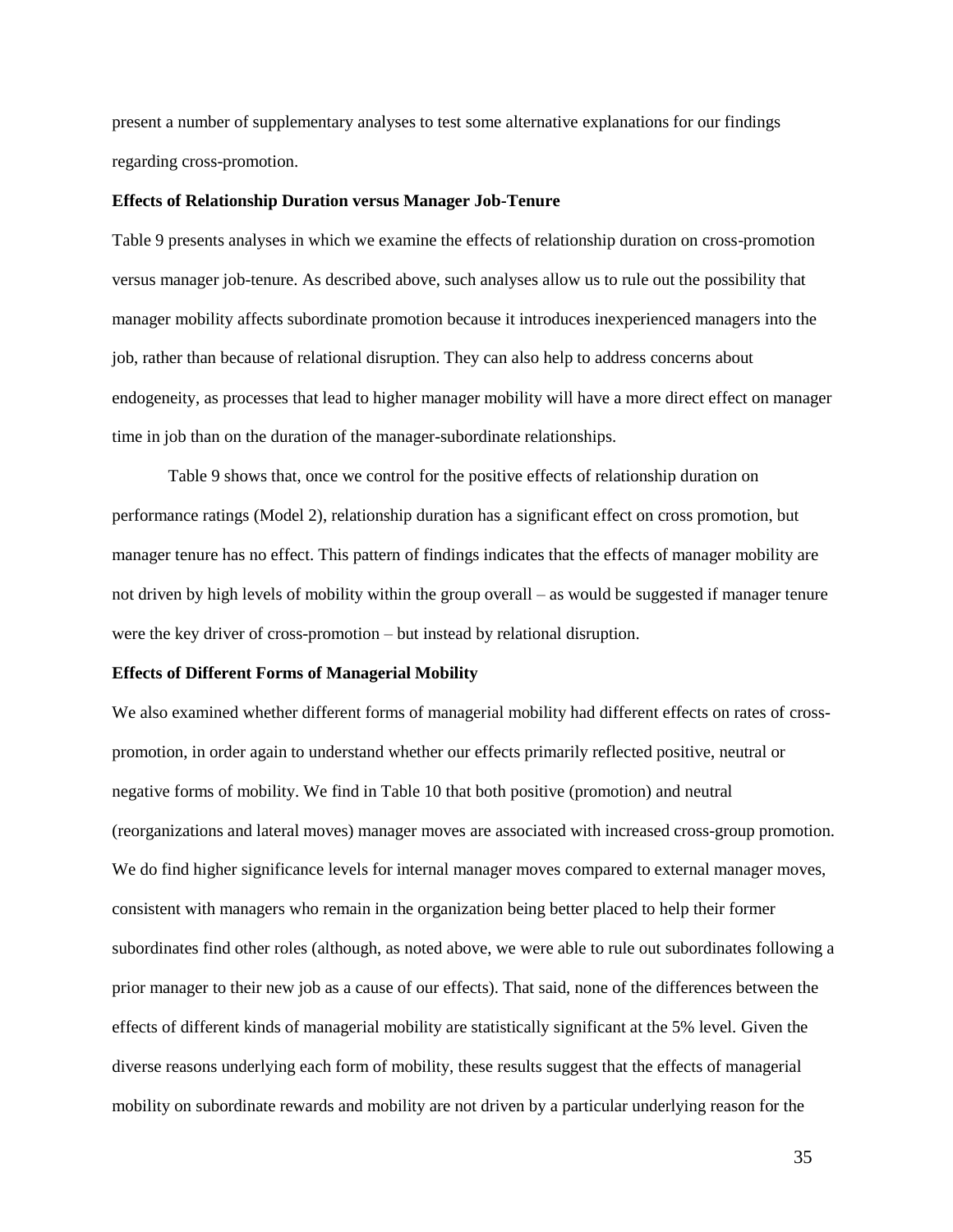present a number of supplementary analyses to test some alternative explanations for our findings regarding cross-promotion.

**Effects of Relationship Duration versus Manager Job-Tenure**

Table 9 presents analyses in which we examine the effects of relationship duration on cross-promotion versus manager job-tenure. As described above, such analyses allow us to rule out the possibility that manager mobility affects subordinate promotion because it introduces inexperienced managers into the job, rather than because of relational disruption. They can also help to address concerns about endogeneity, as processes that lead to higher manager mobility will have a more direct effect on manager time in job than on the duration of the manager-subordinate relationships.

Table 9 shows that, once we control for the positive effects of relationship duration on performance ratings (Model 2), relationship duration has a significant effect on cross promotion, but manager tenure has no effect. This pattern of findings indicates that the effects of manager mobility are not driven by high levels of mobility within the group overall – as would be suggested if manager tenure were the key driver of cross-promotion – but instead by relational disruption.

**Effects of Different Forms of Managerial Mobility**

We also examined whether different forms of managerial mobility had different effects on rates of cross-promotion, in order again to understand whether our effects primarily reflected positive, neutral or negative forms of mobility. We find in Table 10 that both positive (promotion) and neutral (reorganizations and lateral moves) manager moves are associated with increased cross-group promotion. We do find higher significance levels for internal manager moves compared to external manager moves, consistent with managers who remain in the organization being better placed to help their former subordinates find other roles (although, as noted above, we were able to rule out subordinates following a prior manager to their new job as a cause of our effects). That said, none of the differences between the effects of different kinds of managerial mobility are statistically significant at the 5% level. Given the diverse reasons underlying each form of mobility, these results suggest that the effects of managerial mobility on subordinate rewards and mobility are not driven by a particular underlying reason for the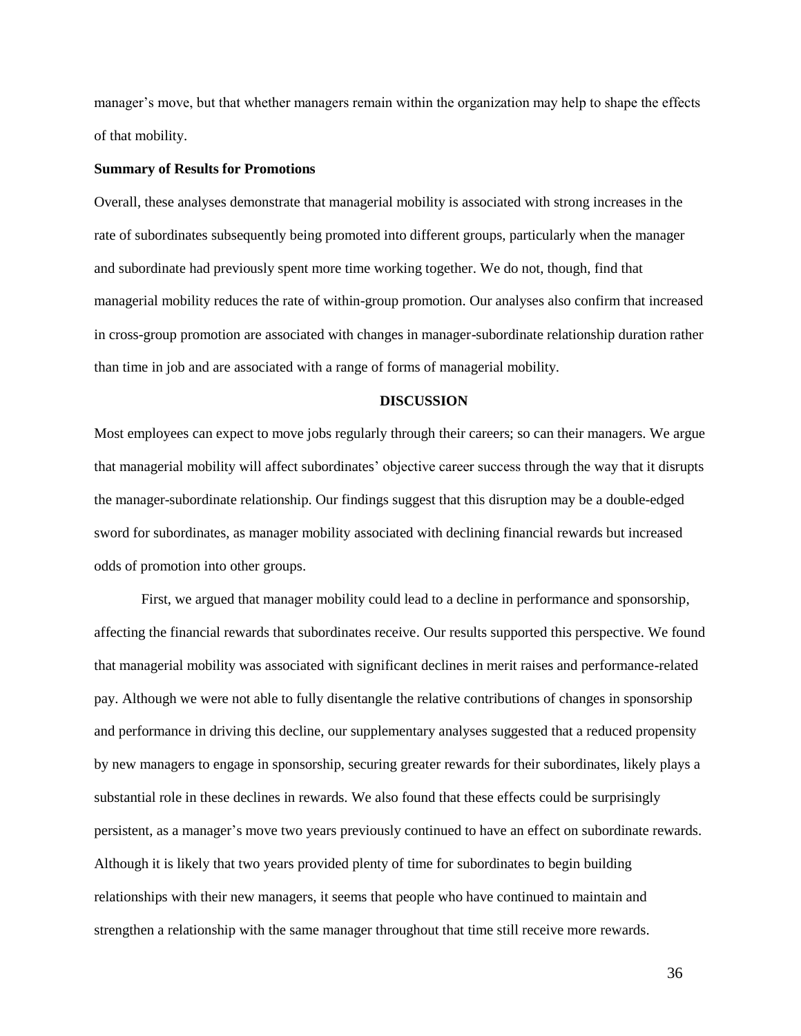manager's move, but that whether managers remain within the organization may help to shape the effects of that mobility.

**Summary of Results for Promotions**

Overall, these analyses demonstrate that managerial mobility is associated with strong increases in the rate of subordinates subsequently being promoted into different groups, particularly when the manager and subordinate had previously spent more time working together. We do not, though, find that managerial mobility reduces the rate of within-group promotion. Our analyses also confirm that increased in cross-group promotion are associated with changes in manager-subordinate relationship duration rather than time in job and are associated with a range of forms of managerial mobility.

## DISCUSSION

Most employees can expect to move jobs regularly through their careers; so can their managers. We argue that managerial mobility will affect subordinates' objective career success through the way that it disrupts the manager-subordinate relationship. Our findings suggest that this disruption may be a double-edged sword for subordinates, as manager mobility associated with declining financial rewards but increased odds of promotion into other groups.

First, we argued that manager mobility could lead to a decline in performance and sponsorship, affecting the financial rewards that subordinates receive. Our results supported this perspective. We found that managerial mobility was associated with significant declines in merit raises and performance-related pay. Although we were not able to fully disentangle the relative contributions of changes in sponsorship and performance in driving this decline, our supplementary analyses suggested that a reduced propensity by new managers to engage in sponsorship, securing greater rewards for their subordinates, likely plays a substantial role in these declines in rewards. We also found that these effects could be surprisingly persistent, as a manager's move two years previously continued to have an effect on subordinate rewards. Although it is likely that two years provided plenty of time for subordinates to begin building relationships with their new managers, it seems that people who have continued to maintain and strengthen a relationship with the same manager throughout that time still receive more rewards.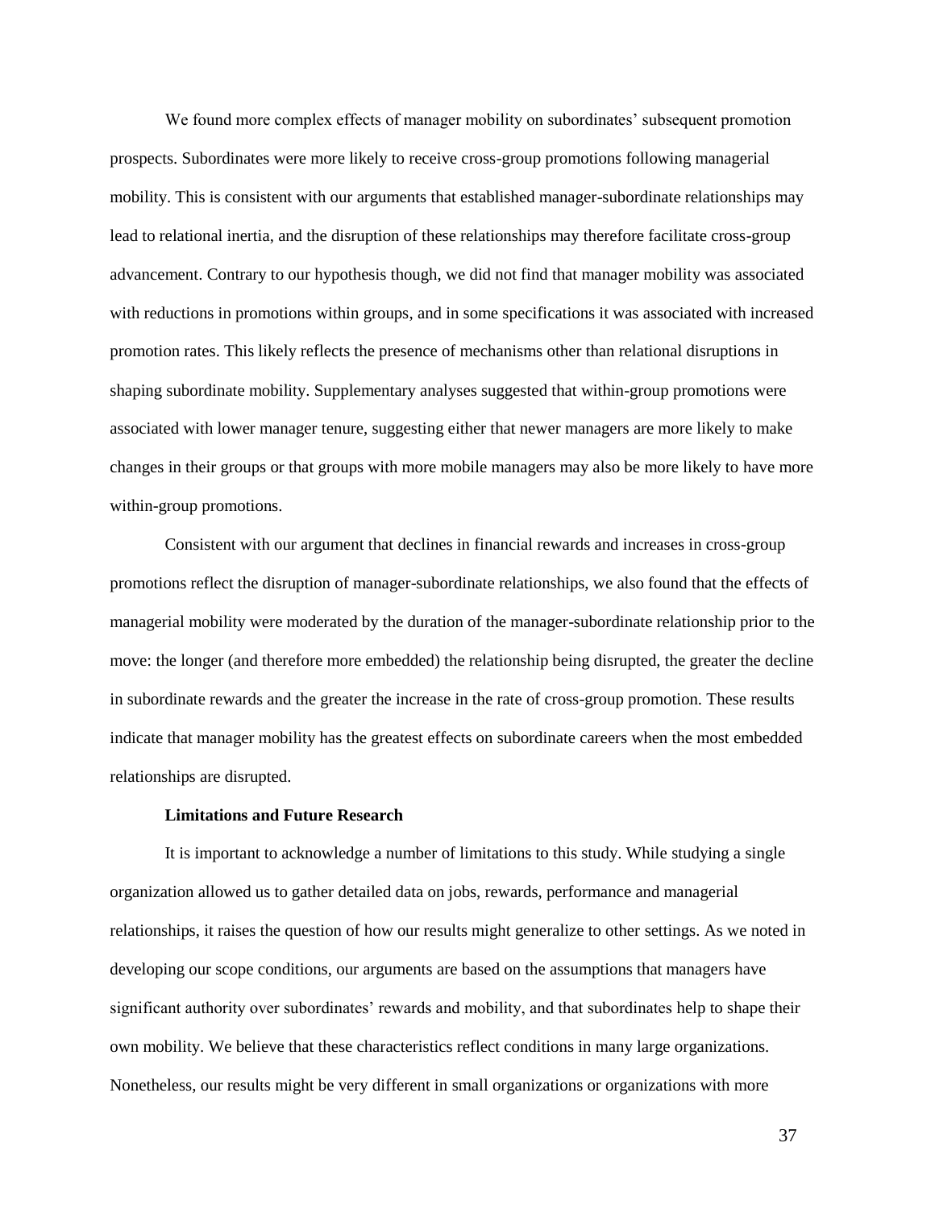We found more complex effects of manager mobility on subordinates' subsequent promotion prospects. Subordinates were more likely to receive cross-group promotions following managerial mobility. This is consistent with our arguments that established manager-subordinate relationships may lead to relational inertia, and the disruption of these relationships may therefore facilitate cross-group advancement. Contrary to our hypothesis though, we did not find that manager mobility was associated with reductions in promotions within groups, and in some specifications it was associated with increased promotion rates. This likely reflects the presence of mechanisms other than relational disruptions in shaping subordinate mobility. Supplementary analyses suggested that within-group promotions were associated with lower manager tenure, suggesting either that newer managers are more likely to make changes in their groups or that groups with more mobile managers may also be more likely to have more within-group promotions.

Consistent with our argument that declines in financial rewards and increases in cross-group promotions reflect the disruption of manager-subordinate relationships, we also found that the effects of managerial mobility were moderated by the duration of the manager-subordinate relationship prior to the move: the longer (and therefore more embedded) the relationship being disrupted, the greater the decline in subordinate rewards and the greater the increase in the rate of cross-group promotion. These results indicate that manager mobility has the greatest effects on subordinate careers when the most embedded relationships are disrupted.

### Limitations and Future Research

It is important to acknowledge a number of limitations to this study. While studying a single organization allowed us to gather detailed data on jobs, rewards, performance and managerial relationships, it raises the question of how our results might generalize to other settings. As we noted in developing our scope conditions, our arguments are based on the assumptions that managers have significant authority over subordinates' rewards and mobility, and that subordinates help to shape their own mobility. We believe that these characteristics reflect conditions in many large organizations. Nonetheless, our results might be very different in small organizations or organizations with more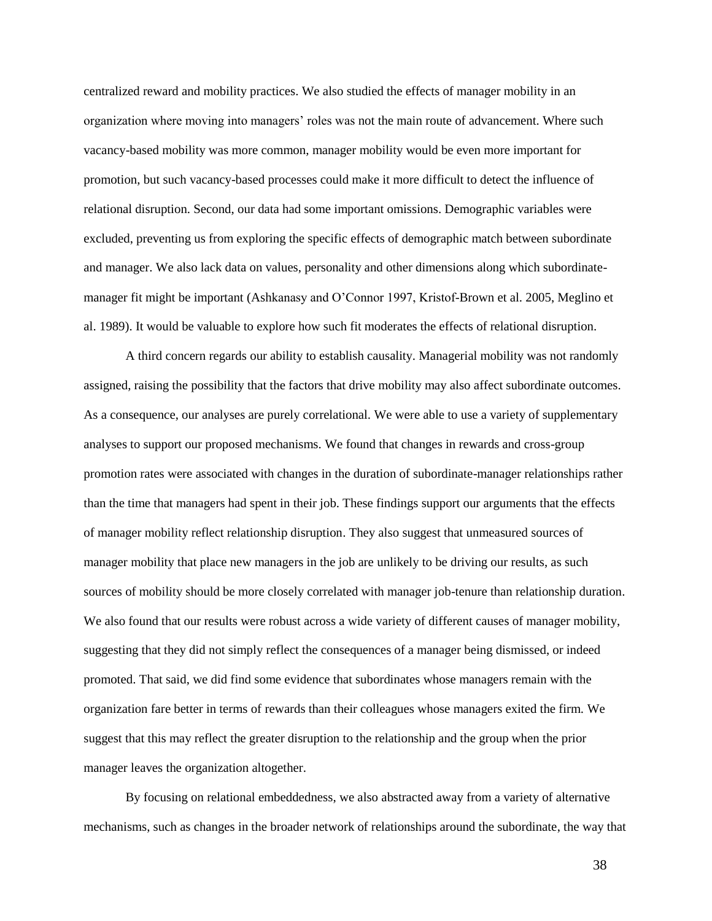centralized reward and mobility practices. We also studied the effects of manager mobility in an organization where moving into managers' roles was not the main route of advancement. Where such vacancy-based mobility was more common, manager mobility would be even more important for promotion, but such vacancy-based processes could make it more difficult to detect the influence of relational disruption. Second, our data had some important omissions. Demographic variables were excluded, preventing us from exploring the specific effects of demographic match between subordinate and manager. We also lack data on values, personality and other dimensions along which subordinate-manager fit might be important (Ashkanasy and O'Connor 1997, Kristof-Brown et al. 2005, Meglino et al. 1989). It would be valuable to explore how such fit moderates the effects of relational disruption.

A third concern regards our ability to establish causality. Managerial mobility was not randomly assigned, raising the possibility that the factors that drive mobility may also affect subordinate outcomes. As a consequence, our analyses are purely correlational. We were able to use a variety of supplementary analyses to support our proposed mechanisms. We found that changes in rewards and cross-group promotion rates were associated with changes in the duration of subordinate-manager relationships rather than the time that managers had spent in their job. These findings support our arguments that the effects of manager mobility reflect relationship disruption. They also suggest that unmeasured sources of manager mobility that place new managers in the job are unlikely to be driving our results, as such sources of mobility should be more closely correlated with manager job-tenure than relationship duration. We also found that our results were robust across a wide variety of different causes of manager mobility, suggesting that they did not simply reflect the consequences of a manager being dismissed, or indeed promoted. That said, we did find some evidence that subordinates whose managers remain with the organization fare better in terms of rewards than their colleagues whose managers exited the firm. We suggest that this may reflect the greater disruption to the relationship and the group when the prior manager leaves the organization altogether.

By focusing on relational embeddedness, we also abstracted away from a variety of alternative mechanisms, such as changes in the broader network of relationships around the subordinate, the way that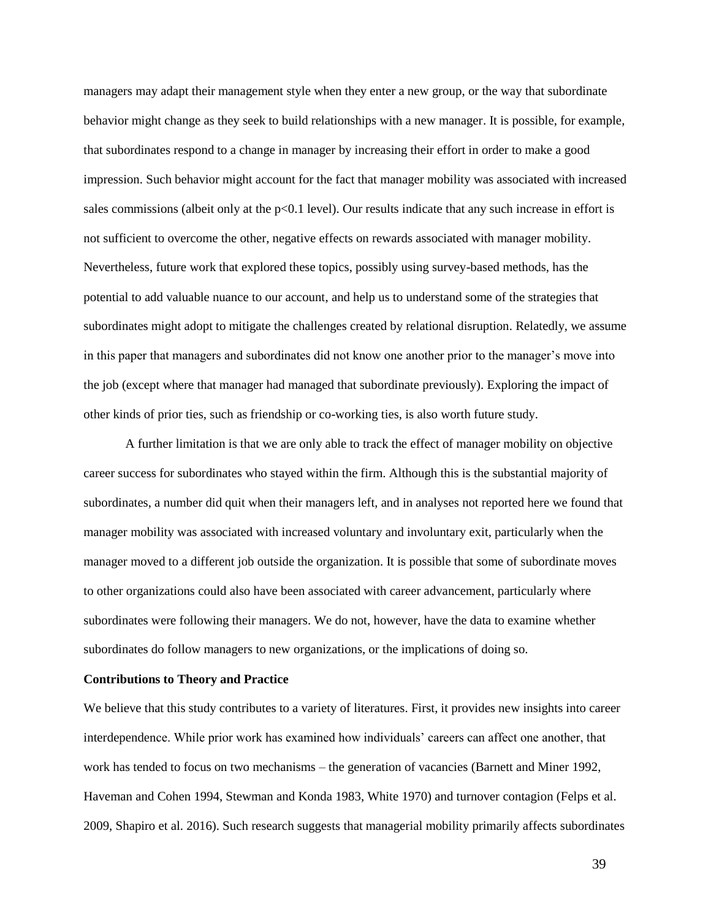managers may adapt their management style when they enter a new group, or the way that subordinate behavior might change as they seek to build relationships with a new manager. It is possible, for example, that subordinates respond to a change in manager by increasing their effort in order to make a good impression. Such behavior might account for the fact that manager mobility was associated with increased sales commissions (albeit only at the $p<0.1$ level). Our results indicate that any such increase in effort is not sufficient to overcome the other, negative effects on rewards associated with manager mobility. Nevertheless, future work that explored these topics, possibly using survey-based methods, has the potential to add valuable nuance to our account, and help us to understand some of the strategies that subordinates might adopt to mitigate the challenges created by relational disruption. Relatedly, we assume in this paper that managers and subordinates did not know one another prior to the manager's move into the job (except where that manager had managed that subordinate previously). Exploring the impact of other kinds of prior ties, such as friendship or co-working ties, is also worth future study.

A further limitation is that we are only able to track the effect of manager mobility on objective career success for subordinates who stayed within the firm. Although this is the substantial majority of subordinates, a number did quit when their managers left, and in analyses not reported here we found that manager mobility was associated with increased voluntary and involuntary exit, particularly when the manager moved to a different job outside the organization. It is possible that some of subordinate moves to other organizations could also have been associated with career advancement, particularly where subordinates were following their managers. We do not, however, have the data to examine whether subordinates do follow managers to new organizations, or the implications of doing so.

**Contributions to Theory and Practice**

We believe that this study contributes to a variety of literatures. First, it provides new insights into career interdependence. While prior work has examined how individuals' careers can affect one another, that work has tended to focus on two mechanisms – the generation of vacancies (Barnett and Miner 1992, Haveman and Cohen 1994, Stewman and Konda 1983, White 1970) and turnover contagion (Felps et al. 2009, Shapiro et al. 2016). Such research suggests that managerial mobility primarily affects subordinates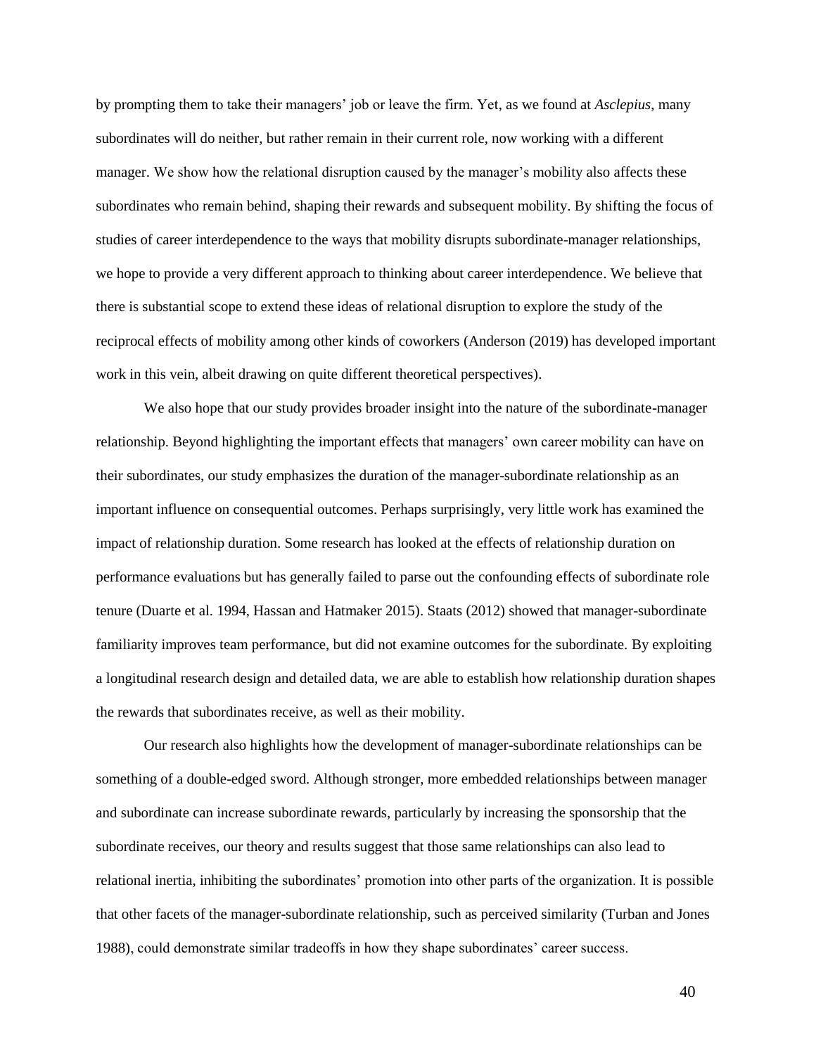by prompting them to take their managers' job or leave the firm. Yet, as we found at *Asclepius*, many subordinates will do neither, but rather remain in their current role, now working with a different manager. We show how the relational disruption caused by the manager's mobility also affects these subordinates who remain behind, shaping their rewards and subsequent mobility. By shifting the focus of studies of career interdependence to the ways that mobility disrupts subordinate-manager relationships, we hope to provide a very different approach to thinking about career interdependence. We believe that there is substantial scope to extend these ideas of relational disruption to explore the study of the reciprocal effects of mobility among other kinds of coworkers (Anderson (2019) has developed important work in this vein, albeit drawing on quite different theoretical perspectives).

We also hope that our study provides broader insight into the nature of the subordinate-manager relationship. Beyond highlighting the important effects that managers' own career mobility can have on their subordinates, our study emphasizes the duration of the manager-subordinate relationship as an important influence on consequential outcomes. Perhaps surprisingly, very little work has examined the impact of relationship duration. Some research has looked at the effects of relationship duration on performance evaluations but has generally failed to parse out the confounding effects of subordinate role tenure (Duarte et al. 1994, Hassan and Hatmaker 2015). Staats (2012) showed that manager-subordinate familiarity improves team performance, but did not examine outcomes for the subordinate. By exploiting a longitudinal research design and detailed data, we are able to establish how relationship duration shapes the rewards that subordinates receive, as well as their mobility.

Our research also highlights how the development of manager-subordinate relationships can be something of a double-edged sword. Although stronger, more embedded relationships between manager and subordinate can increase subordinate rewards, particularly by increasing the sponsorship that the subordinate receives, our theory and results suggest that those same relationships can also lead to relational inertia, inhibiting the subordinates' promotion into other parts of the organization. It is possible that other facets of the manager-subordinate relationship, such as perceived similarity (Turban and Jones 1988), could demonstrate similar tradeoffs in how they shape subordinates' career success.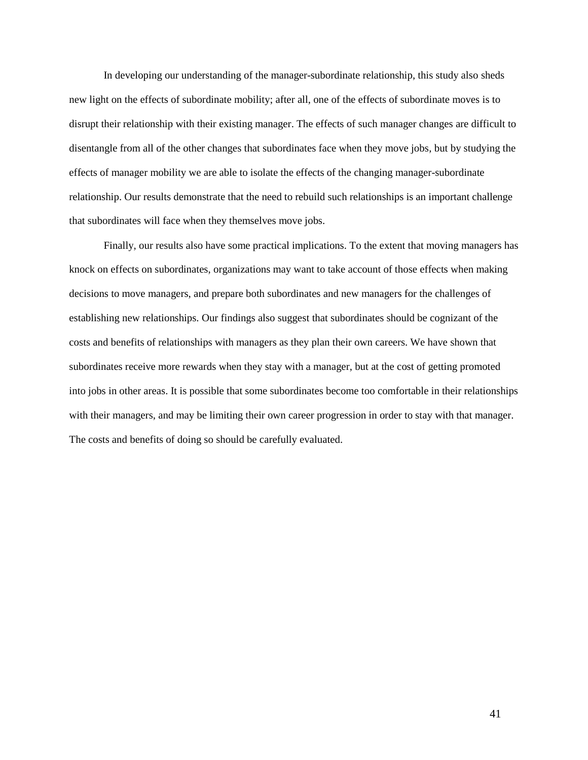In developing our understanding of the manager-subordinate relationship, this study also sheds new light on the effects of subordinate mobility; after all, one of the effects of subordinate moves is to disrupt their relationship with their existing manager. The effects of such manager changes are difficult to disentangle from all of the other changes that subordinates face when they move jobs, but by studying the effects of manager mobility we are able to isolate the effects of the changing manager-subordinate relationship. Our results demonstrate that the need to rebuild such relationships is an important challenge that subordinates will face when they themselves move jobs.

Finally, our results also have some practical implications. To the extent that moving managers has knock on effects on subordinates, organizations may want to take account of those effects when making decisions to move managers, and prepare both subordinates and new managers for the challenges of establishing new relationships. Our findings also suggest that subordinates should be cognizant of the costs and benefits of relationships with managers as they plan their own careers. We have shown that subordinates receive more rewards when they stay with a manager, but at the cost of getting promoted into jobs in other areas. It is possible that some subordinates become too comfortable in their relationships with their managers, and may be limiting their own career progression in order to stay with that manager. The costs and benefits of doing so should be carefully evaluated.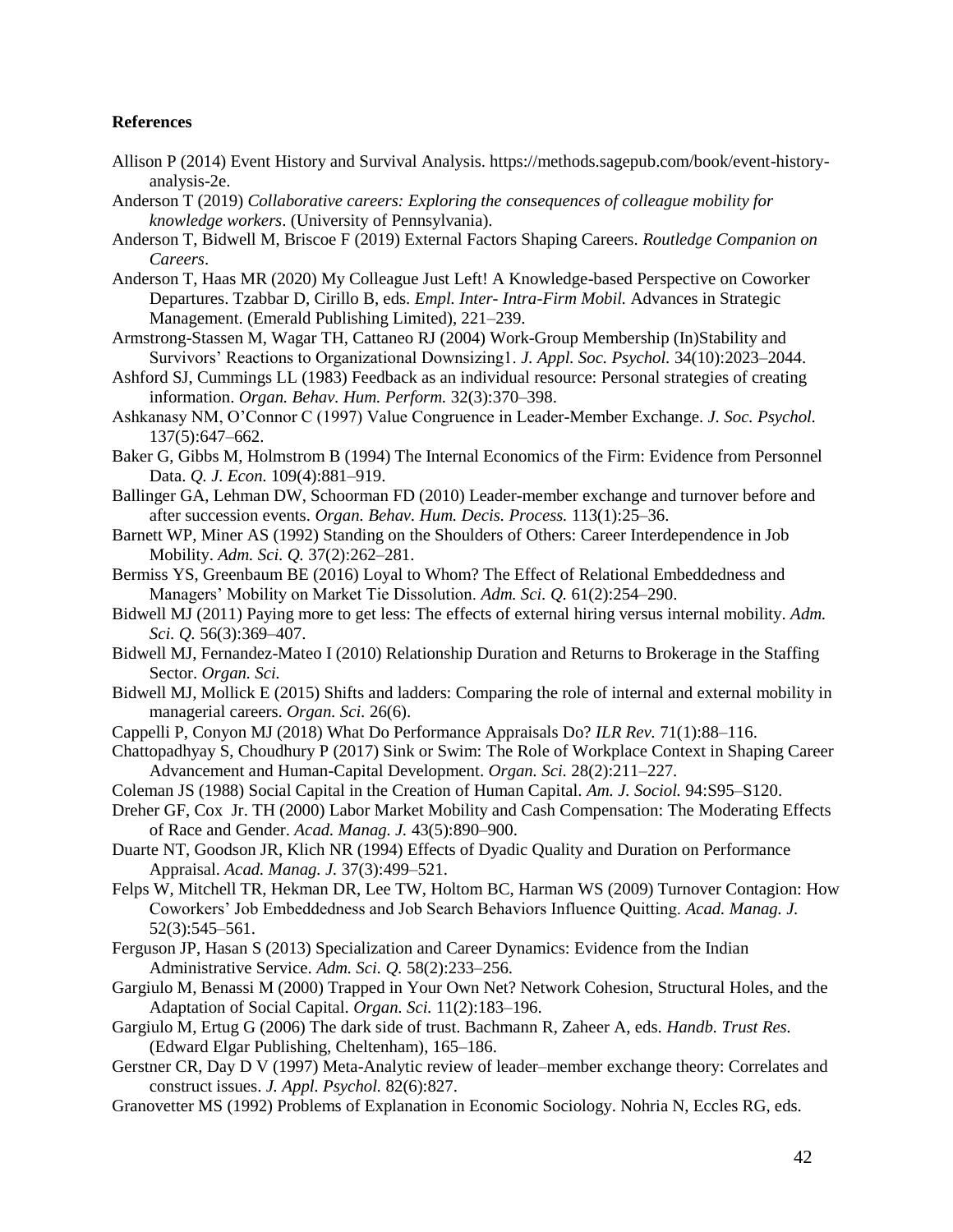**References**

Allison P (2014) Event History and Survival Analysis. https://methods.sagepub.com/book/event-history-analysis-2e.

Anderson T (2019) *Collaborative careers: Exploring the consequences of colleague mobility for knowledge workers*. (University of Pennsylvania).

Anderson T, Bidwell M, Briscoe F (2019) External Factors Shaping Careers. *Routledge Companion on Careers*.

Anderson T, Haas MR (2020) My Colleague Just Left! A Knowledge-based Perspective on Coworker Departures. Tzabbar D, Cirillo B, eds. *Empl. Inter- Intra-Firm Mobil.* Advances in Strategic Management. (Emerald Publishing Limited), 221–239.

Armstrong-Stassen M, Wagar TH, Cattaneo RJ (2004) Work-Group Membership (In)Stability and Survivors' Reactions to Organizational Downsizing1. *J. Appl. Soc. Psychol.* 34(10):2023–2044.

Ashford SJ, Cummings LL (1983) Feedback as an individual resource: Personal strategies of creating information. *Organ. Behav. Hum. Perform.* 32(3):370–398.

Ashkanasy NM, O'Connor C (1997) Value Congruence in Leader-Member Exchange. *J. Soc. Psychol.* 137(5):647–662.

Baker G, Gibbs M, Holmstrom B (1994) The Internal Economics of the Firm: Evidence from Personnel Data. *Q. J. Econ.* 109(4):881–919.

Ballinger GA, Lehman DW, Schoorman FD (2010) Leader-member exchange and turnover before and after succession events. *Organ. Behav. Hum. Decis. Process.* 113(1):25–36.

Barnett WP, Miner AS (1992) Standing on the Shoulders of Others: Career Interdependence in Job Mobility. *Adm. Sci. Q.* 37(2):262–281.

Bermiss YS, Greenbaum BE (2016) Loyal to Whom? The Effect of Relational Embeddedness and Managers' Mobility on Market Tie Dissolution. *Adm. Sci. Q.* 61(2):254–290.

Bidwell MJ (2011) Paying more to get less: The effects of external hiring versus internal mobility. *Adm. Sci. Q.* 56(3):369–407.

Bidwell MJ, Fernandez-Mateo I (2010) Relationship Duration and Returns to Brokerage in the Staffing Sector. *Organ. Sci.*

Bidwell MJ, Mollick E (2015) Shifts and ladders: Comparing the role of internal and external mobility in managerial careers. *Organ. Sci.* 26(6).

Cappelli P, Conyon MJ (2018) What Do Performance Appraisals Do? *ILR Rev.* 71(1):88–116.

Chattopadhyay S, Choudhury P (2017) Sink or Swim: The Role of Workplace Context in Shaping Career Advancement and Human-Capital Development. *Organ. Sci.* 28(2):211–227.

Coleman JS (1988) Social Capital in the Creation of Human Capital. *Am. J. Sociol.* 94:S95–S120.

Dreher GF, Cox Jr. TH (2000) Labor Market Mobility and Cash Compensation: The Moderating Effects of Race and Gender. *Acad. Manag. J.* 43(5):890–900.

Duarte NT, Goodson JR, Klich NR (1994) Effects of Dyadic Quality and Duration on Performance Appraisal. *Acad. Manag. J.* 37(3):499–521.

Felps W, Mitchell TR, Hekman DR, Lee TW, Holtom BC, Harman WS (2009) Turnover Contagion: How Coworkers' Job Embeddedness and Job Search Behaviors Influence Quitting. *Acad. Manag. J.* 52(3):545–561.

Ferguson JP, Hasan S (2013) Specialization and Career Dynamics: Evidence from the Indian Administrative Service. *Adm. Sci. Q.* 58(2):233–256.

Gargiulo M, Benassi M (2000) Trapped in Your Own Net? Network Cohesion, Structural Holes, and the Adaptation of Social Capital. *Organ. Sci.* 11(2):183–196.

Gargiulo M, Ertug G (2006) The dark side of trust. Bachmann R, Zaheer A, eds. *Handb. Trust Res.* (Edward Elgar Publishing, Cheltenham), 165–186.

Gerstner CR, Day D V (1997) Meta-Analytic review of leader–member exchange theory: Correlates and construct issues. *J. Appl. Psychol.* 82(6):827.

Granovetter MS (1992) Problems of Explanation in Economic Sociology. Nohria N, Eccles RG, eds.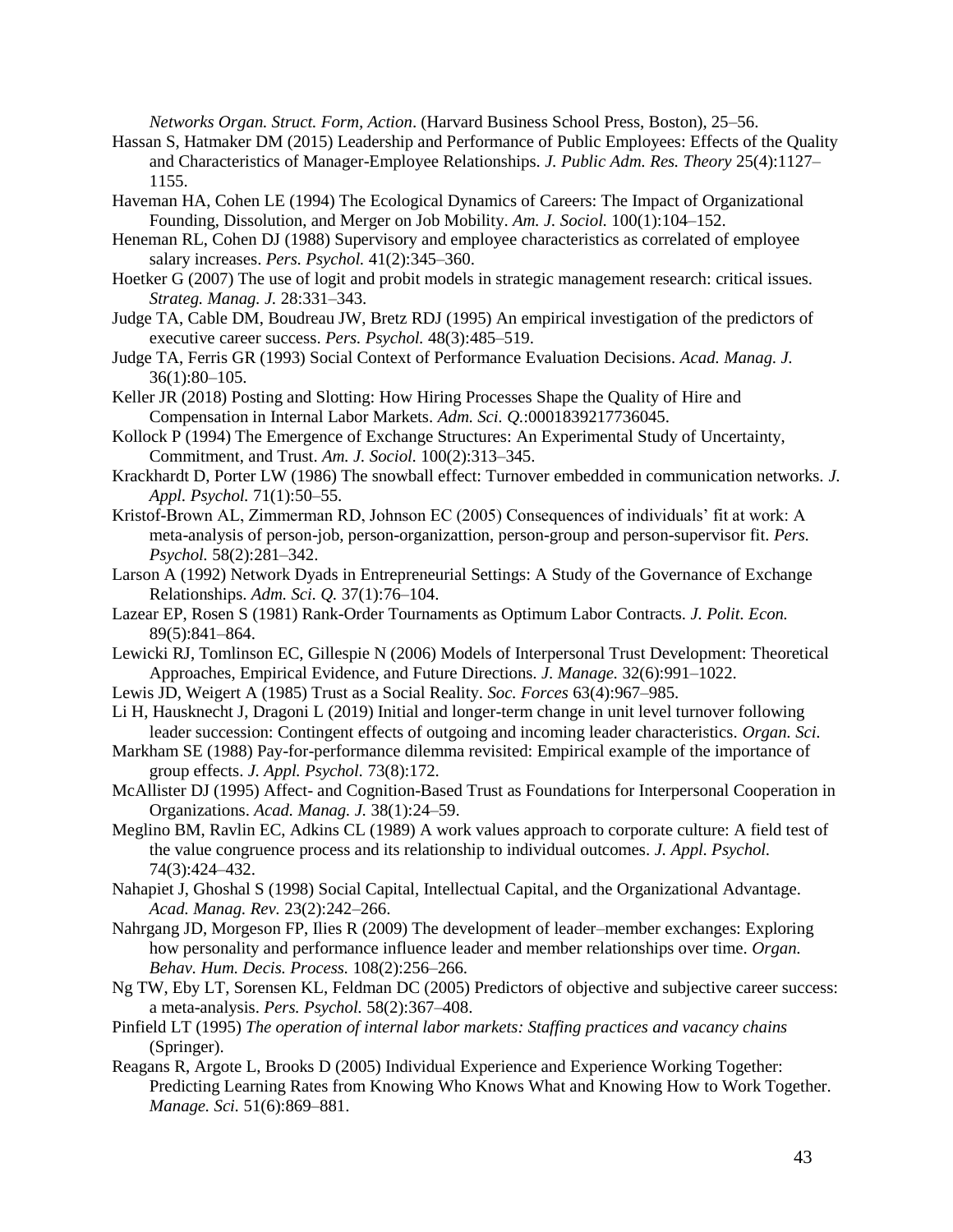*Networks Organ. Struct. Form, Action*. (Harvard Business School Press, Boston), 25–56.

Hassan S, Hatmaker DM (2015) Leadership and Performance of Public Employees: Effects of the Quality and Characteristics of Manager-Employee Relationships. *J. Public Adm. Res. Theory* 25(4):1127–1155.

Haveman HA, Cohen LE (1994) The Ecological Dynamics of Careers: The Impact of Organizational Founding, Dissolution, and Merger on Job Mobility. *Am. J. Sociol.* 100(1):104–152.

Heneman RL, Cohen DJ (1988) Supervisory and employee characteristics as correlated of employee salary increases. *Pers. Psychol.* 41(2):345–360.

Hoetker G (2007) The use of logit and probit models in strategic management research: critical issues. *Strateg. Manag. J.* 28:331–343.

Judge TA, Cable DM, Boudreau JW, Bretz RDJ (1995) An empirical investigation of the predictors of executive career success. *Pers. Psychol.* 48(3):485–519.

Judge TA, Ferris GR (1993) Social Context of Performance Evaluation Decisions. *Acad. Manag. J.* 36(1):80–105.

Keller JR (2018) Posting and Slotting: How Hiring Processes Shape the Quality of Hire and Compensation in Internal Labor Markets. *Adm. Sci. Q.*:0001839217736045.

Kollock P (1994) The Emergence of Exchange Structures: An Experimental Study of Uncertainty, Commitment, and Trust. *Am. J. Sociol.* 100(2):313–345.

Krackhardt D, Porter LW (1986) The snowball effect: Turnover embedded in communication networks. *J. Appl. Psychol.* 71(1):50–55.

Kristof-Brown AL, Zimmerman RD, Johnson EC (2005) Consequences of individuals' fit at work: A meta-analysis of person-job, person-organizattion, person-group and person-supervisor fit. *Pers. Psychol.* 58(2):281–342.

Larson A (1992) Network Dyads in Entrepreneurial Settings: A Study of the Governance of Exchange Relationships. *Adm. Sci. Q.* 37(1):76–104.

Lazear EP, Rosen S (1981) Rank-Order Tournaments as Optimum Labor Contracts. *J. Polit. Econ.* 89(5):841–864.

Lewicki RJ, Tomlinson EC, Gillespie N (2006) Models of Interpersonal Trust Development: Theoretical Approaches, Empirical Evidence, and Future Directions. *J. Manage.* 32(6):991–1022.

Lewis JD, Weigert A (1985) Trust as a Social Reality. *Soc. Forces* 63(4):967–985.

Li H, Hausknecht J, Dragoni L (2019) Initial and longer-term change in unit level turnover following leader succession: Contingent effects of outgoing and incoming leader characteristics. *Organ. Sci.*

Markham SE (1988) Pay-for-performance dilemma revisited: Empirical example of the importance of group effects. *J. Appl. Psychol.* 73(8):172.

McAllister DJ (1995) Affect- and Cognition-Based Trust as Foundations for Interpersonal Cooperation in Organizations. *Acad. Manag. J.* 38(1):24–59.

Meglino BM, Ravlin EC, Adkins CL (1989) A work values approach to corporate culture: A field test of the value congruence process and its relationship to individual outcomes. *J. Appl. Psychol.* 74(3):424–432.

Nahapiet J, Ghoshal S (1998) Social Capital, Intellectual Capital, and the Organizational Advantage. *Acad. Manag. Rev.* 23(2):242–266.

Nahrgang JD, Morgeson FP, Ilies R (2009) The development of leader–member exchanges: Exploring how personality and performance influence leader and member relationships over time. *Organ. Behav. Hum. Decis. Process.* 108(2):256–266.

Ng TW, Eby LT, Sorensen KL, Feldman DC (2005) Predictors of objective and subjective career success: a meta-analysis. *Pers. Psychol.* 58(2):367–408.

Pinfield LT (1995) *The operation of internal labor markets: Staffing practices and vacancy chains* (Springer).

Reagans R, Argote L, Brooks D (2005) Individual Experience and Experience Working Together: Predicting Learning Rates from Knowing Who Knows What and Knowing How to Work Together. *Manage. Sci.* 51(6):869–881.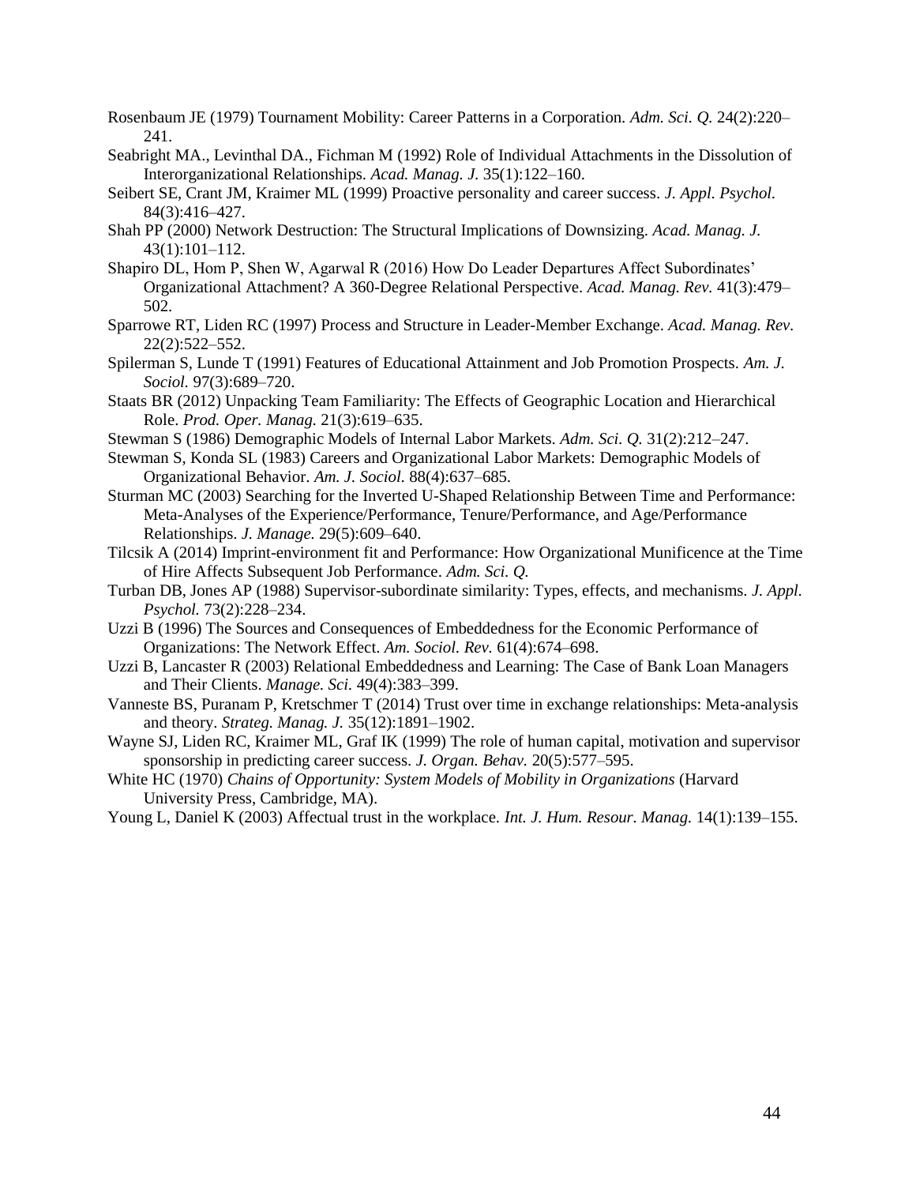Rosenbaum JE (1979) Tournament Mobility: Career Patterns in a Corporation. *Adm. Sci. Q.* 24(2):220–241.

Seabright MA., Levinthal DA., Fichman M (1992) Role of Individual Attachments in the Dissolution of Interorganizational Relationships. *Acad. Manag. J.* 35(1):122–160.

Seibert SE, Crant JM, Kraimer ML (1999) Proactive personality and career success. *J. Appl. Psychol.* 84(3):416–427.

Shah PP (2000) Network Destruction: The Structural Implications of Downsizing. *Acad. Manag. J.* 43(1):101–112.

Shapiro DL, Hom P, Shen W, Agarwal R (2016) How Do Leader Departures Affect Subordinates' Organizational Attachment? A 360-Degree Relational Perspective. *Acad. Manag. Rev.* 41(3):479–502.

Sparrowe RT, Liden RC (1997) Process and Structure in Leader-Member Exchange. *Acad. Manag. Rev.* 22(2):522–552.

Spilerman S, Lunde T (1991) Features of Educational Attainment and Job Promotion Prospects. *Am. J. Sociol.* 97(3):689–720.

Staats BR (2012) Unpacking Team Familiarity: The Effects of Geographic Location and Hierarchical Role. *Prod. Oper. Manag.* 21(3):619–635.

Stewman S (1986) Demographic Models of Internal Labor Markets. *Adm. Sci. Q.* 31(2):212–247.

Stewman S, Konda SL (1983) Careers and Organizational Labor Markets: Demographic Models of Organizational Behavior. *Am. J. Sociol.* 88(4):637–685.

Sturman MC (2003) Searching for the Inverted U-Shaped Relationship Between Time and Performance: Meta-Analyses of the Experience/Performance, Tenure/Performance, and Age/Performance Relationships. *J. Manage.* 29(5):609–640.

Tilcsik A (2014) Imprint-environment fit and Performance: How Organizational Munificence at the Time of Hire Affects Subsequent Job Performance. *Adm. Sci. Q.*

Turban DB, Jones AP (1988) Supervisor-subordinate similarity: Types, effects, and mechanisms. *J. Appl. Psychol.* 73(2):228–234.

Uzzi B (1996) The Sources and Consequences of Embeddedness for the Economic Performance of Organizations: The Network Effect. *Am. Sociol. Rev.* 61(4):674–698.

Uzzi B, Lancaster R (2003) Relational Embeddedness and Learning: The Case of Bank Loan Managers and Their Clients. *Manage. Sci.* 49(4):383–399.

Vanneste BS, Puranam P, Kretschmer T (2014) Trust over time in exchange relationships: Meta-analysis and theory. *Strateg. Manag. J.* 35(12):1891–1902.

Wayne SJ, Liden RC, Kraimer ML, Graf IK (1999) The role of human capital, motivation and supervisor sponsorship in predicting career success. *J. Organ. Behav.* 20(5):577–595.

White HC (1970) *Chains of Opportunity: System Models of Mobility in Organizations* (Harvard University Press, Cambridge, MA).

Young L, Daniel K (2003) Affectual trust in the workplace. *Int. J. Hum. Resour. Manag.* 14(1):139–155.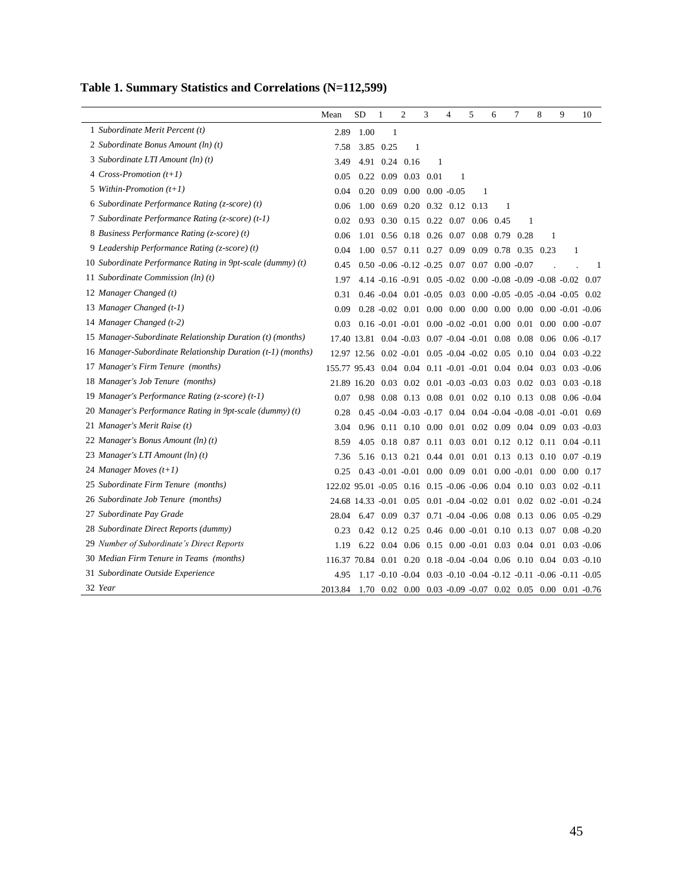**Table 1. Summary Statistics and Correlations (N=112,599)**

| | Mean | SD | 1 | 2 | 3 | 4 | 5 | 6 | 7 | 8 | 9 | 10 |
|---|---|---|---|---|---|---|---|---|---|---|---|---|
| 1 *Subordinate Merit Percent (t)* | 2.89 | 1.00 | 1 | | | | | | | | | |
| 2 *Subordinate Bonus Amount (ln) (t)* | 7.58 | 3.85 | 0.25 | 1 | | | | | | | | |
| 3 *Subordinate LTI Amount (ln) (t)* | 3.49 | 4.91 | 0.24 | 0.16 | 1 | | | | | | | |
| 4 *Cross-Promotion (t+1)* | 0.05 | 0.22 | 0.09 | 0.03 | 0.01 | 1 | | | | | | |
| 5 *Within-Promotion (t+1)* | 0.04 | 0.20 | 0.09 | 0.00 | 0.00 | -0.05 | 1 | | | | | |
| 6 *Subordinate Performance Rating (z-score) (t)* | 0.06 | 1.00 | 0.69 | 0.20 | 0.32 | 0.12 | 0.13 | 1 | | | | |
| 7 *Subordinate Performance Rating (z-score) (t-1)* | 0.02 | 0.93 | 0.30 | 0.15 | 0.22 | 0.07 | 0.06 | 0.45 | 1 | | | |
| 8 *Business Performance Rating (z-score) (t)* | 0.06 | 1.01 | 0.56 | 0.18 | 0.26 | 0.07 | 0.08 | 0.79 | 0.28 | 1 | | |
| 9 *Leadership Performance Rating (z-score) (t)* | 0.04 | 1.00 | 0.57 | 0.11 | 0.27 | 0.09 | 0.09 | 0.78 | 0.35 | 0.23 | 1 | |
| 10 *Subordinate Performance Rating in 9pt-scale (dummy) (t)* | 0.45 | 0.50 | -0.06 | -0.12 | -0.25 | 0.07 | 0.07 | 0.00 | -0.07 | . | . | 1 |
| 11 *Subordinate Commission (ln) (t)* | 1.97 | 4.14 | -0.16 | -0.91 | 0.05 | -0.02 | 0.00 | -0.08 | -0.09 | -0.08 | -0.02 | 0.07 |
| 12 *Manager Changed (t)* | 0.31 | 0.46 | -0.04 | 0.01 | -0.05 | 0.03 | 0.00 | -0.05 | -0.05 | -0.04 | -0.05 | 0.02 |
| 13 *Manager Changed (t-1)* | 0.09 | 0.28 | -0.02 | 0.01 | 0.00 | 0.00 | 0.00 | 0.00 | 0.00 | 0.00 | -0.01 | -0.06 |
| 14 *Manager Changed (t-2)* | 0.03 | 0.16 | -0.01 | -0.01 | 0.00 | -0.02 | -0.01 | 0.00 | 0.01 | 0.00 | 0.00 | -0.07 |
| 15 *Manager-Subordinate Relationship Duration (t) (months)* | 17.40 | 13.81 | 0.04 | -0.03 | 0.07 | -0.04 | -0.01 | 0.08 | 0.08 | 0.06 | 0.06 | -0.17 |
| 16 *Manager-Subordinate Relationship Duration (t-1) (months)* | 12.97 | 12.56 | 0.02 | -0.01 | 0.05 | -0.04 | -0.02 | 0.05 | 0.10 | 0.04 | 0.03 | -0.22 |
| 17 *Manager's Firm Tenure (months)* | 155.77 | 95.43 | 0.04 | 0.04 | 0.11 | -0.01 | -0.01 | 0.04 | 0.04 | 0.03 | 0.03 | -0.06 |
| 18 *Manager's Job Tenure (months)* | 21.89 | 16.20 | 0.03 | 0.02 | 0.01 | -0.03 | -0.03 | 0.03 | 0.02 | 0.03 | 0.03 | -0.18 |
| 19 *Manager's Performance Rating (z-score) (t-1)* | 0.07 | 0.98 | 0.08 | 0.13 | 0.08 | 0.01 | 0.02 | 0.10 | 0.13 | 0.08 | 0.06 | -0.04 |
| 20 *Manager's Performance Rating in 9pt-scale (dummy) (t)* | 0.28 | 0.45 | -0.04 | -0.03 | -0.17 | 0.04 | 0.04 | -0.04 | -0.08 | -0.01 | -0.01 | 0.69 |
| 21 *Manager's Merit Raise (t)* | 3.04 | 0.96 | 0.11 | 0.10 | 0.00 | 0.01 | 0.02 | 0.09 | 0.04 | 0.09 | 0.03 | -0.03 |
| 22 *Manager's Bonus Amount (ln) (t)* | 8.59 | 4.05 | 0.18 | 0.87 | 0.11 | 0.03 | 0.01 | 0.12 | 0.12 | 0.11 | 0.04 | -0.11 |
| 23 *Manager's LTI Amount (ln) (t)* | 7.36 | 5.16 | 0.13 | 0.21 | 0.44 | 0.01 | 0.01 | 0.13 | 0.13 | 0.10 | 0.07 | -0.19 |
| 24 *Manager Moves (t+1)* | 0.25 | 0.43 | -0.01 | -0.01 | 0.00 | 0.09 | 0.01 | 0.00 | -0.01 | 0.00 | 0.00 | 0.17 |
| 25 *Subordinate Firm Tenure (months)* | 122.02 | 95.01 | -0.05 | 0.16 | 0.15 | -0.06 | -0.06 | 0.04 | 0.10 | 0.03 | 0.02 | -0.11 |
| 26 *Subordinate Job Tenure (months)* | 24.68 | 14.33 | -0.01 | 0.05 | 0.01 | -0.04 | -0.02 | 0.01 | 0.02 | 0.02 | -0.01 | -0.24 |
| 27 *Subordinate Pay Grade* | 28.04 | 6.47 | 0.09 | 0.37 | 0.71 | -0.04 | -0.06 | 0.08 | 0.13 | 0.06 | 0.05 | -0.29 |
| 28 *Subordinate Direct Reports (dummy)* | 0.23 | 0.42 | 0.12 | 0.25 | 0.46 | 0.00 | -0.01 | 0.10 | 0.13 | 0.07 | 0.08 | -0.20 |
| 29 *Number of Subordinate's Direct Reports* | 1.19 | 6.22 | 0.04 | 0.06 | 0.15 | 0.00 | -0.01 | 0.03 | 0.04 | 0.01 | 0.03 | -0.06 |
| 30 *Median Firm Tenure in Teams (months)* | 116.37 | 70.84 | 0.01 | 0.20 | 0.18 | -0.04 | -0.04 | 0.06 | 0.10 | 0.04 | 0.03 | -0.10 |
| 31 *Subordinate Outside Experience* | 4.95 | 1.17 | -0.10 | -0.04 | 0.03 | -0.10 | -0.04 | -0.12 | -0.11 | -0.06 | -0.11 | -0.05 |
| 32 *Year* | 2013.84 | 1.70 | 0.02 | 0.00 | 0.03 | -0.09 | -0.07 | 0.02 | 0.05 | 0.00 | 0.01 | -0.76 |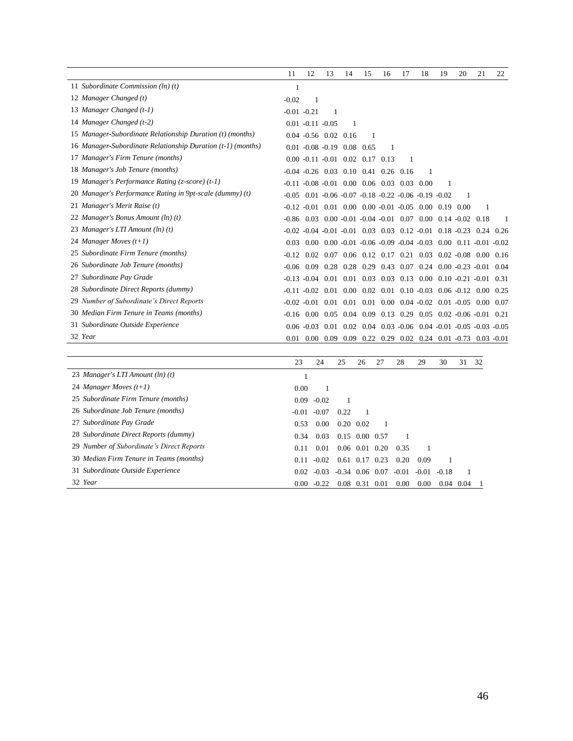| | 11 | 12 | 13 | 14 | 15 | 16 | 17 | 18 | 19 | 20 | 21 | 22 |
|---|---|---|---|---|---|---|---|---|---|---|---|---|
| 11 *Subordinate Commission (ln) (t)* | 1 | | | | | | | | | | | |
| 12 *Manager Changed (t)* | -0.02 | 1 | | | | | | | | | | |
| 13 *Manager Changed (t-1)* | -0.01 | -0.21 | 1 | | | | | | | | | |
| 14 *Manager Changed (t-2)* | 0.01 | -0.11 | -0.05 | 1 | | | | | | | | |
| 15 *Manager-Subordinate Relationship Duration (t) (months)* | 0.04 | -0.56 | 0.02 | 0.16 | 1 | | | | | | | |
| 16 *Manager-Subordinate Relationship Duration (t-1) (months)* | 0.01 | -0.08 | -0.19 | 0.08 | 0.65 | 1 | | | | | | |
| 17 *Manager's Firm Tenure (months)* | 0.00 | -0.11 | -0.01 | 0.02 | 0.17 | 0.13 | 1 | | | | | |
| 18 *Manager's Job Tenure (months)* | -0.04 | -0.26 | 0.03 | 0.10 | 0.41 | 0.26 | 0.16 | 1 | | | | |
| 19 *Manager's Performance Rating (z-score) (t-1)* | -0.11 | -0.08 | -0.01 | 0.00 | 0.06 | 0.03 | 0.03 | 0.00 | 1 | | | |
| 20 *Manager's Performance Rating in 9pt-scale (dummy) (t)* | -0.05 | 0.01 | -0.06 | -0.07 | -0.18 | -0.22 | -0.06 | -0.19 | -0.02 | 1 | | |
| 21 *Manager's Merit Raise (t)* | -0.12 | -0.01 | 0.01 | 0.00 | 0.00 | -0.01 | -0.05 | 0.00 | 0.19 | 0.00 | 1 | |
| 22 *Manager's Bonus Amount (ln) (t)* | -0.86 | 0.03 | 0.00 | -0.01 | -0.04 | -0.01 | 0.07 | 0.00 | 0.14 | -0.02 | 0.18 | 1 |
| 23 *Manager's LTI Amount (ln) (t)* | -0.02 | -0.04 | -0.01 | -0.01 | 0.03 | 0.03 | 0.12 | -0.01 | 0.18 | -0.23 | 0.24 | 0.26 |
| 24 *Manager Moves (t+1)* | 0.03 | 0.00 | 0.00 | -0.01 | -0.06 | -0.09 | -0.04 | -0.03 | 0.00 | 0.11 | -0.01 | -0.02 |
| 25 *Subordinate Firm Tenure (months)* | -0.12 | 0.02 | 0.07 | 0.06 | 0.12 | 0.17 | 0.21 | 0.03 | 0.02 | -0.08 | 0.00 | 0.16 |
| 26 *Subordinate Job Tenure (months)* | -0.06 | 0.09 | 0.28 | 0.28 | 0.29 | 0.43 | 0.07 | 0.24 | 0.00 | -0.23 | -0.01 | 0.04 |
| 27 *Subordinate Pay Grade* | -0.13 | -0.04 | 0.01 | 0.01 | 0.03 | 0.03 | 0.13 | 0.00 | 0.10 | -0.21 | -0.01 | 0.31 |
| 28 *Subordinate Direct Reports (dummy)* | -0.11 | -0.02 | 0.01 | 0.00 | 0.02 | 0.01 | 0.10 | -0.03 | 0.06 | -0.12 | 0.00 | 0.25 |
| 29 *Number of Subordinate's Direct Reports* | -0.02 | -0.01 | 0.01 | 0.01 | 0.01 | 0.00 | 0.04 | -0.02 | 0.01 | -0.05 | 0.00 | 0.07 |
| 30 *Median Firm Tenure in Teams (months)* | -0.16 | 0.00 | 0.05 | 0.04 | 0.09 | 0.13 | 0.29 | 0.05 | 0.02 | -0.06 | -0.01 | 0.21 |
| 31 *Subordinate Outside Experience* | 0.06 | -0.03 | 0.01 | 0.02 | 0.04 | 0.03 | -0.06 | 0.04 | -0.01 | -0.05 | -0.03 | -0.05 |
| 32 *Year* | 0.01 | 0.00 | 0.09 | 0.09 | 0.22 | 0.29 | 0.02 | 0.24 | 0.01 | -0.73 | 0.03 | -0.01 |

| | 23 | 24 | 25 | 26 | 27 | 28 | 29 | 30 | 31 | 32 |
|---|---|---|---|---|---|---|---|---|---|---|
| 23 *Manager's LTI Amount (ln) (t)* | 1 | | | | | | | | | |
| 24 *Manager Moves (t+1)* | 0.00 | 1 | | | | | | | | |
| 25 *Subordinate Firm Tenure (months)* | 0.09 | -0.02 | 1 | | | | | | | |
| 26 *Subordinate Job Tenure (months)* | -0.01 | -0.07 | 0.22 | 1 | | | | | | |
| 27 *Subordinate Pay Grade* | 0.53 | 0.00 | 0.20 | 0.02 | 1 | | | | | |
| 28 *Subordinate Direct Reports (dummy)* | 0.34 | 0.03 | 0.15 | 0.00 | 0.57 | 1 | | | | |
| 29 *Number of Subordinate's Direct Reports* | 0.11 | 0.01 | 0.06 | 0.01 | 0.20 | 0.35 | 1 | | | |
| 30 *Median Firm Tenure in Teams (months)* | 0.11 | -0.02 | 0.61 | 0.17 | 0.23 | 0.20 | 0.09 | 1 | | |
| 31 *Subordinate Outside Experience* | 0.02 | -0.03 | -0.34 | 0.06 | 0.07 | -0.01 | -0.01 | -0.18 | 1 | |
| 32 *Year* | 0.00 | -0.22 | 0.08 | 0.31 | 0.01 | 0.00 | 0.00 | 0.04 | 0.04 | 1 |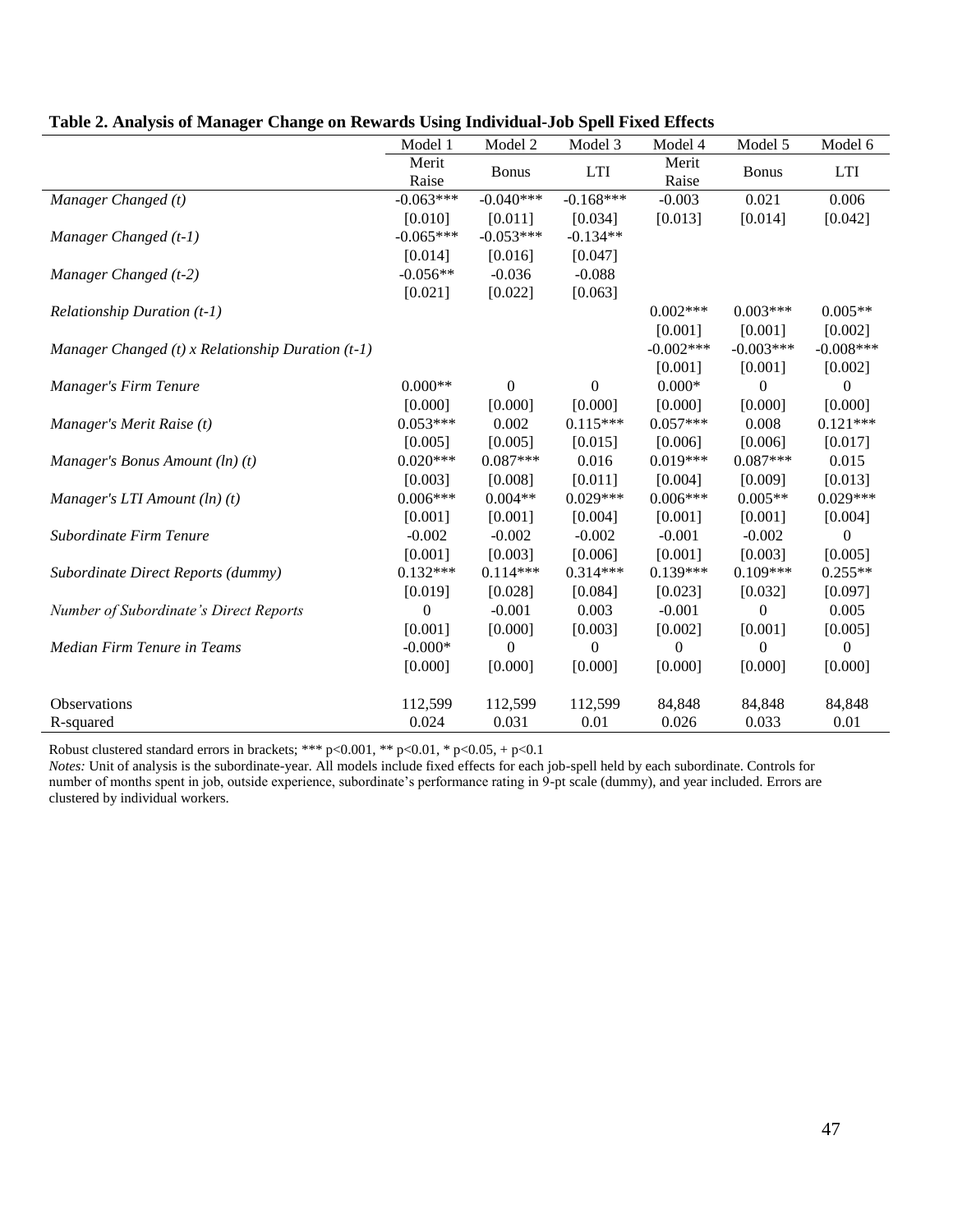**Table 2. Analysis of Manager Change on Rewards Using Individual-Job Spell Fixed Effects**

| | Model 1 | Model 2 | Model 3 | Model 4 | Model 5 | Model 6 |
|---|---|---|---|---|---|---|
| | Merit Raise | Bonus | LTI | Merit Raise | Bonus | LTI |
| *Manager Changed (t)* | -0.063*** | -0.040*** | -0.168*** | -0.003 | 0.021 | 0.006 |
| | [0.010] | [0.011] | [0.034] | [0.013] | [0.014] | [0.042] |
| *Manager Changed (t-1)* | -0.065*** | -0.053*** | -0.134** | | | |
| | [0.014] | [0.016] | [0.047] | | | |
| *Manager Changed (t-2)* | -0.056** | -0.036 | -0.088 | | | |
| | [0.021] | [0.022] | [0.063] | | | |
| *Relationship Duration (t-1)* | | | | 0.002*** | 0.003*** | 0.005** |
| | | | | [0.001] | [0.001] | [0.002] |
| *Manager Changed (t) x Relationship Duration (t-1)* | | | | -0.002*** | -0.003*** | -0.008*** |
| | | | | [0.001] | [0.001] | [0.002] |
| *Manager's Firm Tenure* | 0.000** | 0 | 0 | 0.000* | 0 | 0 |
| | [0.000] | [0.000] | [0.000] | [0.000] | [0.000] | [0.000] |
| *Manager's Merit Raise (t)* | 0.053*** | 0.002 | 0.115*** | 0.057*** | 0.008 | 0.121*** |
| | [0.005] | [0.005] | [0.015] | [0.006] | [0.006] | [0.017] |
| *Manager's Bonus Amount (ln) (t)* | 0.020*** | 0.087*** | 0.016 | 0.019*** | 0.087*** | 0.015 |
| | [0.003] | [0.008] | [0.011] | [0.004] | [0.009] | [0.013] |
| *Manager's LTI Amount (ln) (t)* | 0.006*** | 0.004** | 0.029*** | 0.006*** | 0.005** | 0.029*** |
| | [0.001] | [0.001] | [0.004] | [0.001] | [0.001] | [0.004] |
| *Subordinate Firm Tenure* | -0.002 | -0.002 | -0.002 | -0.001 | -0.002 | 0 |
| | [0.001] | [0.003] | [0.006] | [0.001] | [0.003] | [0.005] |
| *Subordinate Direct Reports (dummy)* | 0.132*** | 0.114*** | 0.314*** | 0.139*** | 0.109*** | 0.255** |
| | [0.019] | [0.028] | [0.084] | [0.023] | [0.032] | [0.097] |
| *Number of Subordinate's Direct Reports* | 0 | -0.001 | 0.003 | -0.001 | 0 | 0.005 |
| | [0.001] | [0.000] | [0.003] | [0.002] | [0.001] | [0.005] |
| *Median Firm Tenure in Teams* | -0.000* | 0 | 0 | 0 | 0 | 0 |
| | [0.000] | [0.000] | [0.000] | [0.000] | [0.000] | [0.000] |
| Observations | 112,599 | 112,599 | 112,599 | 84,848 | 84,848 | 84,848 |
| R-squared | 0.024 | 0.031 | 0.01 | 0.026 | 0.033 | 0.01 |

Robust clustered standard errors in brackets; *** p<0.001, ** p<0.01, * p<0.05, + p<0.1

*Notes:* Unit of analysis is the subordinate-year. All models include fixed effects for each job-spell held by each subordinate. Controls for number of months spent in job, outside experience, subordinate's performance rating in 9-pt scale (dummy), and year included. Errors are clustered by individual workers.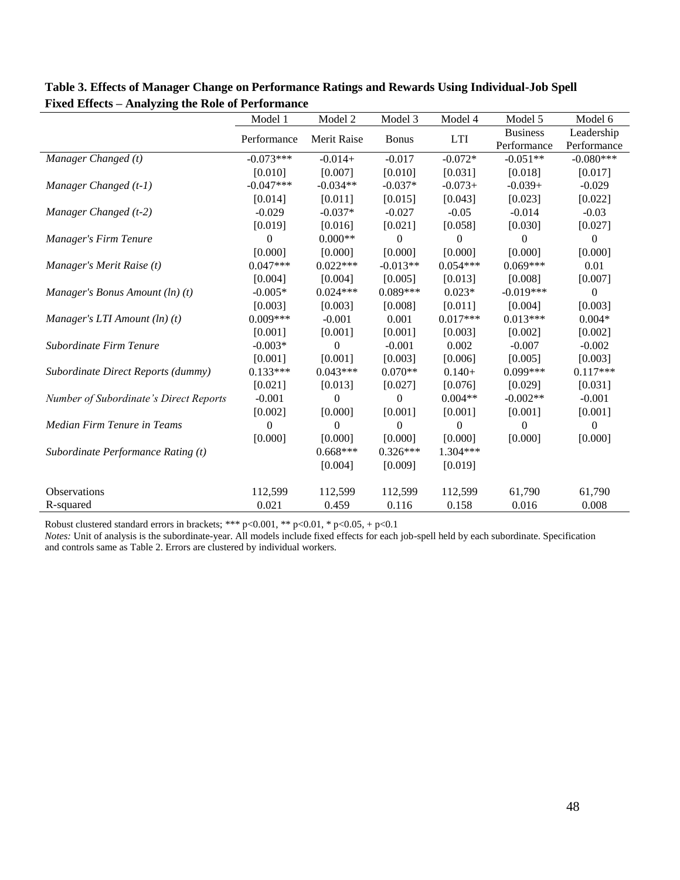**Table 3. Effects of Manager Change on Performance Ratings and Rewards Using Individual-Job Spell Fixed Effects – Analyzing the Role of Performance**

| | Model 1 | Model 2 | Model 3 | Model 4 | Model 5 | Model 6 |
|---|---|---|---|---|---|---|
| | Performance | Merit Raise | Bonus | LTI | Business Performance | Leadership Performance |
| *Manager Changed (t)* | -0.073*** | -0.014+ | -0.017 | -0.072* | -0.051** | -0.080*** |
| | [0.010] | [0.007] | [0.010] | [0.031] | [0.018] | [0.017] |
| *Manager Changed (t-1)* | -0.047*** | -0.034** | -0.037* | -0.073+ | -0.039+ | -0.029 |
| | [0.014] | [0.011] | [0.015] | [0.043] | [0.023] | [0.022] |
| *Manager Changed (t-2)* | -0.029 | -0.037* | -0.027 | -0.05 | -0.014 | -0.03 |
| | [0.019] | [0.016] | [0.021] | [0.058] | [0.030] | [0.027] |
| *Manager's Firm Tenure* | 0 | 0.000** | 0 | 0 | 0 | 0 |
| | [0.000] | [0.000] | [0.000] | [0.000] | [0.000] | [0.000] |
| *Manager's Merit Raise (t)* | 0.047*** | 0.022*** | -0.013** | 0.054*** | 0.069*** | 0.01 |
| | [0.004] | [0.004] | [0.005] | [0.013] | [0.008] | [0.007] |
| *Manager's Bonus Amount (ln) (t)* | -0.005* | 0.024*** | 0.089*** | 0.023* | -0.019*** | 0 |
| | [0.003] | [0.003] | [0.008] | [0.011] | [0.004] | [0.003] |
| *Manager's LTI Amount (ln) (t)* | 0.009*** | -0.001 | 0.001 | 0.017*** | 0.013*** | 0.004* |
| | [0.001] | [0.001] | [0.001] | [0.003] | [0.002] | [0.002] |
| *Subordinate Firm Tenure* | -0.003* | 0 | -0.001 | 0.002 | -0.007 | -0.002 |
| | [0.001] | [0.001] | [0.003] | [0.006] | [0.005] | [0.003] |
| *Subordinate Direct Reports (dummy)* | 0.133*** | 0.043*** | 0.070** | 0.140+ | 0.099*** | 0.117*** |
| | [0.021] | [0.013] | [0.027] | [0.076] | [0.029] | [0.031] |
| *Number of Subordinate's Direct Reports* | -0.001 | 0 | 0 | 0.004** | -0.002** | -0.001 |
| | [0.002] | [0.000] | [0.001] | [0.001] | [0.001] | [0.001] |
| *Median Firm Tenure in Teams* | 0 | 0 | 0 | 0 | 0 | 0 |
| | [0.000] | [0.000] | [0.000] | [0.000] | [0.000] | [0.000] |
| *Subordinate Performance Rating (t)* | | 0.668*** | 0.326*** | 1.304*** | | |
| | | [0.004] | [0.009] | [0.019] | | |
| Observations | 112,599 | 112,599 | 112,599 | 112,599 | 61,790 | 61,790 |
| R-squared | 0.021 | 0.459 | 0.116 | 0.158 | 0.016 | 0.008 |

Robust clustered standard errors in brackets; *** p<0.001, ** p<0.01, * p<0.05, + p<0.1

*Notes:* Unit of analysis is the subordinate-year. All models include fixed effects for each job-spell held by each subordinate. Specification and controls same as Table 2. Errors are clustered by individual workers.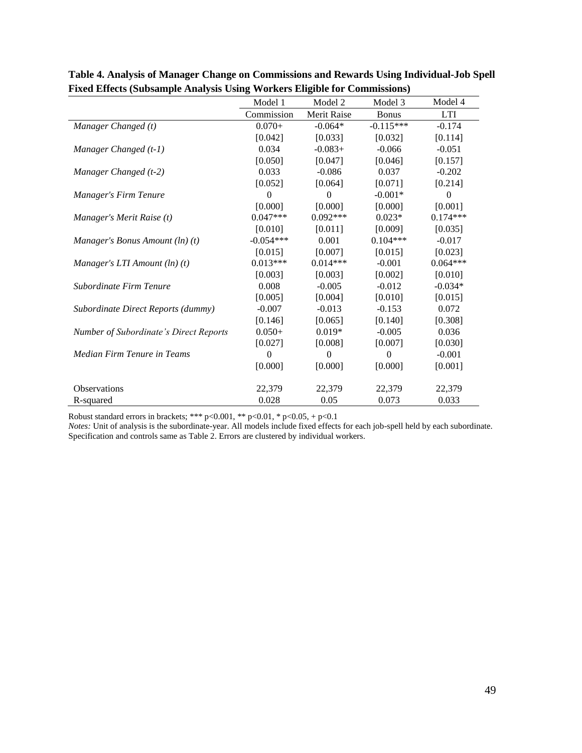**Table 4. Analysis of Manager Change on Commissions and Rewards Using Individual-Job Spell Fixed Effects (Subsample Analysis Using Workers Eligible for Commissions)**

| | Model 1 | Model 2 | Model 3 | Model 4 |
|---|---|---|---|---|
| | Commission | Merit Raise | Bonus | LTI |
| *Manager Changed (t)* | 0.070+ | -0.064* | -0.115*** | -0.174 |
| | [0.042] | [0.033] | [0.032] | [0.114] |
| *Manager Changed (t-1)* | 0.034 | -0.083+ | -0.066 | -0.051 |
| | [0.050] | [0.047] | [0.046] | [0.157] |
| *Manager Changed (t-2)* | 0.033 | -0.086 | 0.037 | -0.202 |
| | [0.052] | [0.064] | [0.071] | [0.214] |
| *Manager's Firm Tenure* | 0 | 0 | -0.001* | 0 |
| | [0.000] | [0.000] | [0.000] | [0.001] |
| *Manager's Merit Raise (t)* | 0.047*** | 0.092*** | 0.023* | 0.174*** |
| | [0.010] | [0.011] | [0.009] | [0.035] |
| *Manager's Bonus Amount (ln) (t)* | -0.054*** | 0.001 | 0.104*** | -0.017 |
| | [0.015] | [0.007] | [0.015] | [0.023] |
| *Manager's LTI Amount (ln) (t)* | 0.013*** | 0.014*** | -0.001 | 0.064*** |
| | [0.003] | [0.003] | [0.002] | [0.010] |
| *Subordinate Firm Tenure* | 0.008 | -0.005 | -0.012 | -0.034* |
| | [0.005] | [0.004] | [0.010] | [0.015] |
| *Subordinate Direct Reports (dummy)* | -0.007 | -0.013 | -0.153 | 0.072 |
| | [0.146] | [0.065] | [0.140] | [0.308] |
| *Number of Subordinate's Direct Reports* | 0.050+ | 0.019* | -0.005 | 0.036 |
| | [0.027] | [0.008] | [0.007] | [0.030] |
| *Median Firm Tenure in Teams* | 0 | 0 | 0 | -0.001 |
| | [0.000] | [0.000] | [0.000] | [0.001] |
| Observations | 22,379 | 22,379 | 22,379 | 22,379 |
| R-squared | 0.028 | 0.05 | 0.073 | 0.033 |

Robust standard errors in brackets; *** p<0.001, ** p<0.01, * p<0.05, + p<0.1

*Notes:* Unit of analysis is the subordinate-year. All models include fixed effects for each job-spell held by each subordinate. Specification and controls same as Table 2. Errors are clustered by individual workers.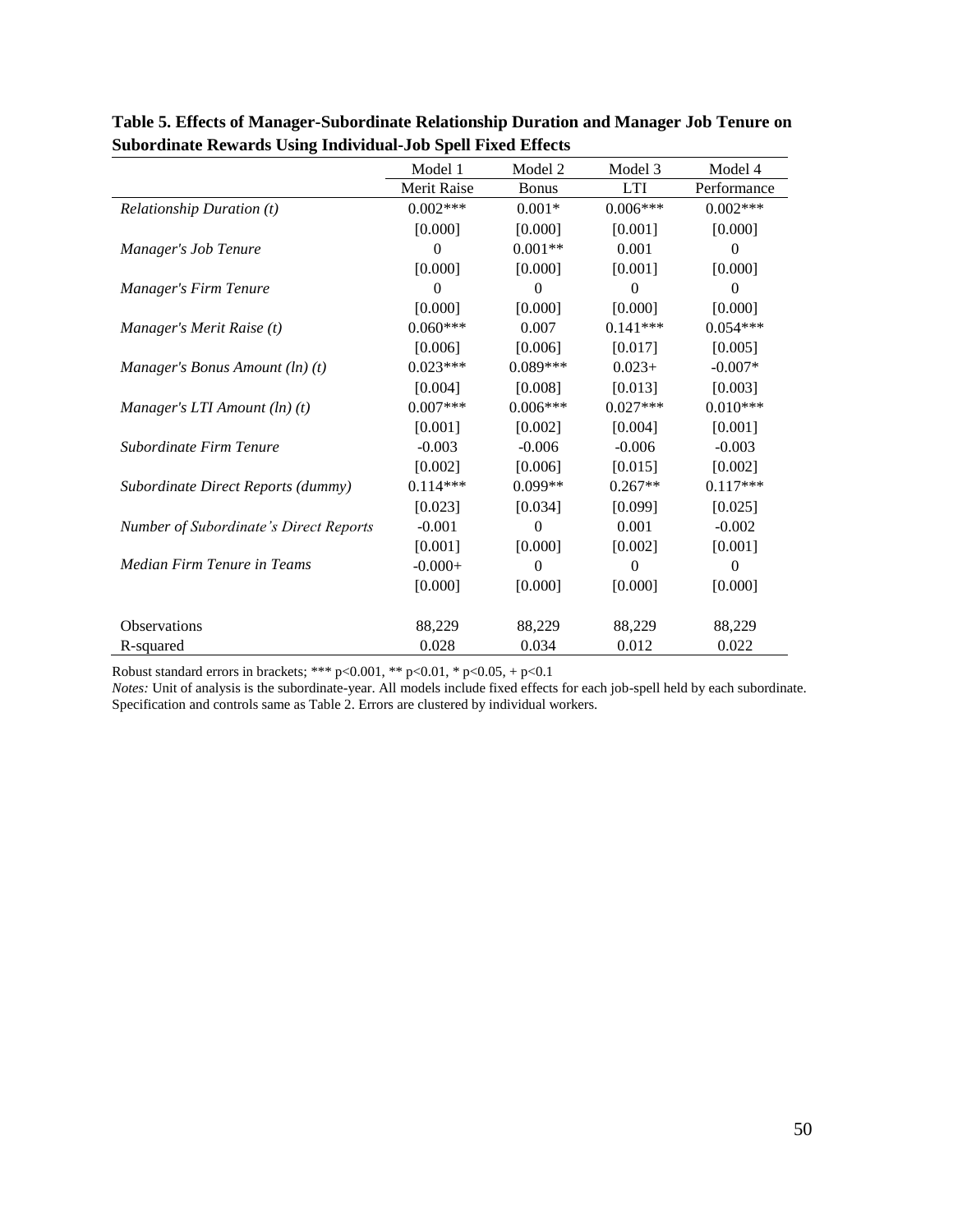**Table 5. Effects of Manager-Subordinate Relationship Duration and Manager Job Tenure on Subordinate Rewards Using Individual-Job Spell Fixed Effects**

| | Model 1 | Model 2 | Model 3 | Model 4 |
|---|---|---|---|---|
| | Merit Raise | Bonus | LTI | Performance |
| *Relationship Duration (t)* | 0.002*** | 0.001* | 0.006*** | 0.002*** |
| | [0.000] | [0.000] | [0.001] | [0.000] |
| *Manager's Job Tenure* | 0 | 0.001** | 0.001 | 0 |
| | [0.000] | [0.000] | [0.001] | [0.000] |
| *Manager's Firm Tenure* | 0 | 0 | 0 | 0 |
| | [0.000] | [0.000] | [0.000] | [0.000] |
| *Manager's Merit Raise (t)* | 0.060*** | 0.007 | 0.141*** | 0.054*** |
| | [0.006] | [0.006] | [0.017] | [0.005] |
| *Manager's Bonus Amount (ln) (t)* | 0.023*** | 0.089*** | 0.023+ | -0.007* |
| | [0.004] | [0.008] | [0.013] | [0.003] |
| *Manager's LTI Amount (ln) (t)* | 0.007*** | 0.006*** | 0.027*** | 0.010*** |
| | [0.001] | [0.002] | [0.004] | [0.001] |
| *Subordinate Firm Tenure* | -0.003 | -0.006 | -0.006 | -0.003 |
| | [0.002] | [0.006] | [0.015] | [0.002] |
| *Subordinate Direct Reports (dummy)* | 0.114*** | 0.099** | 0.267** | 0.117*** |
| | [0.023] | [0.034] | [0.099] | [0.025] |
| *Number of Subordinate's Direct Reports* | -0.001 | 0 | 0.001 | -0.002 |
| | [0.001] | [0.000] | [0.002] | [0.001] |
| *Median Firm Tenure in Teams* | -0.000+ | 0 | 0 | 0 |
| | [0.000] | [0.000] | [0.000] | [0.000] |
| Observations | 88,229 | 88,229 | 88,229 | 88,229 |
| R-squared | 0.028 | 0.034 | 0.012 | 0.022 |

Robust standard errors in brackets; *** p<0.001, ** p<0.01, * p<0.05, + p<0.1

*Notes:* Unit of analysis is the subordinate-year. All models include fixed effects for each job-spell held by each subordinate. Specification and controls same as Table 2. Errors are clustered by individual workers.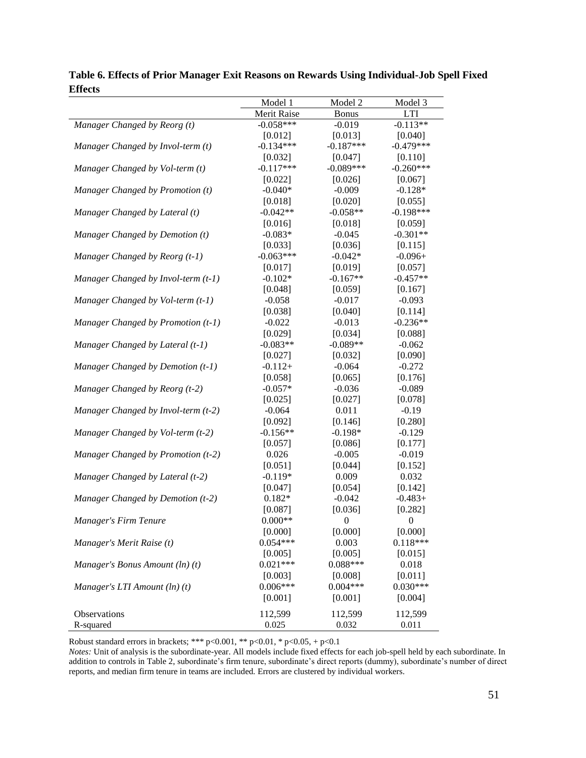**Table 6. Effects of Prior Manager Exit Reasons on Rewards Using Individual-Job Spell Fixed Effects**

| | Model 1 | Model 2 | Model 3 |
|---|---|---|---|
| | Merit Raise | Bonus | LTI |
| *Manager Changed by Reorg (t)* | -0.058*** | -0.019 | -0.113** |
| | [0.012] | [0.013] | [0.040] |
| *Manager Changed by Invol-term (t)* | -0.134*** | -0.187*** | -0.479*** |
| | [0.032] | [0.047] | [0.110] |
| *Manager Changed by Vol-term (t)* | -0.117*** | -0.089*** | -0.260*** |
| | [0.022] | [0.026] | [0.067] |
| *Manager Changed by Promotion (t)* | -0.040* | -0.009 | -0.128* |
| | [0.018] | [0.020] | [0.055] |
| *Manager Changed by Lateral (t)* | -0.042** | -0.058** | -0.198*** |
| | [0.016] | [0.018] | [0.059] |
| *Manager Changed by Demotion (t)* | -0.083* | -0.045 | -0.301** |
| | [0.033] | [0.036] | [0.115] |
| *Manager Changed by Reorg (t-1)* | -0.063*** | -0.042* | -0.096+ |
| | [0.017] | [0.019] | [0.057] |
| *Manager Changed by Invol-term (t-1)* | -0.102* | -0.167** | -0.457** |
| | [0.048] | [0.059] | [0.167] |
| *Manager Changed by Vol-term (t-1)* | -0.058 | -0.017 | -0.093 |
| | [0.038] | [0.040] | [0.114] |
| *Manager Changed by Promotion (t-1)* | -0.022 | -0.013 | -0.236** |
| | [0.029] | [0.034] | [0.088] |
| *Manager Changed by Lateral (t-1)* | -0.083** | -0.089** | -0.062 |
| | [0.027] | [0.032] | [0.090] |
| *Manager Changed by Demotion (t-1)* | -0.112+ | -0.064 | -0.272 |
| | [0.058] | [0.065] | [0.176] |
| *Manager Changed by Reorg (t-2)* | -0.057* | -0.036 | -0.089 |
| | [0.025] | [0.027] | [0.078] |
| *Manager Changed by Invol-term (t-2)* | -0.064 | 0.011 | -0.19 |
| | [0.092] | [0.146] | [0.280] |
| *Manager Changed by Vol-term (t-2)* | -0.156** | -0.198* | -0.129 |
| | [0.057] | [0.086] | [0.177] |
| *Manager Changed by Promotion (t-2)* | 0.026 | -0.005 | -0.019 |
| | [0.051] | [0.044] | [0.152] |
| *Manager Changed by Lateral (t-2)* | -0.119* | 0.009 | 0.032 |
| | [0.047] | [0.054] | [0.142] |
| *Manager Changed by Demotion (t-2)* | 0.182* | -0.042 | -0.483+ |
| | [0.087] | [0.036] | [0.282] |
| *Manager's Firm Tenure* | 0.000** | 0 | 0 |
| | [0.000] | [0.000] | [0.000] |
| *Manager's Merit Raise (t)* | 0.054*** | 0.003 | 0.118*** |
| | [0.005] | [0.005] | [0.015] |
| *Manager's Bonus Amount (ln) (t)* | 0.021*** | 0.088*** | 0.018 |
| | [0.003] | [0.008] | [0.011] |
| *Manager's LTI Amount (ln) (t)* | 0.006*** | 0.004*** | 0.030*** |
| | [0.001] | [0.001] | [0.004] |
| Observations | 112,599 | 112,599 | 112,599 |
| R-squared | 0.025 | 0.032 | 0.011 |

Robust standard errors in brackets; *** $p<0.001$, ** $p<0.01$, * $p<0.05$, + $p<0.1$

*Notes:* Unit of analysis is the subordinate-year. All models include fixed effects for each job-spell held by each subordinate. In addition to controls in Table 2, subordinate's firm tenure, subordinate's direct reports (dummy), subordinate's number of direct reports, and median firm tenure in teams are included. Errors are clustered by individual workers.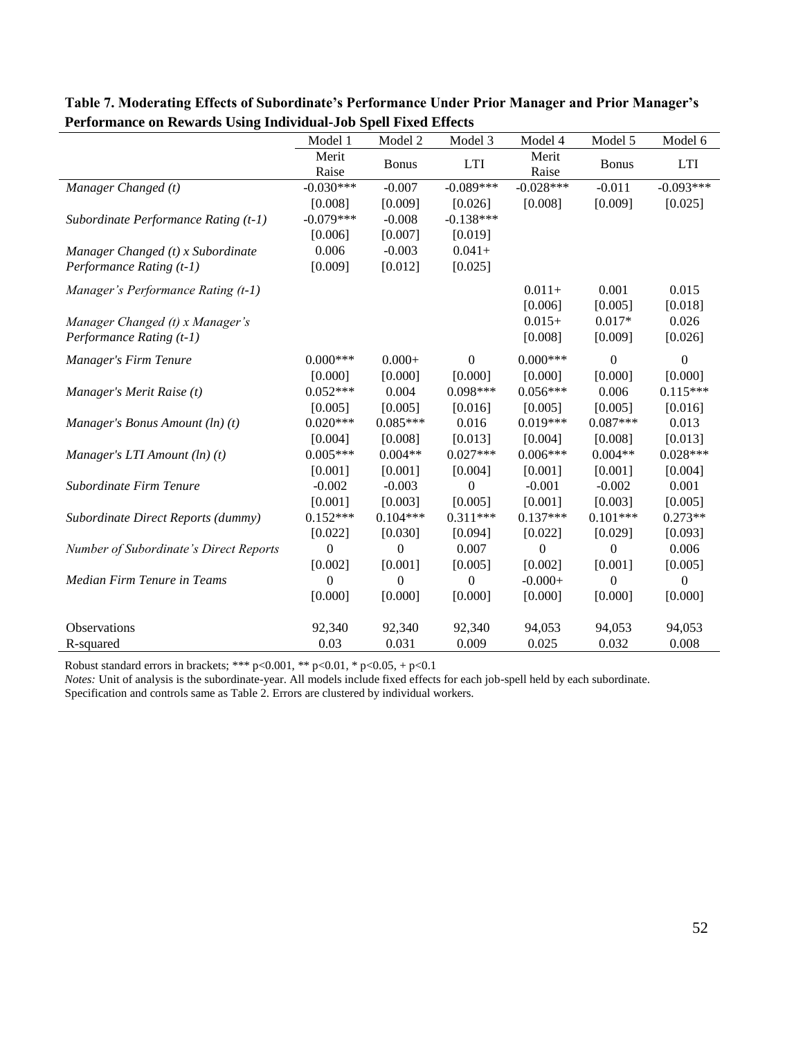**Table 7. Moderating Effects of Subordinate's Performance Under Prior Manager and Prior Manager's Performance on Rewards Using Individual-Job Spell Fixed Effects**

| | Model 1 | Model 2 | Model 3 | Model 4 | Model 5 | Model 6 |
|---|---|---|---|---|---|---|
| | Merit Raise | Bonus | LTI | Merit Raise | Bonus | LTI |
| *Manager Changed (t)* | -0.030*** | -0.007 | -0.089*** | -0.028*** | -0.011 | -0.093*** |
| | [0.008] | [0.009] | [0.026] | [0.008] | [0.009] | [0.025] |
| *Subordinate Performance Rating (t-1)* | -0.079*** | -0.008 | -0.138*** | | | |
| | [0.006] | [0.007] | [0.019] | | | |
| *Manager Changed (t) x Subordinate Performance Rating (t-1)* | 0.006 | -0.003 | 0.041+ | | | |
| | [0.009] | [0.012] | [0.025] | | | |
| *Manager's Performance Rating (t-1)* | | | | 0.011+ | 0.001 | 0.015 |
| | | | | [0.006] | [0.005] | [0.018] |
| *Manager Changed (t) x Manager's Performance Rating (t-1)* | | | | 0.015+ | 0.017* | 0.026 |
| | | | | [0.008] | [0.009] | [0.026] |
| *Manager's Firm Tenure* | 0.000*** | 0.000+ | 0 | 0.000*** | 0 | 0 |
| | [0.000] | [0.000] | [0.000] | [0.000] | [0.000] | [0.000] |
| *Manager's Merit Raise (t)* | 0.052*** | 0.004 | 0.098*** | 0.056*** | 0.006 | 0.115*** |
| | [0.005] | [0.005] | [0.016] | [0.005] | [0.005] | [0.016] |
| *Manager's Bonus Amount (ln) (t)* | 0.020*** | 0.085*** | 0.016 | 0.019*** | 0.087*** | 0.013 |
| | [0.004] | [0.008] | [0.013] | [0.004] | [0.008] | [0.013] |
| *Manager's LTI Amount (ln) (t)* | 0.005*** | 0.004** | 0.027*** | 0.006*** | 0.004** | 0.028*** |
| | [0.001] | [0.001] | [0.004] | [0.001] | [0.001] | [0.004] |
| *Subordinate Firm Tenure* | -0.002 | -0.003 | 0 | -0.001 | -0.002 | 0.001 |
| | [0.001] | [0.003] | [0.005] | [0.001] | [0.003] | [0.005] |
| *Subordinate Direct Reports (dummy)* | 0.152*** | 0.104*** | 0.311*** | 0.137*** | 0.101*** | 0.273** |
| | [0.022] | [0.030] | [0.094] | [0.022] | [0.029] | [0.093] |
| *Number of Subordinate's Direct Reports* | 0 | 0 | 0.007 | 0 | 0 | 0.006 |
| | [0.002] | [0.001] | [0.005] | [0.002] | [0.001] | [0.005] |
| *Median Firm Tenure in Teams* | 0 | 0 | 0 | -0.000+ | 0 | 0 |
| | [0.000] | [0.000] | [0.000] | [0.000] | [0.000] | [0.000] |
| Observations | 92,340 | 92,340 | 92,340 | 94,053 | 94,053 | 94,053 |
| R-squared | 0.03 | 0.031 | 0.009 | 0.025 | 0.032 | 0.008 |

Robust standard errors in brackets; *** p<0.001, ** p<0.01, * p<0.05, + p<0.1

*Notes:* Unit of analysis is the subordinate-year. All models include fixed effects for each job-spell held by each subordinate. Specification and controls same as Table 2. Errors are clustered by individual workers.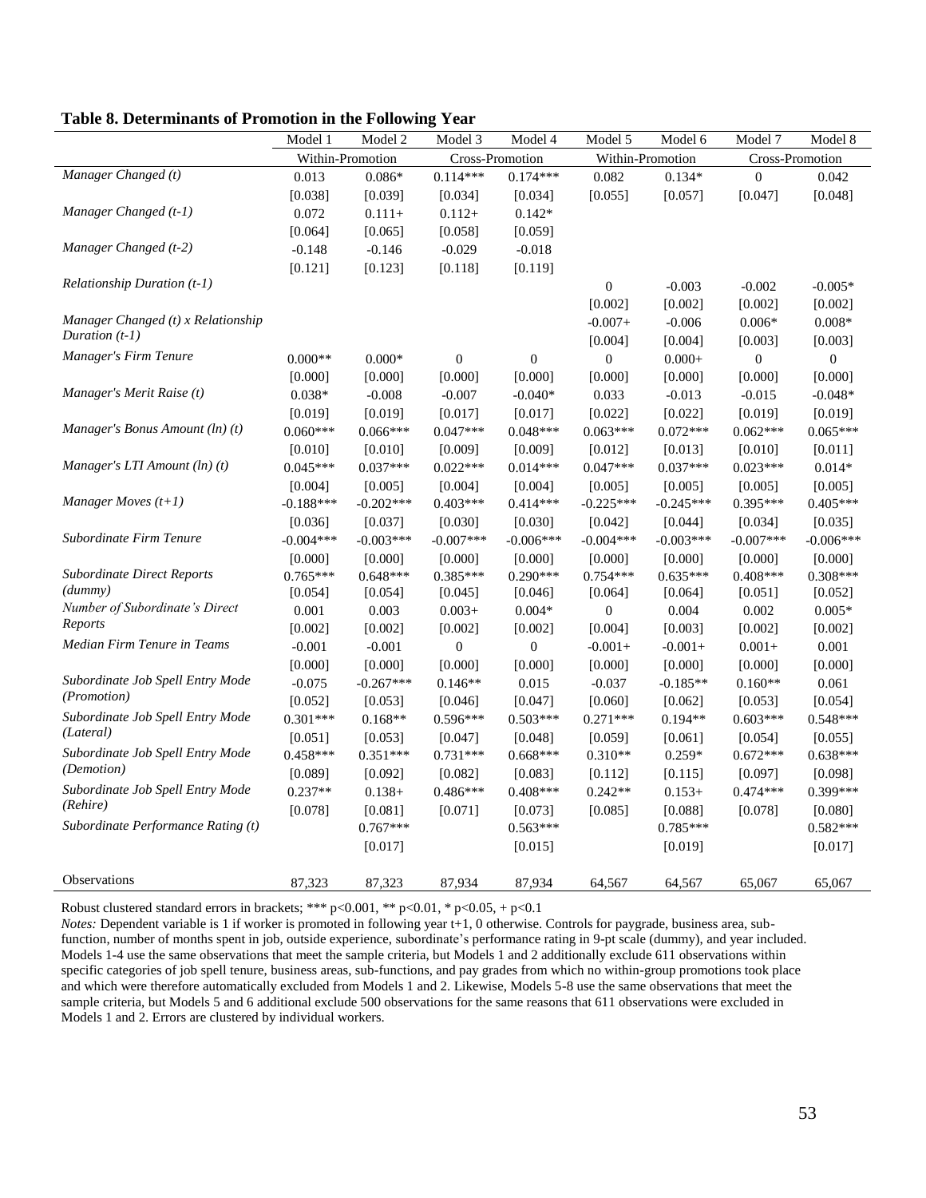**Table 8. Determinants of Promotion in the Following Year**

| | Model 1 | Model 2 | Model 3 | Model 4 | Model 5 | Model 6 | Model 7 | Model 8 |
|---|---|---|---|---|---|---|---|---|
| | Within-Promotion | | Cross-Promotion | | Within-Promotion | | Cross-Promotion | |
| *Manager Changed (t)* | 0.013 | 0.086* | 0.114*** | 0.174*** | 0.082 | 0.134* | 0 | 0.042 |
| | [0.038] | [0.039] | [0.034] | [0.034] | [0.055] | [0.057] | [0.047] | [0.048] |
| *Manager Changed (t-1)* | 0.072 | 0.111+ | 0.112+ | 0.142* | | | | |
| | [0.064] | [0.065] | [0.058] | [0.059] | | | | |
| *Manager Changed (t-2)* | -0.148 | -0.146 | -0.029 | -0.018 | | | | |
| | [0.121] | [0.123] | [0.118] | [0.119] | | | | |
| *Relationship Duration (t-1)* | | | | | 0 | -0.003 | -0.002 | -0.005* |
| | | | | | [0.002] | [0.002] | [0.002] | [0.002] |
| *Manager Changed (t) x Relationship Duration (t-1)* | | | | | -0.007+ | -0.006 | 0.006* | 0.008* |
| | | | | | [0.004] | [0.004] | [0.003] | [0.003] |
| *Manager's Firm Tenure* | 0.000** | 0.000* | 0 | 0 | 0 | 0.000+ | 0 | 0 |
| | [0.000] | [0.000] | [0.000] | [0.000] | [0.000] | [0.000] | [0.000] | [0.000] |
| *Manager's Merit Raise (t)* | 0.038* | -0.008 | -0.007 | -0.040* | 0.033 | -0.013 | -0.015 | -0.048* |
| | [0.019] | [0.019] | [0.017] | [0.017] | [0.022] | [0.022] | [0.019] | [0.019] |
| *Manager's Bonus Amount (ln) (t)* | 0.060*** | 0.066*** | 0.047*** | 0.048*** | 0.063*** | 0.072*** | 0.062*** | 0.065*** |
| | [0.010] | [0.010] | [0.009] | [0.009] | [0.012] | [0.013] | [0.010] | [0.011] |
| *Manager's LTI Amount (ln) (t)* | 0.045*** | 0.037*** | 0.022*** | 0.014*** | 0.047*** | 0.037*** | 0.023*** | 0.014* |
| | [0.004] | [0.005] | [0.004] | [0.004] | [0.005] | [0.005] | [0.005] | [0.005] |
| *Manager Moves (t+1)* | -0.188*** | -0.202*** | 0.403*** | 0.414*** | -0.225*** | -0.245*** | 0.395*** | 0.405*** |
| | [0.036] | [0.037] | [0.030] | [0.030] | [0.042] | [0.044] | [0.034] | [0.035] |
| *Subordinate Firm Tenure* | -0.004*** | -0.003*** | -0.007*** | -0.006*** | -0.004*** | -0.003*** | -0.007*** | -0.006*** |
| | [0.000] | [0.000] | [0.000] | [0.000] | [0.000] | [0.000] | [0.000] | [0.000] |
| *Subordinate Direct Reports (dummy)* | 0.765*** | 0.648*** | 0.385*** | 0.290*** | 0.754*** | 0.635*** | 0.408*** | 0.308*** |
| | [0.054] | [0.054] | [0.045] | [0.046] | [0.064] | [0.064] | [0.051] | [0.052] |
| *Number of Subordinate's Direct Reports* | 0.001 | 0.003 | 0.003+ | 0.004* | 0 | 0.004 | 0.002 | 0.005* |
| | [0.002] | [0.002] | [0.002] | [0.002] | [0.004] | [0.003] | [0.002] | [0.002] |
| *Median Firm Tenure in Teams* | -0.001 | -0.001 | 0 | 0 | -0.001+ | -0.001+ | 0.001+ | 0.001 |
| | [0.000] | [0.000] | [0.000] | [0.000] | [0.000] | [0.000] | [0.000] | [0.000] |
| *Subordinate Job Spell Entry Mode (Promotion)* | -0.075 | -0.267*** | 0.146** | 0.015 | -0.037 | -0.185** | 0.160** | 0.061 |
| | [0.052] | [0.053] | [0.046] | [0.047] | [0.060] | [0.062] | [0.053] | [0.054] |
| *Subordinate Job Spell Entry Mode (Lateral)* | 0.301*** | 0.168** | 0.596*** | 0.503*** | 0.271*** | 0.194** | 0.603*** | 0.548*** |
| | [0.051] | [0.053] | [0.047] | [0.048] | [0.059] | [0.061] | [0.054] | [0.055] |
| *Subordinate Job Spell Entry Mode (Demotion)* | 0.458*** | 0.351*** | 0.731*** | 0.668*** | 0.310** | 0.259* | 0.672*** | 0.638*** |
| | [0.089] | [0.092] | [0.082] | [0.083] | [0.112] | [0.115] | [0.097] | [0.098] |
| *Subordinate Job Spell Entry Mode (Rehire)* | 0.237** | 0.138+ | 0.486*** | 0.408*** | 0.242** | 0.153+ | 0.474*** | 0.399*** |
| | [0.078] | [0.081] | [0.071] | [0.073] | [0.085] | [0.088] | [0.078] | [0.080] |
| *Subordinate Performance Rating (t)* | | 0.767*** | | 0.563*** | | 0.785*** | | 0.582*** |
| | | [0.017] | | [0.015] | | [0.019] | | [0.017] |
| Observations | 87,323 | 87,323 | 87,934 | 87,934 | 64,567 | 64,567 | 65,067 | 65,067 |

Robust clustered standard errors in brackets; *** p<0.001, ** p<0.01, * p<0.05, + p<0.1

*Notes:* Dependent variable is 1 if worker is promoted in following year t+1, 0 otherwise. Controls for paygrade, business area, sub-function, number of months spent in job, outside experience, subordinate's performance rating in 9-pt scale (dummy), and year included. Models 1-4 use the same observations that meet the sample criteria, but Models 1 and 2 additionally exclude 611 observations within specific categories of job spell tenure, business areas, sub-functions, and pay grades from which no within-group promotions took place and which were therefore automatically excluded from Models 1 and 2. Likewise, Models 5-8 use the same observations that meet the sample criteria, but Models 5 and 6 additional exclude 500 observations for the same reasons that 611 observations were excluded in Models 1 and 2. Errors are clustered by individual workers.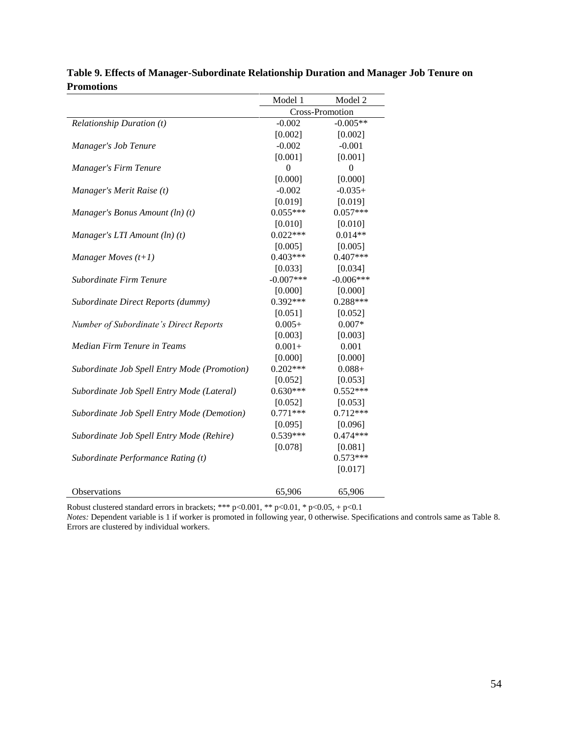**Table 9. Effects of Manager-Subordinate Relationship Duration and Manager Job Tenure on Promotions**

| | Model 1 | Model 2 |
|---|---|---|
| | Cross-Promotion | |
| *Relationship Duration (t)* | -0.002 | -0.005** |
| | [0.002] | [0.002] |
| *Manager's Job Tenure* | -0.002 | -0.001 |
| | [0.001] | [0.001] |
| *Manager's Firm Tenure* | 0 | 0 |
| | [0.000] | [0.000] |
| *Manager's Merit Raise (t)* | -0.002 | -0.035+ |
| | [0.019] | [0.019] |
| *Manager's Bonus Amount (ln) (t)* | 0.055*** | 0.057*** |
| | [0.010] | [0.010] |
| *Manager's LTI Amount (ln) (t)* | 0.022*** | 0.014** |
| | [0.005] | [0.005] |
| *Manager Moves (t+1)* | 0.403*** | 0.407*** |
| | [0.033] | [0.034] |
| *Subordinate Firm Tenure* | -0.007*** | -0.006*** |
| | [0.000] | [0.000] |
| *Subordinate Direct Reports (dummy)* | 0.392*** | 0.288*** |
| | [0.051] | [0.052] |
| *Number of Subordinate's Direct Reports* | 0.005+ | 0.007* |
| | [0.003] | [0.003] |
| *Median Firm Tenure in Teams* | 0.001+ | 0.001 |
| | [0.000] | [0.000] |
| *Subordinate Job Spell Entry Mode (Promotion)* | 0.202*** | 0.088+ |
| | [0.052] | [0.053] |
| *Subordinate Job Spell Entry Mode (Lateral)* | 0.630*** | 0.552*** |
| | [0.052] | [0.053] |
| *Subordinate Job Spell Entry Mode (Demotion)* | 0.771*** | 0.712*** |
| | [0.095] | [0.096] |
| *Subordinate Job Spell Entry Mode (Rehire)* | 0.539*** | 0.474*** |
| | [0.078] | [0.081] |
| *Subordinate Performance Rating (t)* | | 0.573*** |
| | | [0.017] |
| Observations | 65,906 | 65,906 |

Robust clustered standard errors in brackets; *** p<0.001, ** p<0.01, * p<0.05, + p<0.1

*Notes:* Dependent variable is 1 if worker is promoted in following year, 0 otherwise. Specifications and controls same as Table 8. Errors are clustered by individual workers.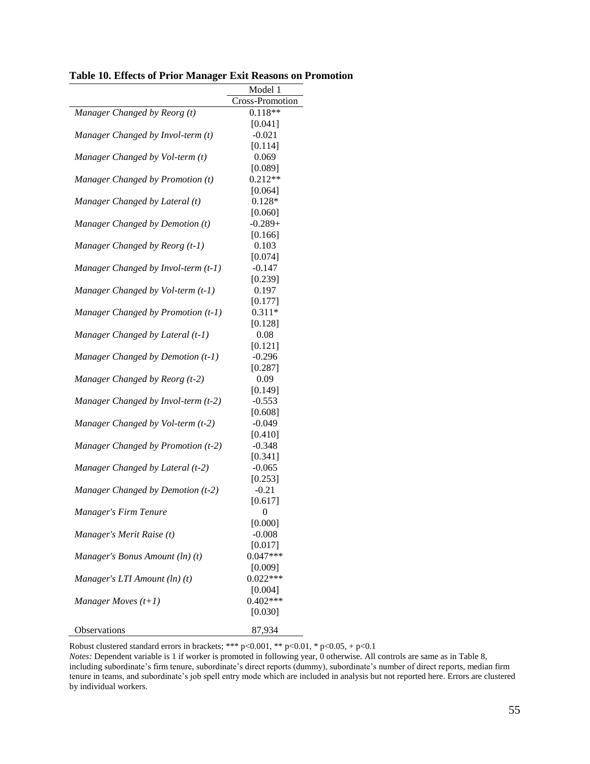**Table 10. Effects of Prior Manager Exit Reasons on Promotion**

| | Model 1 |
|---|---|
| | Cross-Promotion |
| *Manager Changed by Reorg (t)* | 0.118** |
| | [0.041] |
| *Manager Changed by Invol-term (t)* | -0.021 |
| | [0.114] |
| *Manager Changed by Vol-term (t)* | 0.069 |
| | [0.089] |
| *Manager Changed by Promotion (t)* | 0.212** |
| | [0.064] |
| *Manager Changed by Lateral (t)* | 0.128* |
| | [0.060] |
| *Manager Changed by Demotion (t)* | -0.289+ |
| | [0.166] |
| *Manager Changed by Reorg (t-1)* | 0.103 |
| | [0.074] |
| *Manager Changed by Invol-term (t-1)* | -0.147 |
| | [0.239] |
| *Manager Changed by Vol-term (t-1)* | 0.197 |
| | [0.177] |
| *Manager Changed by Promotion (t-1)* | 0.311* |
| | [0.128] |
| *Manager Changed by Lateral (t-1)* | 0.08 |
| | [0.121] |
| *Manager Changed by Demotion (t-1)* | -0.296 |
| | [0.287] |
| *Manager Changed by Reorg (t-2)* | 0.09 |
| | [0.149] |
| *Manager Changed by Invol-term (t-2)* | -0.553 |
| | [0.608] |
| *Manager Changed by Vol-term (t-2)* | -0.049 |
| | [0.410] |
| *Manager Changed by Promotion (t-2)* | -0.348 |
| | [0.341] |
| *Manager Changed by Lateral (t-2)* | -0.065 |
| | [0.253] |
| *Manager Changed by Demotion (t-2)* | -0.21 |
| | [0.617] |
| *Manager's Firm Tenure* | 0 |
| | [0.000] |
| *Manager's Merit Raise (t)* | -0.008 |
| | [0.017] |
| *Manager's Bonus Amount (ln) (t)* | 0.047*** |
| | [0.009] |
| *Manager's LTI Amount (ln) (t)* | 0.022*** |
| | [0.004] |
| *Manager Moves (t+1)* | 0.402*** |
| | [0.030] |
| Observations | 87,934 |

Robust clustered standard errors in brackets; *** $p<0.001$, ** $p<0.01$, * $p<0.05$, + $p<0.1$

*Notes:* Dependent variable is 1 if worker is promoted in following year, 0 otherwise. All controls are same as in Table 8, including subordinate's firm tenure, subordinate's direct reports (dummy), subordinate's number of direct reports, median firm tenure in teams, and subordinate's job spell entry mode which are included in analysis but not reported here. Errors are clustered by individual workers.